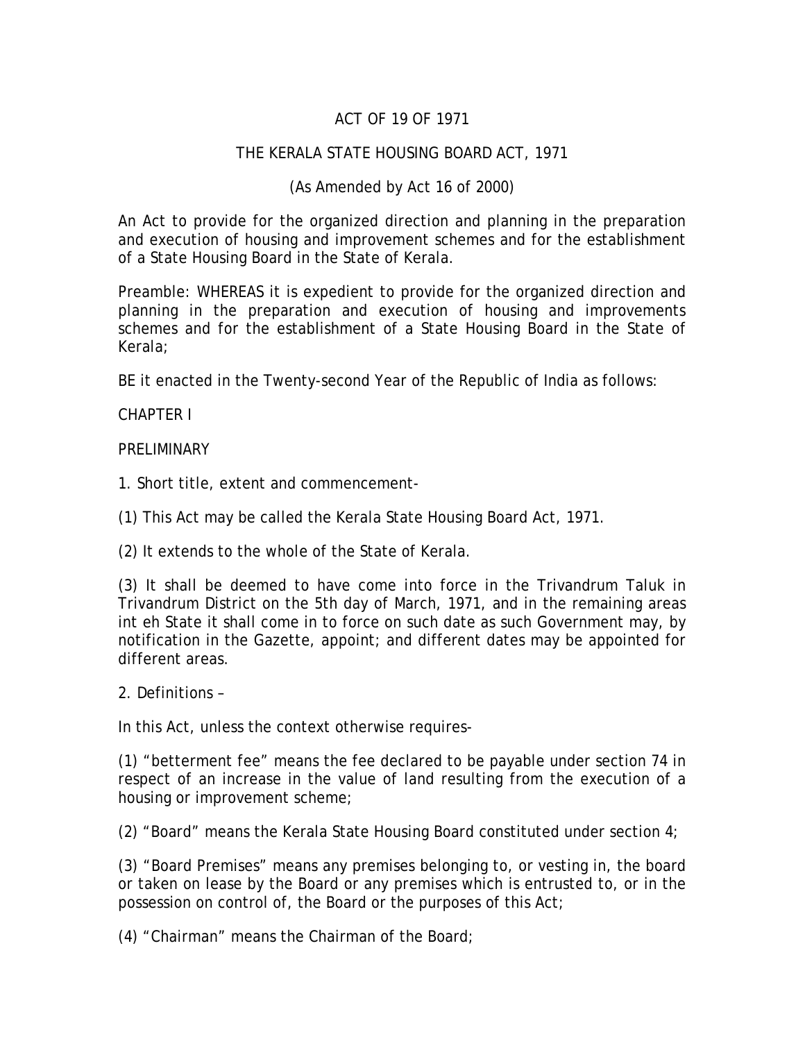# ACT OF 19 OF 1971

## THE KERALA STATE HOUSING BOARD ACT, 1971

(As Amended by Act 16 of 2000)

An Act to provide for the organized direction and planning in the preparation and execution of housing and improvement schemes and for the establishment of a State Housing Board in the State of Kerala.

Preamble: WHEREAS it is expedient to provide for the organized direction and planning in the preparation and execution of housing and improvements schemes and for the establishment of a State Housing Board in the State of Kerala;

BE it enacted in the Twenty-second Year of the Republic of India as follows:

## CHAPTER I

## PRELIMINARY

1. Short title, extent and commencement-

(1) This Act may be called the Kerala State Housing Board Act, 1971.

(2) It extends to the whole of the State of Kerala.

(3) It shall be deemed to have come into force in the Trivandrum Taluk in Trivandrum District on the 5th day of March, 1971, and in the remaining areas int eh State it shall come in to force on such date as such Government may, by notification in the Gazette, appoint; and different dates may be appointed for different areas.

2. Definitions –

In this Act, unless the context otherwise requires-

(1) "betterment fee" means the fee declared to be payable under section 74 in respect of an increase in the value of land resulting from the execution of a housing or improvement scheme;

(2) "Board" means the Kerala State Housing Board constituted under section 4;

(3) "Board Premises" means any premises belonging to, or vesting in, the board or taken on lease by the Board or any premises which is entrusted to, or in the possession on control of, the Board or the purposes of this Act;

(4) "Chairman" means the Chairman of the Board;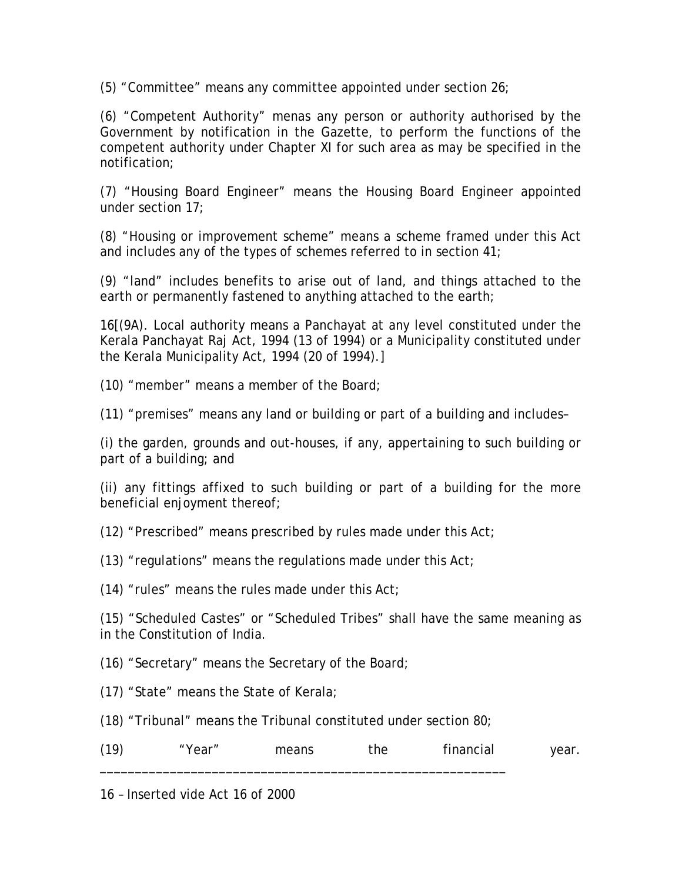(5) "Committee" means any committee appointed under section 26;

(6) "Competent Authority" menas any person or authority authorised by the Government by notification in the Gazette, to perform the functions of the competent authority under Chapter XI for such area as may be specified in the notification;

(7) "Housing Board Engineer" means the Housing Board Engineer appointed under section 17;

(8) "Housing or improvement scheme" means a scheme framed under this Act and includes any of the types of schemes referred to in section 41;

(9) "land" includes benefits to arise out of land, and things attached to the earth or permanently fastened to anything attached to the earth;

16[(9A). Local authority means a Panchayat at any level constituted under the Kerala Panchayat Raj Act, 1994 (13 of 1994) or a Municipality constituted under the Kerala Municipality Act, 1994 (20 of 1994).]

(10) "member" means a member of the Board;

(11) "premises" means any land or building or part of a building and includes–

(i) the garden, grounds and out-houses, if any, appertaining to such building or part of a building; and

(ii) any fittings affixed to such building or part of a building for the more beneficial enjoyment thereof;

(12) "Prescribed" means prescribed by rules made under this Act;

(13) "regulations" means the regulations made under this Act;

(14) "rules" means the rules made under this Act;

(15) "Scheduled Castes" or "Scheduled Tribes" shall have the same meaning as in the Constitution of India.

(16) "Secretary" means the Secretary of the Board;

(17) "State" means the State of Kerala;

(18) "Tribunal" means the Tribunal constituted under section 80;

(19) "Year" means the financial year.

---

16 – Inserted vide Act 16 of 2000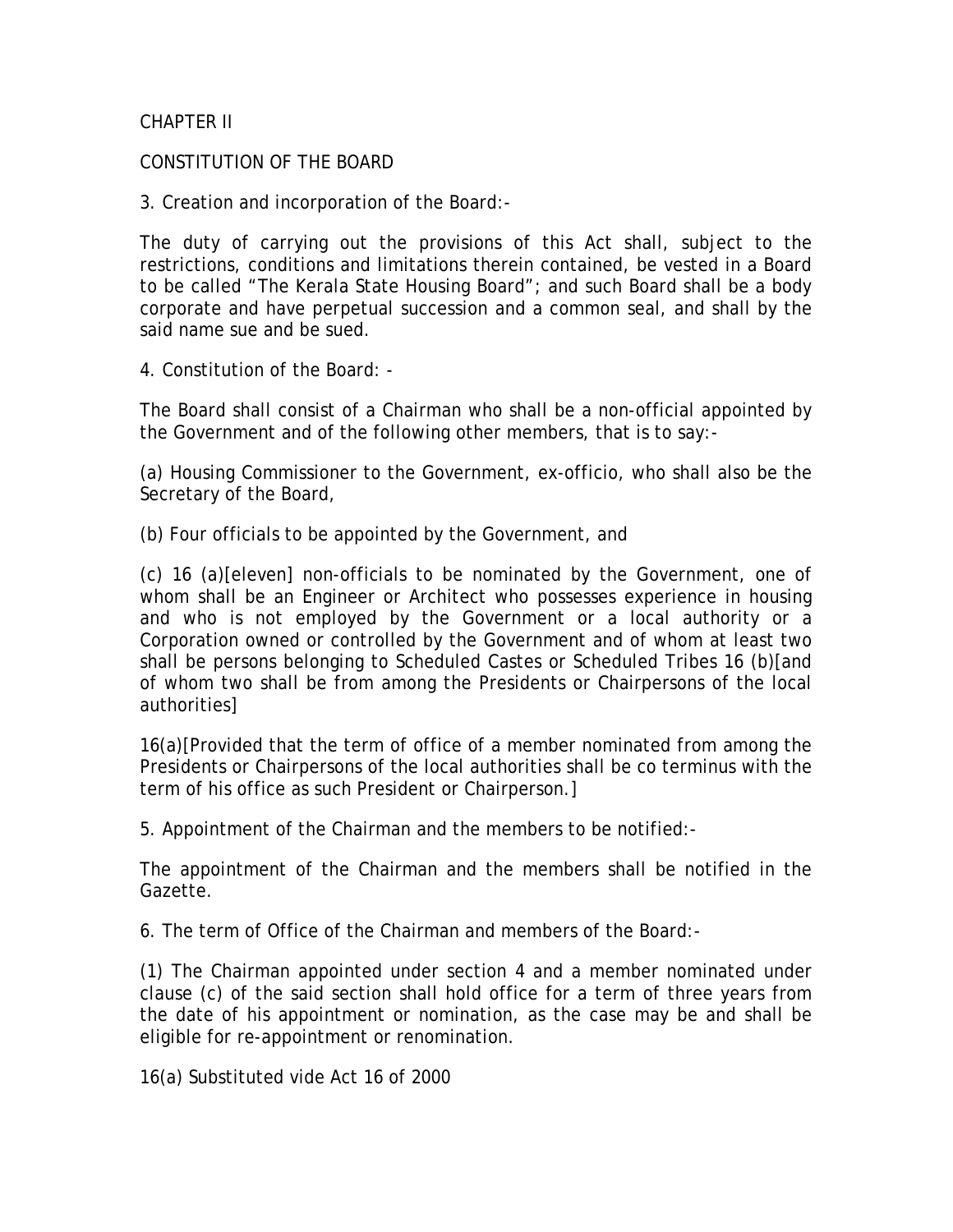CHAPTER II

CONSTITUTION OF THE BOARD

3. Creation and incorporation of the Board:-

The duty of carrying out the provisions of this Act shall, subject to the restrictions, conditions and limitations therein contained, be vested in a Board to be called "The Kerala State Housing Board"; and such Board shall be a body corporate and have perpetual succession and a common seal, and shall by the said name sue and be sued.

4. Constitution of the Board: -

The Board shall consist of a Chairman who shall be a non-official appointed by the Government and of the following other members, that is to say:-

(a) Housing Commissioner to the Government, ex-officio, who shall also be the Secretary of the Board,

(b) Four officials to be appointed by the Government, and

(c) 16 (a)[eleven] non-officials to be nominated by the Government, one of whom shall be an Engineer or Architect who possesses experience in housing and who is not employed by the Government or a local authority or a Corporation owned or controlled by the Government and of whom at least two shall be persons belonging to Scheduled Castes or Scheduled Tribes 16 (b)[and of whom two shall be from among the Presidents or Chairpersons of the local authorities]

16(a)[Provided that the term of office of a member nominated from among the Presidents or Chairpersons of the local authorities shall be co terminus with the term of his office as such President or Chairperson.]

5. Appointment of the Chairman and the members to be notified:-

The appointment of the Chairman and the members shall be notified in the Gazette.

6. The term of Office of the Chairman and members of the Board:-

(1) The Chairman appointed under section 4 and a member nominated under clause (c) of the said section shall hold office for a term of three years from the date of his appointment or nomination, as the case may be and shall be eligible for re-appointment or renomination.

16(a) Substituted vide Act 16 of 2000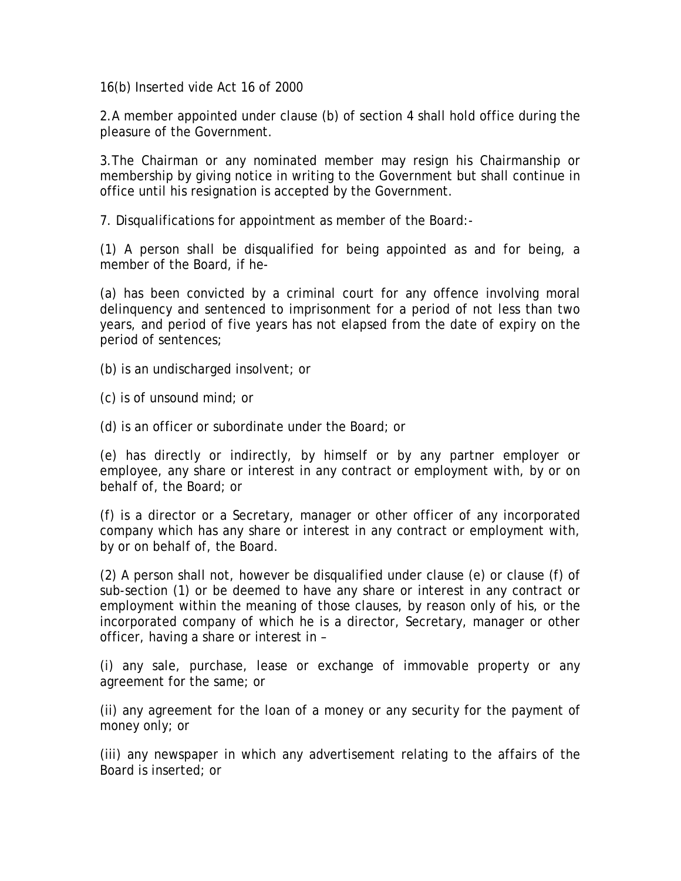16(b) Inserted vide Act 16 of 2000

2. A member appointed under clause (b) of section 4 shall hold office during the pleasure of the Government.

3. The Chairman or any nominated member may resign his Chairmanship or membership by giving notice in writing to the Government but shall continue in office until his resignation is accepted by the Government.

7. Disqualifications for appointment as member of the Board:-

(1) A person shall be disqualified for being appointed as and for being, a member of the Board, if he-

(a) has been convicted by a criminal court for any offence involving moral delinquency and sentenced to imprisonment for a period of not less than two years, and period of five years has not elapsed from the date of expiry on the period of sentences;

(b) is an undischarged insolvent; or

(c) is of unsound mind; or

(d) is an officer or subordinate under the Board; or

(e) has directly or indirectly, by himself or by any partner employer or employee, any share or interest in any contract or employment with, by or on behalf of, the Board; or

(f) is a director or a Secretary, manager or other officer of any incorporated company which has any share or interest in any contract or employment with, by or on behalf of, the Board.

(2) A person shall not, however be disqualified under clause (e) or clause (f) of sub-section (1) or be deemed to have any share or interest in any contract or employment within the meaning of those clauses, by reason only of his, or the incorporated company of which he is a director, Secretary, manager or other officer, having a share or interest in –

(i) any sale, purchase, lease or exchange of immovable property or any agreement for the same; or

(ii) any agreement for the loan of a money or any security for the payment of money only; or

(iii) any newspaper in which any advertisement relating to the affairs of the Board is inserted; or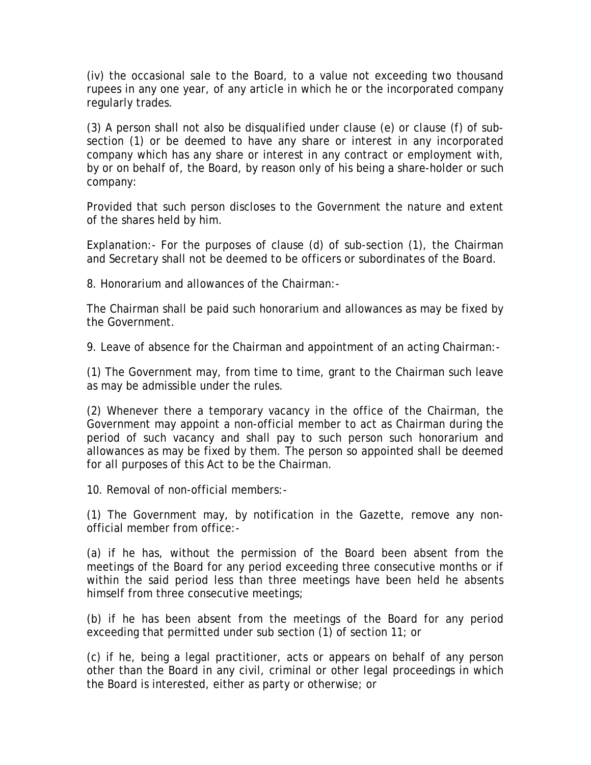(iv) the occasional sale to the Board, to a value not exceeding two thousand rupees in any one year, of any article in which he or the incorporated company regularly trades.

(3) A person shall not also be disqualified under clause (e) or clause (f) of sub-section (1) or be deemed to have any share or interest in any incorporated company which has any share or interest in any contract or employment with, by or on behalf of, the Board, by reason only of his being a share-holder or such company:

Provided that such person discloses to the Government the nature and extent of the shares held by him.

Explanation:- For the purposes of clause (d) of sub-section (1), the Chairman and Secretary shall not be deemed to be officers or subordinates of the Board.

8. Honorarium and allowances of the Chairman:-

The Chairman shall be paid such honorarium and allowances as may be fixed by the Government.

9. Leave of absence for the Chairman and appointment of an acting Chairman:-

(1) The Government may, from time to time, grant to the Chairman such leave as may be admissible under the rules.

(2) Whenever there a temporary vacancy in the office of the Chairman, the Government may appoint a non-official member to act as Chairman during the period of such vacancy and shall pay to such person such honorarium and allowances as may be fixed by them. The person so appointed shall be deemed for all purposes of this Act to be the Chairman.

10. Removal of non-official members:-

(1) The Government may, by notification in the Gazette, remove any non-official member from office:-

(a) if he has, without the permission of the Board been absent from the meetings of the Board for any period exceeding three consecutive months or if within the said period less than three meetings have been held he absents himself from three consecutive meetings;

(b) if he has been absent from the meetings of the Board for any period exceeding that permitted under sub section (1) of section 11; or

(c) if he, being a legal practitioner, acts or appears on behalf of any person other than the Board in any civil, criminal or other legal proceedings in which the Board is interested, either as party or otherwise; or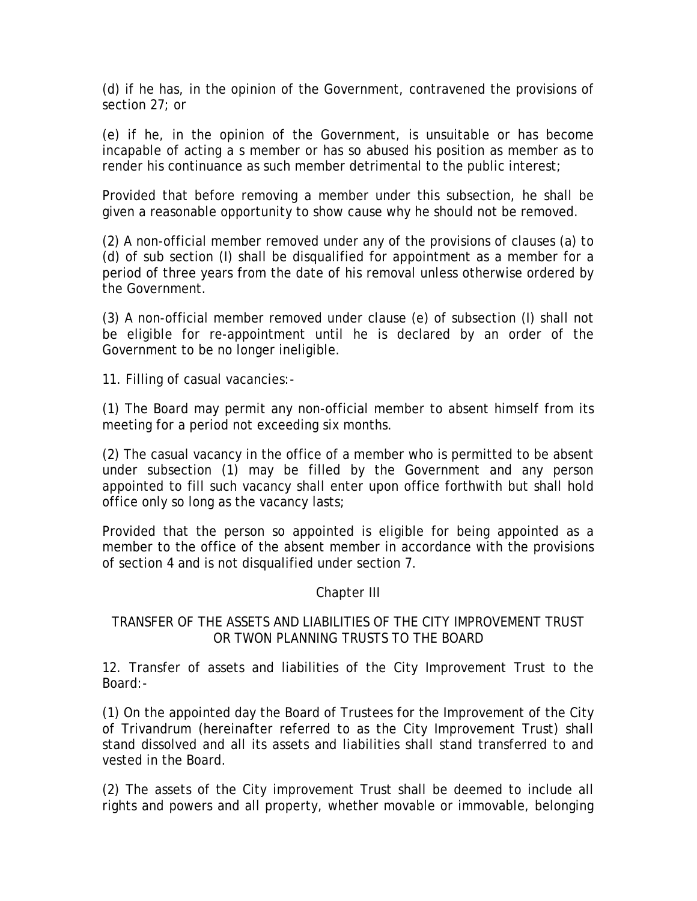(d) if he has, in the opinion of the Government, contravened the provisions of section 27; or

(e) if he, in the opinion of the Government, is unsuitable or has become incapable of acting a s member or has so abused his position as member as to render his continuance as such member detrimental to the public interest;

Provided that before removing a member under this subsection, he shall be given a reasonable opportunity to show cause why he should not be removed.

(2) A non-official member removed under any of the provisions of clauses (a) to (d) of sub section (I) shall be disqualified for appointment as a member for a period of three years from the date of his removal unless otherwise ordered by the Government.

(3) A non-official member removed under clause (e) of subsection (I) shall not be eligible for re-appointment until he is declared by an order of the Government to be no longer ineligible.

11. Filling of casual vacancies:-

(1) The Board may permit any non-official member to absent himself from its meeting for a period not exceeding six months.

(2) The casual vacancy in the office of a member who is permitted to be absent under subsection (1) may be filled by the Government and any person appointed to fill such vacancy shall enter upon office forthwith but shall hold office only so long as the vacancy lasts;

Provided that the person so appointed is eligible for being appointed as a member to the office of the absent member in accordance with the provisions of section 4 and is not disqualified under section 7.

## Chapter III

## TRANSFER OF THE ASSETS AND LIABILITIES OF THE CITY IMPROVEMENT TRUST OR TWON PLANNING TRUSTS TO THE BOARD

12. Transfer of assets and liabilities of the City Improvement Trust to the Board:-

(1) On the appointed day the Board of Trustees for the Improvement of the City of Trivandrum (hereinafter referred to as the City Improvement Trust) shall stand dissolved and all its assets and liabilities shall stand transferred to and vested in the Board.

(2) The assets of the City improvement Trust shall be deemed to include all rights and powers and all property, whether movable or immovable, belonging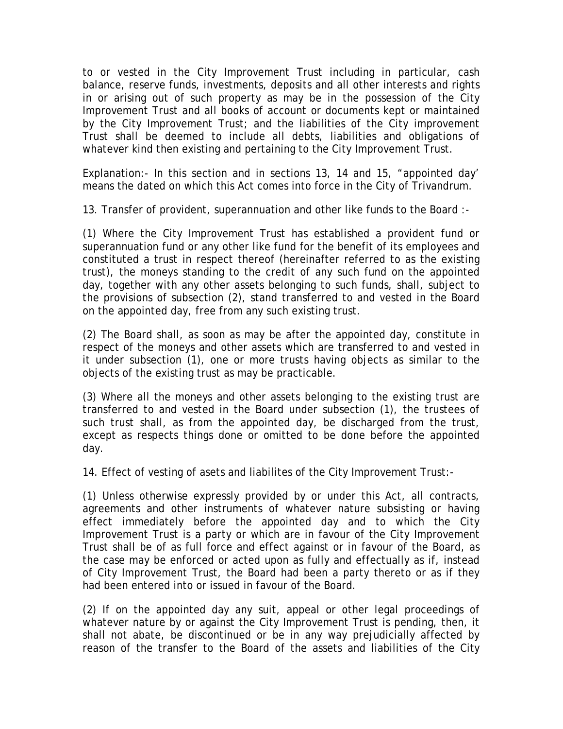to or vested in the City Improvement Trust including in particular, cash balance, reserve funds, investments, deposits and all other interests and rights in or arising out of such property as may be in the possession of the City Improvement Trust and all books of account or documents kept or maintained by the City Improvement Trust; and the liabilities of the City improvement Trust shall be deemed to include all debts, liabilities and obligations of whatever kind then existing and pertaining to the City Improvement Trust.

Explanation:- In this section and in sections 13, 14 and 15, "appointed day' means the dated on which this Act comes into force in the City of Trivandrum.

13. Transfer of provident, superannuation and other like funds to the Board :-

(1) Where the City Improvement Trust has established a provident fund or superannuation fund or any other like fund for the benefit of its employees and constituted a trust in respect thereof (hereinafter referred to as the existing trust), the moneys standing to the credit of any such fund on the appointed day, together with any other assets belonging to such funds, shall, subject to the provisions of subsection (2), stand transferred to and vested in the Board on the appointed day, free from any such existing trust.

(2) The Board shall, as soon as may be after the appointed day, constitute in respect of the moneys and other assets which are transferred to and vested in it under subsection (1), one or more trusts having objects as similar to the objects of the existing trust as may be practicable.

(3) Where all the moneys and other assets belonging to the existing trust are transferred to and vested in the Board under subsection (1), the trustees of such trust shall, as from the appointed day, be discharged from the trust, except as respects things done or omitted to be done before the appointed day.

14. Effect of vesting of asets and liabilites of the City Improvement Trust:-

(1) Unless otherwise expressly provided by or under this Act, all contracts, agreements and other instruments of whatever nature subsisting or having effect immediately before the appointed day and to which the City Improvement Trust is a party or which are in favour of the City Improvement Trust shall be of as full force and effect against or in favour of the Board, as the case may be enforced or acted upon as fully and effectually as if, instead of City Improvement Trust, the Board had been a party thereto or as if they had been entered into or issued in favour of the Board.

(2) If on the appointed day any suit, appeal or other legal proceedings of whatever nature by or against the City Improvement Trust is pending, then, it shall not abate, be discontinued or be in any way prejudicially affected by reason of the transfer to the Board of the assets and liabilities of the City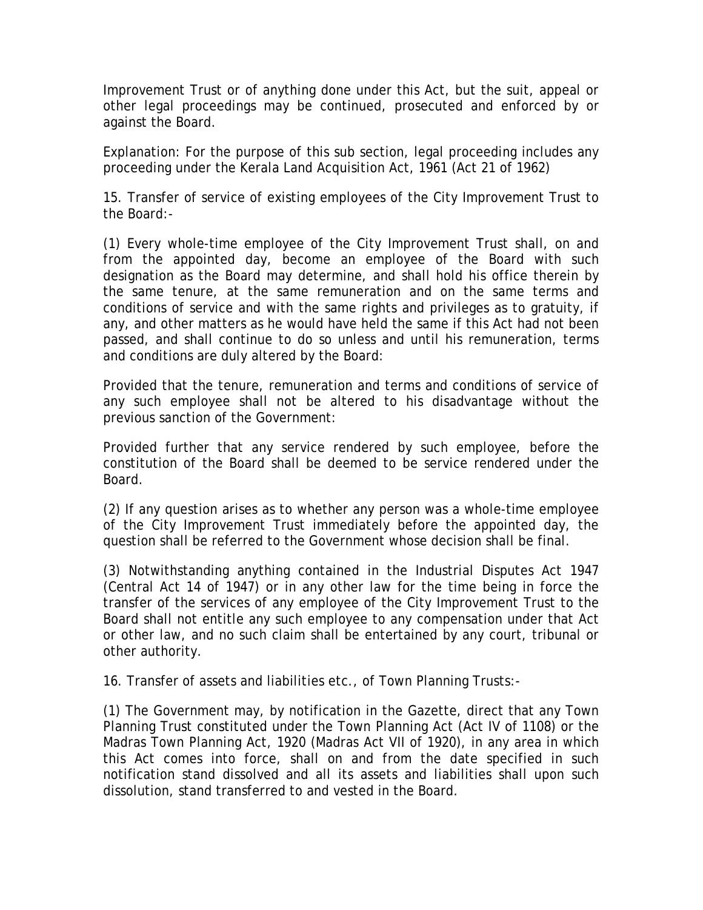Improvement Trust or of anything done under this Act, but the suit, appeal or other legal proceedings may be continued, prosecuted and enforced by or against the Board.

Explanation: For the purpose of this sub section, legal proceeding includes any proceeding under the Kerala Land Acquisition Act, 1961 (Act 21 of 1962)

15. Transfer of service of existing employees of the City Improvement Trust to the Board:-

(1) Every whole-time employee of the City Improvement Trust shall, on and from the appointed day, become an employee of the Board with such designation as the Board may determine, and shall hold his office therein by the same tenure, at the same remuneration and on the same terms and conditions of service and with the same rights and privileges as to gratuity, if any, and other matters as he would have held the same if this Act had not been passed, and shall continue to do so unless and until his remuneration, terms and conditions are duly altered by the Board:

Provided that the tenure, remuneration and terms and conditions of service of any such employee shall not be altered to his disadvantage without the previous sanction of the Government:

Provided further that any service rendered by such employee, before the constitution of the Board shall be deemed to be service rendered under the Board.

(2) If any question arises as to whether any person was a whole-time employee of the City Improvement Trust immediately before the appointed day, the question shall be referred to the Government whose decision shall be final.

(3) Notwithstanding anything contained in the Industrial Disputes Act 1947 (Central Act 14 of 1947) or in any other law for the time being in force the transfer of the services of any employee of the City Improvement Trust to the Board shall not entitle any such employee to any compensation under that Act or other law, and no such claim shall be entertained by any court, tribunal or other authority.

16. Transfer of assets and liabilities etc., of Town Planning Trusts:-

(1) The Government may, by notification in the Gazette, direct that any Town Planning Trust constituted under the Town Planning Act (Act IV of 1108) or the Madras Town Planning Act, 1920 (Madras Act VII of 1920), in any area in which this Act comes into force, shall on and from the date specified in such notification stand dissolved and all its assets and liabilities shall upon such dissolution, stand transferred to and vested in the Board.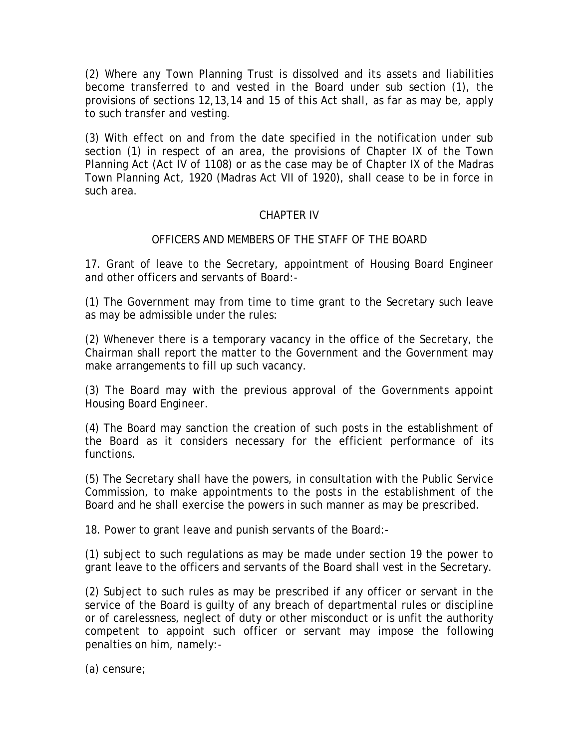(2) Where any Town Planning Trust is dissolved and its assets and liabilities become transferred to and vested in the Board under sub section (1), the provisions of sections 12,13,14 and 15 of this Act shall, as far as may be, apply to such transfer and vesting.

(3) With effect on and from the date specified in the notification under sub section (1) in respect of an area, the provisions of Chapter IX of the Town Planning Act (Act IV of 1108) or as the case may be of Chapter IX of the Madras Town Planning Act, 1920 (Madras Act VII of 1920), shall cease to be in force in such area.

## CHAPTER IV

## OFFICERS AND MEMBERS OF THE STAFF OF THE BOARD

17. Grant of leave to the Secretary, appointment of Housing Board Engineer and other officers and servants of Board:-

(1) The Government may from time to time grant to the Secretary such leave as may be admissible under the rules:

(2) Whenever there is a temporary vacancy in the office of the Secretary, the Chairman shall report the matter to the Government and the Government may make arrangements to fill up such vacancy.

(3) The Board may with the previous approval of the Governments appoint Housing Board Engineer.

(4) The Board may sanction the creation of such posts in the establishment of the Board as it considers necessary for the efficient performance of its functions.

(5) The Secretary shall have the powers, in consultation with the Public Service Commission, to make appointments to the posts in the establishment of the Board and he shall exercise the powers in such manner as may be prescribed.

18. Power to grant leave and punish servants of the Board:-

(1) subject to such regulations as may be made under section 19 the power to grant leave to the officers and servants of the Board shall vest in the Secretary.

(2) Subject to such rules as may be prescribed if any officer or servant in the service of the Board is guilty of any breach of departmental rules or discipline or of carelessness, neglect of duty or other misconduct or is unfit the authority competent to appoint such officer or servant may impose the following penalties on him, namely:-

(a) censure;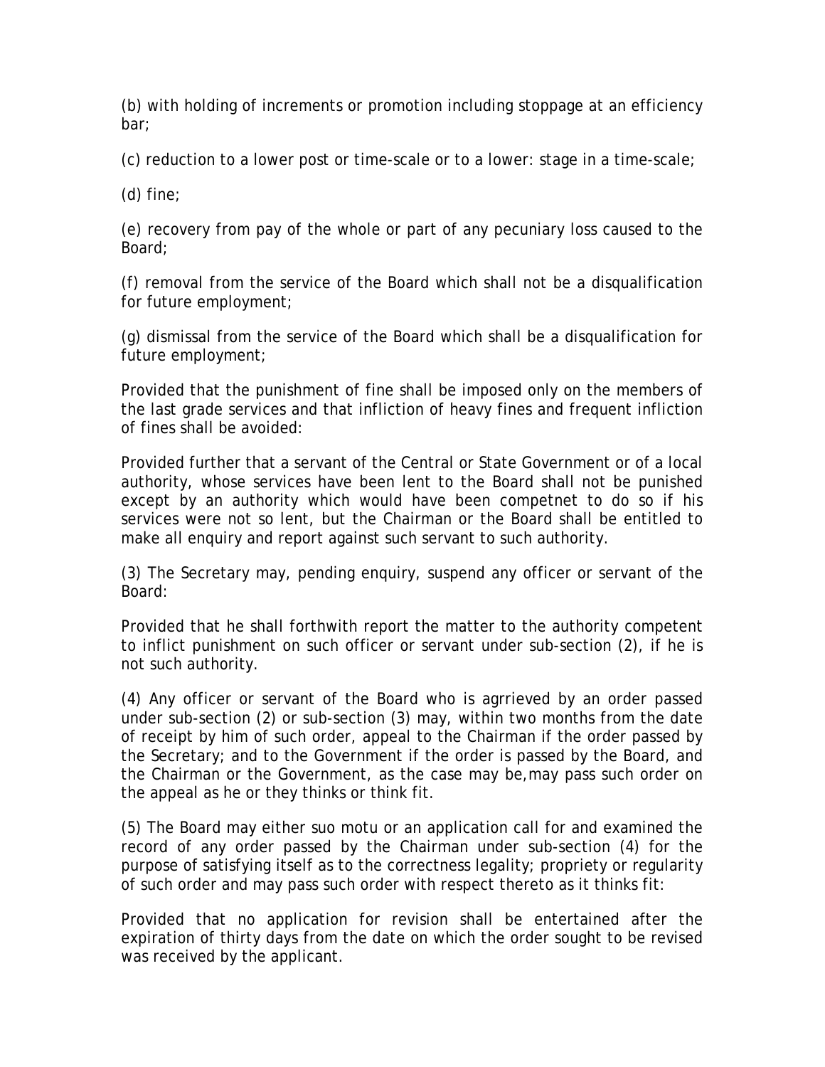(b) with holding of increments or promotion including stoppage at an efficiency bar;

(c) reduction to a lower post or time-scale or to a lower: stage in a time-scale;

(d) fine;

(e) recovery from pay of the whole or part of any pecuniary loss caused to the Board;

(f) removal from the service of the Board which shall not be a disqualification for future employment;

(g) dismissal from the service of the Board which shall be a disqualification for future employment;

Provided that the punishment of fine shall be imposed only on the members of the last grade services and that infliction of heavy fines and frequent infliction of fines shall be avoided:

Provided further that a servant of the Central or State Government or of a local authority, whose services have been lent to the Board shall not be punished except by an authority which would have been competnet to do so if his services were not so lent, but the Chairman or the Board shall be entitled to make all enquiry and report against such servant to such authority.

(3) The Secretary may, pending enquiry, suspend any officer or servant of the Board:

Provided that he shall forthwith report the matter to the authority competent to inflict punishment on such officer or servant under sub-section (2), if he is not such authority.

(4) Any officer or servant of the Board who is agrrieved by an order passed under sub-section (2) or sub-section (3) may, within two months from the date of receipt by him of such order, appeal to the Chairman if the order passed by the Secretary; and to the Government if the order is passed by the Board, and the Chairman or the Government, as the case may be,may pass such order on the appeal as he or they thinks or think fit.

(5) The Board may either suo motu or an application call for and examined the record of any order passed by the Chairman under sub-section (4) for the purpose of satisfying itself as to the correctness legality; propriety or regularity of such order and may pass such order with respect thereto as it thinks fit:

Provided that no application for revision shall be entertained after the expiration of thirty days from the date on which the order sought to be revised was received by the applicant.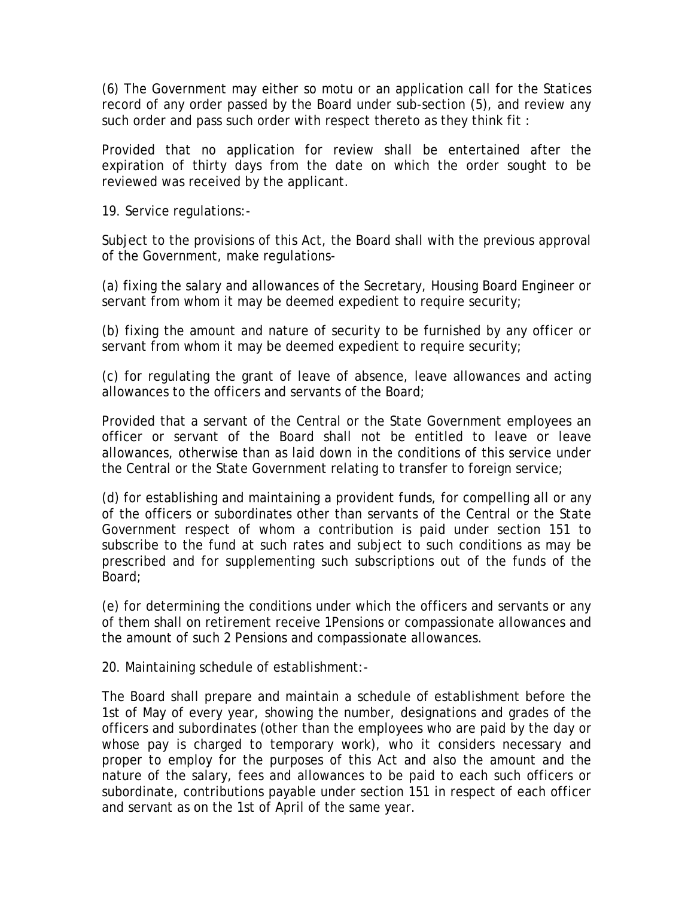(6) The Government may either so motu or an application call for the Statices record of any order passed by the Board under sub-section (5), and review any such order and pass such order with respect thereto as they think fit :

Provided that no application for review shall be entertained after the expiration of thirty days from the date on which the order sought to be reviewed was received by the applicant.

19. Service regulations:-

Subject to the provisions of this Act, the Board shall with the previous approval of the Government, make regulations-

(a) fixing the salary and allowances of the Secretary, Housing Board Engineer or servant from whom it may be deemed expedient to require security;

(b) fixing the amount and nature of security to be furnished by any officer or servant from whom it may be deemed expedient to require security;

(c) for regulating the grant of leave of absence, leave allowances and acting allowances to the officers and servants of the Board;

Provided that a servant of the Central or the State Government employees an officer or servant of the Board shall not be entitled to leave or leave allowances, otherwise than as laid down in the conditions of this service under the Central or the State Government relating to transfer to foreign service;

(d) for establishing and maintaining a provident funds, for compelling all or any of the officers or subordinates other than servants of the Central or the State Government respect of whom a contribution is paid under section 151 to subscribe to the fund at such rates and subject to such conditions as may be prescribed and for supplementing such subscriptions out of the funds of the Board;

(e) for determining the conditions under which the officers and servants or any of them shall on retirement receive 1Pensions or compassionate allowances and the amount of such 2 Pensions and compassionate allowances.

20. Maintaining schedule of establishment:-

The Board shall prepare and maintain a schedule of establishment before the 1st of May of every year, showing the number, designations and grades of the officers and subordinates (other than the employees who are paid by the day or whose pay is charged to temporary work), who it considers necessary and proper to employ for the purposes of this Act and also the amount and the nature of the salary, fees and allowances to be paid to each such officers or subordinate, contributions payable under section 151 in respect of each officer and servant as on the 1st of April of the same year.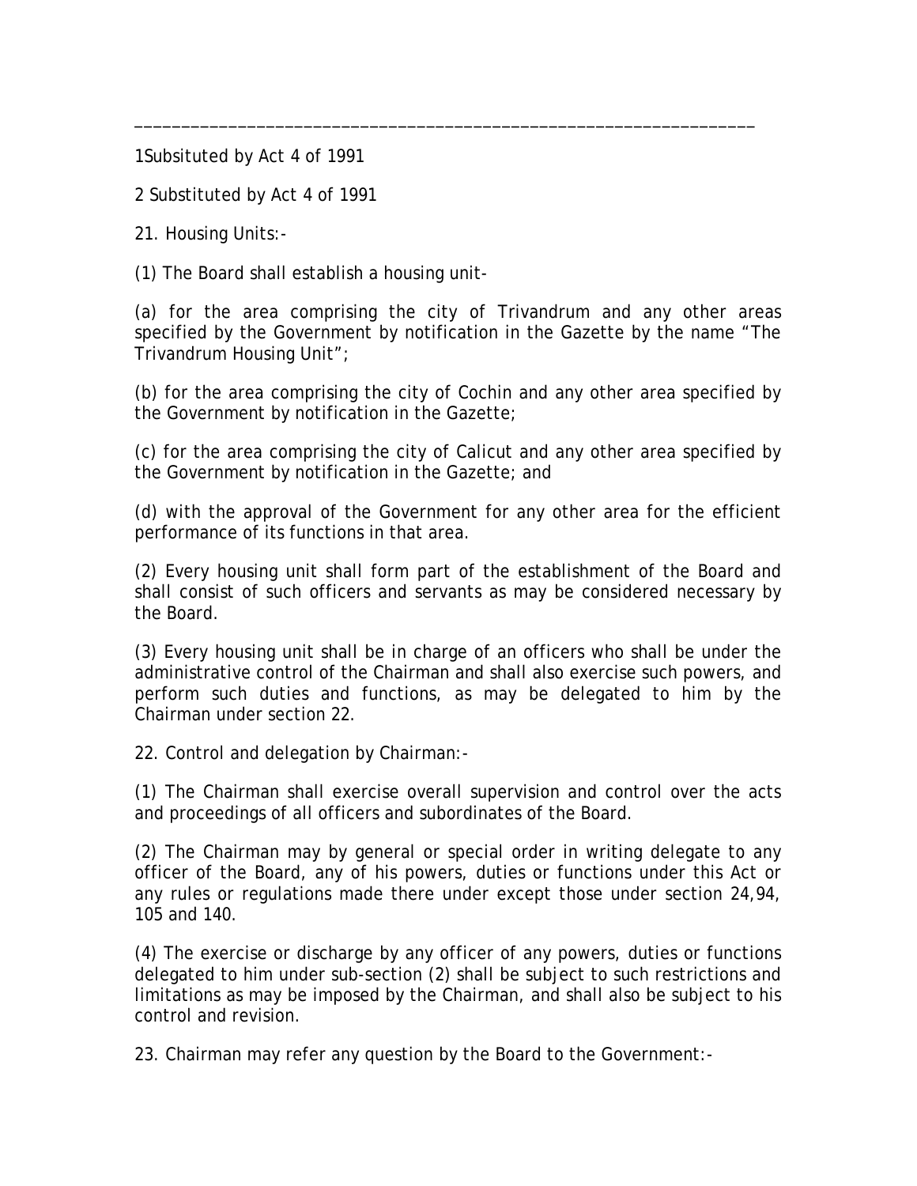---

1Subsituted by Act 4 of 1991

2 Substituted by Act 4 of 1991

21. Housing Units:-

(1) The Board shall establish a housing unit-

(a) for the area comprising the city of Trivandrum and any other areas specified by the Government by notification in the Gazette by the name "The Trivandrum Housing Unit";

(b) for the area comprising the city of Cochin and any other area specified by the Government by notification in the Gazette;

(c) for the area comprising the city of Calicut and any other area specified by the Government by notification in the Gazette; and

(d) with the approval of the Government for any other area for the efficient performance of its functions in that area.

(2) Every housing unit shall form part of the establishment of the Board and shall consist of such officers and servants as may be considered necessary by the Board.

(3) Every housing unit shall be in charge of an officers who shall be under the administrative control of the Chairman and shall also exercise such powers, and perform such duties and functions, as may be delegated to him by the Chairman under section 22.

22. Control and delegation by Chairman:-

(1) The Chairman shall exercise overall supervision and control over the acts and proceedings of all officers and subordinates of the Board.

(2) The Chairman may by general or special order in writing delegate to any officer of the Board, any of his powers, duties or functions under this Act or any rules or regulations made there under except those under section 24,94, 105 and 140.

(4) The exercise or discharge by any officer of any powers, duties or functions delegated to him under sub-section (2) shall be subject to such restrictions and limitations as may be imposed by the Chairman, and shall also be subject to his control and revision.

23. Chairman may refer any question by the Board to the Government:-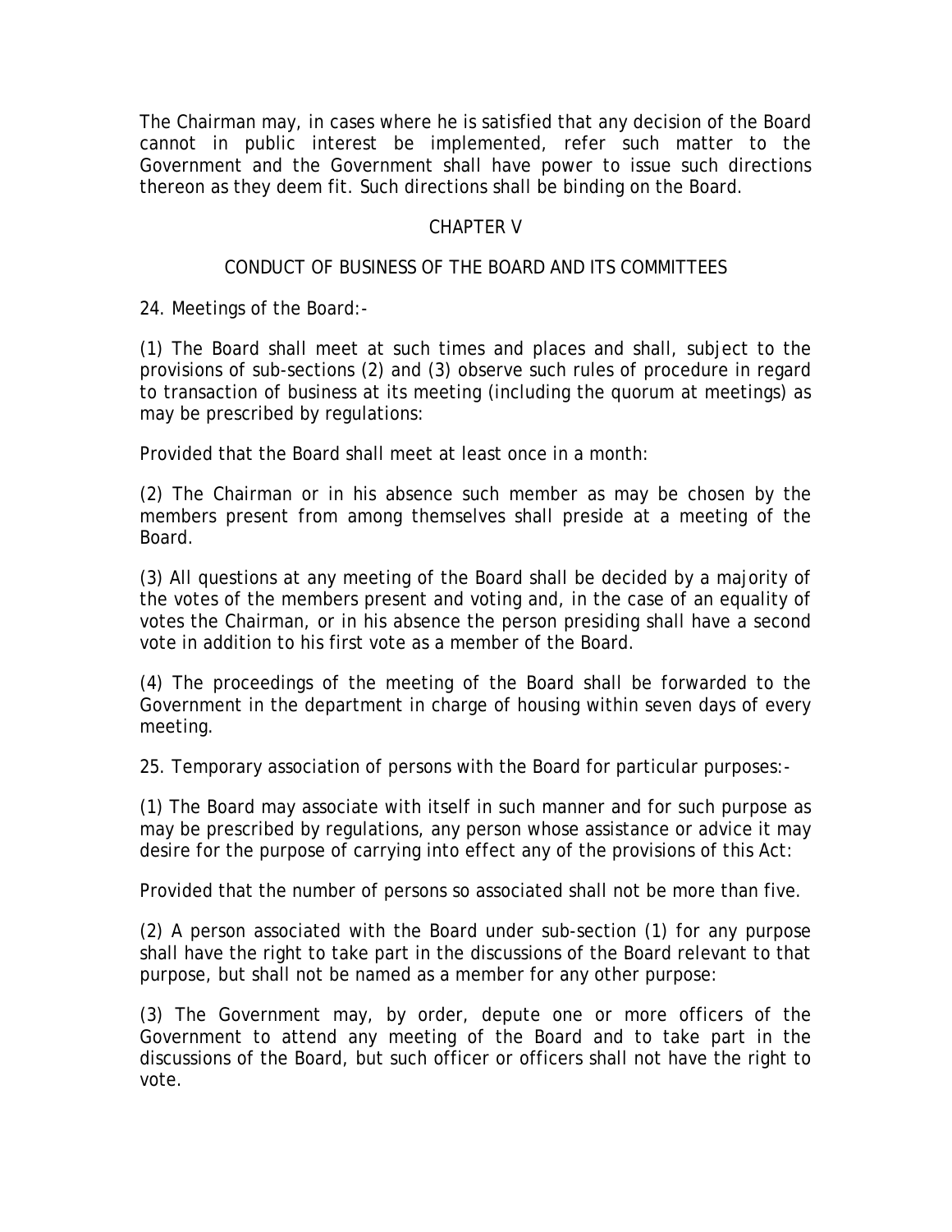The Chairman may, in cases where he is satisfied that any decision of the Board cannot in public interest be implemented, refer such matter to the Government and the Government shall have power to issue such directions thereon as they deem fit. Such directions shall be binding on the Board.

## CHAPTER V

## CONDUCT OF BUSINESS OF THE BOARD AND ITS COMMITTEES

24. Meetings of the Board:-

(1) The Board shall meet at such times and places and shall, subject to the provisions of sub-sections (2) and (3) observe such rules of procedure in regard to transaction of business at its meeting (including the quorum at meetings) as may be prescribed by regulations:

Provided that the Board shall meet at least once in a month:

(2) The Chairman or in his absence such member as may be chosen by the members present from among themselves shall preside at a meeting of the Board.

(3) All questions at any meeting of the Board shall be decided by a majority of the votes of the members present and voting and, in the case of an equality of votes the Chairman, or in his absence the person presiding shall have a second vote in addition to his first vote as a member of the Board.

(4) The proceedings of the meeting of the Board shall be forwarded to the Government in the department in charge of housing within seven days of every meeting.

25. Temporary association of persons with the Board for particular purposes:-

(1) The Board may associate with itself in such manner and for such purpose as may be prescribed by regulations, any person whose assistance or advice it may desire for the purpose of carrying into effect any of the provisions of this Act:

Provided that the number of persons so associated shall not be more than five.

(2) A person associated with the Board under sub-section (1) for any purpose shall have the right to take part in the discussions of the Board relevant to that purpose, but shall not be named as a member for any other purpose:

(3) The Government may, by order, depute one or more officers of the Government to attend any meeting of the Board and to take part in the discussions of the Board, but such officer or officers shall not have the right to vote.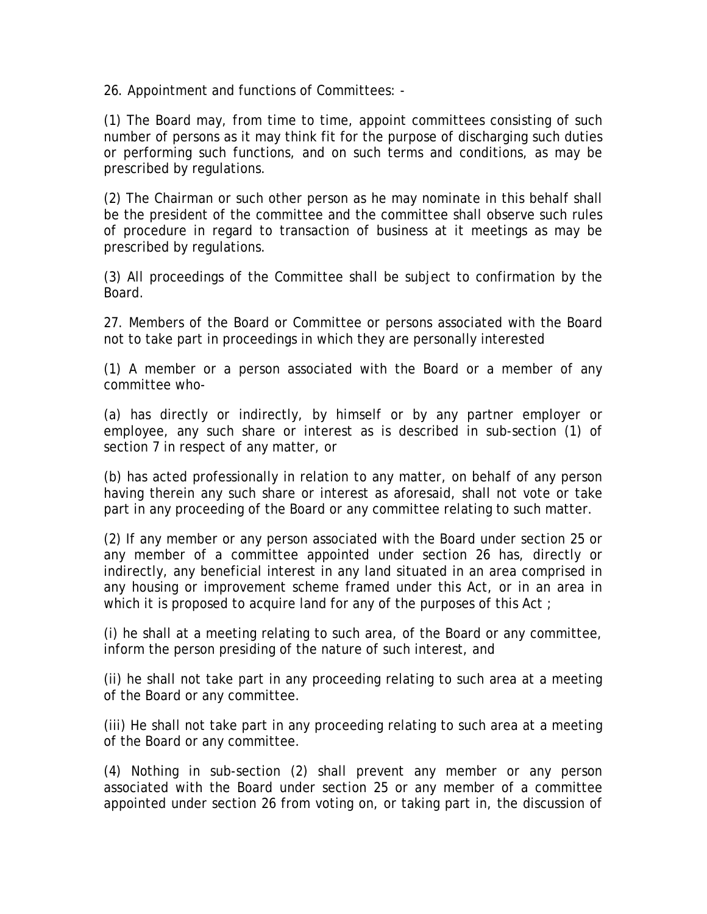26. Appointment and functions of Committees: -

(1) The Board may, from time to time, appoint committees consisting of such number of persons as it may think fit for the purpose of discharging such duties or performing such functions, and on such terms and conditions, as may be prescribed by regulations.

(2) The Chairman or such other person as he may nominate in this behalf shall be the president of the committee and the committee shall observe such rules of procedure in regard to transaction of business at it meetings as may be prescribed by regulations.

(3) All proceedings of the Committee shall be subject to confirmation by the Board.

27. Members of the Board or Committee or persons associated with the Board not to take part in proceedings in which they are personally interested

(1) A member or a person associated with the Board or a member of any committee who-

(a) has directly or indirectly, by himself or by any partner employer or employee, any such share or interest as is described in sub-section (1) of section 7 in respect of any matter, or

(b) has acted professionally in relation to any matter, on behalf of any person having therein any such share or interest as aforesaid, shall not vote or take part in any proceeding of the Board or any committee relating to such matter.

(2) If any member or any person associated with the Board under section 25 or any member of a committee appointed under section 26 has, directly or indirectly, any beneficial interest in any land situated in an area comprised in any housing or improvement scheme framed under this Act, or in an area in which it is proposed to acquire land for any of the purposes of this Act ;

(i) he shall at a meeting relating to such area, of the Board or any committee, inform the person presiding of the nature of such interest, and

(ii) he shall not take part in any proceeding relating to such area at a meeting of the Board or any committee.

(iii) He shall not take part in any proceeding relating to such area at a meeting of the Board or any committee.

(4) Nothing in sub-section (2) shall prevent any member or any person associated with the Board under section 25 or any member of a committee appointed under section 26 from voting on, or taking part in, the discussion of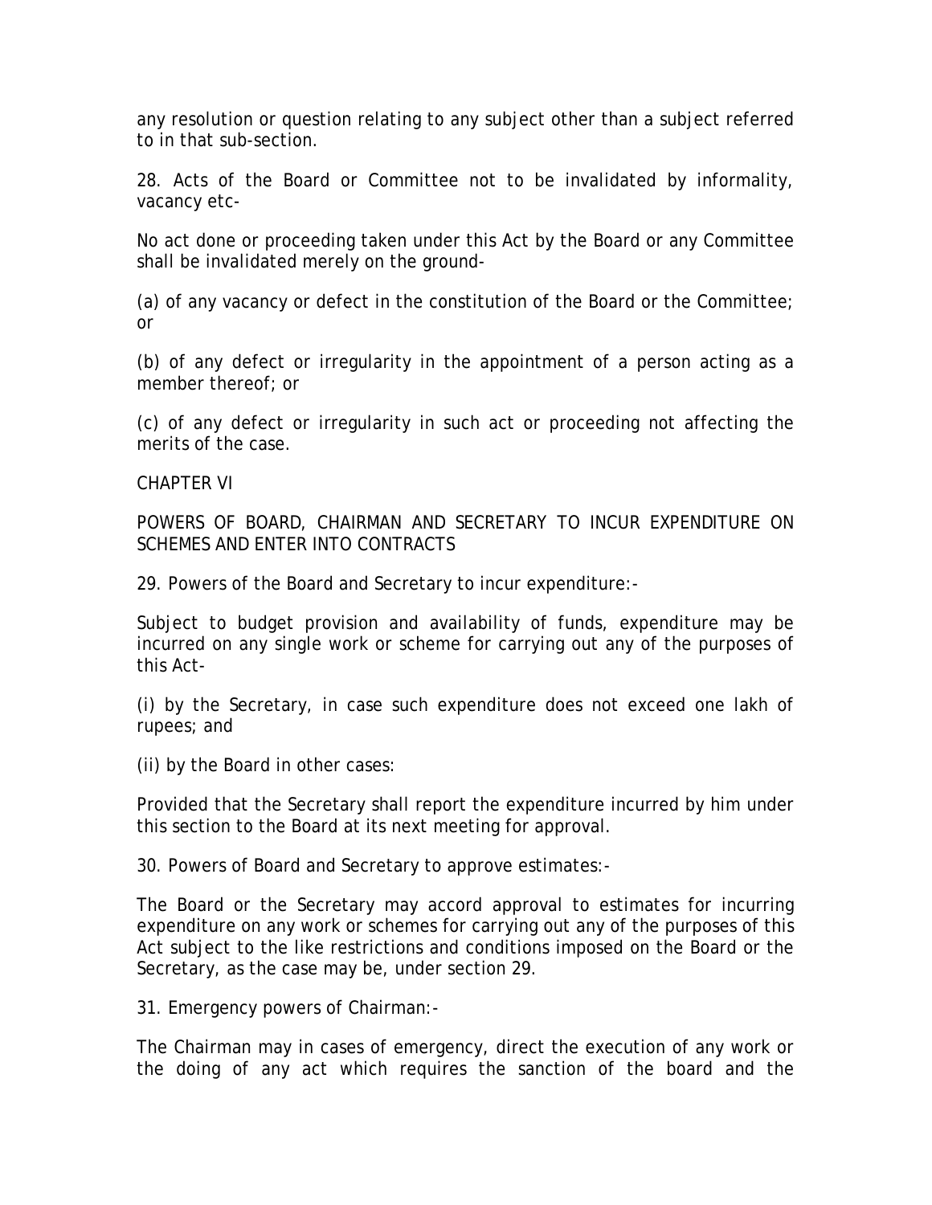any resolution or question relating to any subject other than a subject referred to in that sub-section.

28. Acts of the Board or Committee not to be invalidated by informality, vacancy etc-

No act done or proceeding taken under this Act by the Board or any Committee shall be invalidated merely on the ground-

(a) of any vacancy or defect in the constitution of the Board or the Committee; or

(b) of any defect or irregularity in the appointment of a person acting as a member thereof; or

(c) of any defect or irregularity in such act or proceeding not affecting the merits of the case.

CHAPTER VI

POWERS OF BOARD, CHAIRMAN AND SECRETARY TO INCUR EXPENDITURE ON SCHEMES AND ENTER INTO CONTRACTS

29. Powers of the Board and Secretary to incur expenditure:-

Subject to budget provision and availability of funds, expenditure may be incurred on any single work or scheme for carrying out any of the purposes of this Act-

(i) by the Secretary, in case such expenditure does not exceed one lakh of rupees; and

(ii) by the Board in other cases:

Provided that the Secretary shall report the expenditure incurred by him under this section to the Board at its next meeting for approval.

30. Powers of Board and Secretary to approve estimates:-

The Board or the Secretary may accord approval to estimates for incurring expenditure on any work or schemes for carrying out any of the purposes of this Act subject to the like restrictions and conditions imposed on the Board or the Secretary, as the case may be, under section 29.

31. Emergency powers of Chairman:-

The Chairman may in cases of emergency, direct the execution of any work or the doing of any act which requires the sanction of the board and the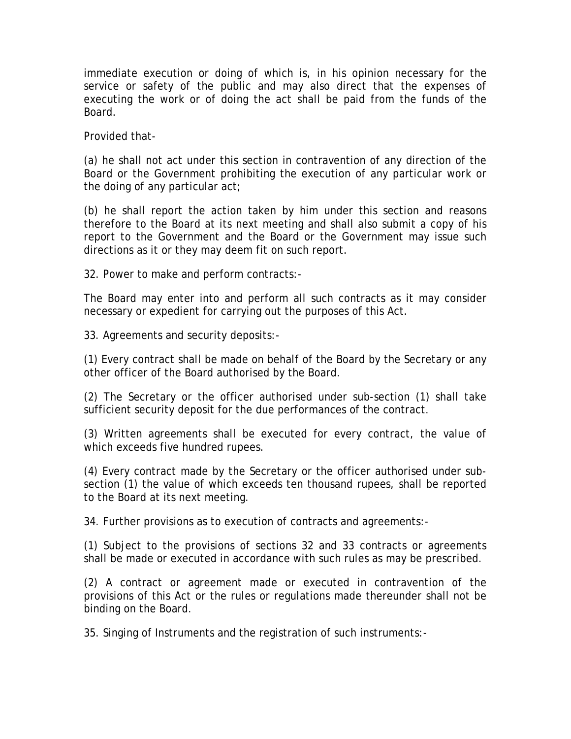immediate execution or doing of which is, in his opinion necessary for the service or safety of the public and may also direct that the expenses of executing the work or of doing the act shall be paid from the funds of the Board.

Provided that-

(a) he shall not act under this section in contravention of any direction of the Board or the Government prohibiting the execution of any particular work or the doing of any particular act;

(b) he shall report the action taken by him under this section and reasons therefore to the Board at its next meeting and shall also submit a copy of his report to the Government and the Board or the Government may issue such directions as it or they may deem fit on such report.

32. Power to make and perform contracts:-

The Board may enter into and perform all such contracts as it may consider necessary or expedient for carrying out the purposes of this Act.

33. Agreements and security deposits:-

(1) Every contract shall be made on behalf of the Board by the Secretary or any other officer of the Board authorised by the Board.

(2) The Secretary or the officer authorised under sub-section (1) shall take sufficient security deposit for the due performances of the contract.

(3) Written agreements shall be executed for every contract, the value of which exceeds five hundred rupees.

(4) Every contract made by the Secretary or the officer authorised under sub-section (1) the value of which exceeds ten thousand rupees, shall be reported to the Board at its next meeting.

34. Further provisions as to execution of contracts and agreements:-

(1) Subject to the provisions of sections 32 and 33 contracts or agreements shall be made or executed in accordance with such rules as may be prescribed.

(2) A contract or agreement made or executed in contravention of the provisions of this Act or the rules or regulations made thereunder shall not be binding on the Board.

35. Singing of Instruments and the registration of such instruments:-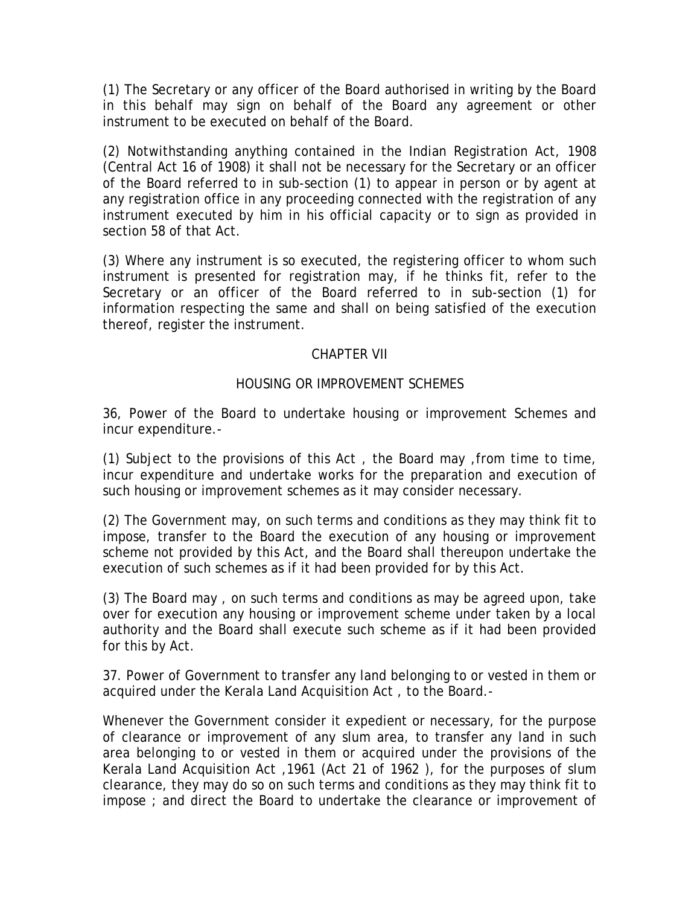(1) The Secretary or any officer of the Board authorised in writing by the Board in this behalf may sign on behalf of the Board any agreement or other instrument to be executed on behalf of the Board.

(2) Notwithstanding anything contained in the Indian Registration Act, 1908 (Central Act 16 of 1908) it shall not be necessary for the Secretary or an officer of the Board referred to in sub-section (1) to appear in person or by agent at any registration office in any proceeding connected with the registration of any instrument executed by him in his official capacity or to sign as provided in section 58 of that Act.

(3) Where any instrument is so executed, the registering officer to whom such instrument is presented for registration may, if he thinks fit, refer to the Secretary or an officer of the Board referred to in sub-section (1) for information respecting the same and shall on being satisfied of the execution thereof, register the instrument.

## CHAPTER VII

## HOUSING OR IMPROVEMENT SCHEMES

36, Power of the Board to undertake housing or improvement Schemes and incur expenditure.-

(1) Subject to the provisions of this Act , the Board may ,from time to time, incur expenditure and undertake works for the preparation and execution of such housing or improvement schemes as it may consider necessary.

(2) The Government may, on such terms and conditions as they may think fit to impose, transfer to the Board the execution of any housing or improvement scheme not provided by this Act, and the Board shall thereupon undertake the execution of such schemes as if it had been provided for by this Act.

(3) The Board may , on such terms and conditions as may be agreed upon, take over for execution any housing or improvement scheme under taken by a local authority and the Board shall execute such scheme as if it had been provided for this by Act.

37. Power of Government to transfer any land belonging to or vested in them or acquired under the Kerala Land Acquisition Act , to the Board.-

Whenever the Government consider it expedient or necessary, for the purpose of clearance or improvement of any slum area, to transfer any land in such area belonging to or vested in them or acquired under the provisions of the Kerala Land Acquisition Act ,1961 (Act 21 of 1962 ), for the purposes of slum clearance, they may do so on such terms and conditions as they may think fit to impose ; and direct the Board to undertake the clearance or improvement of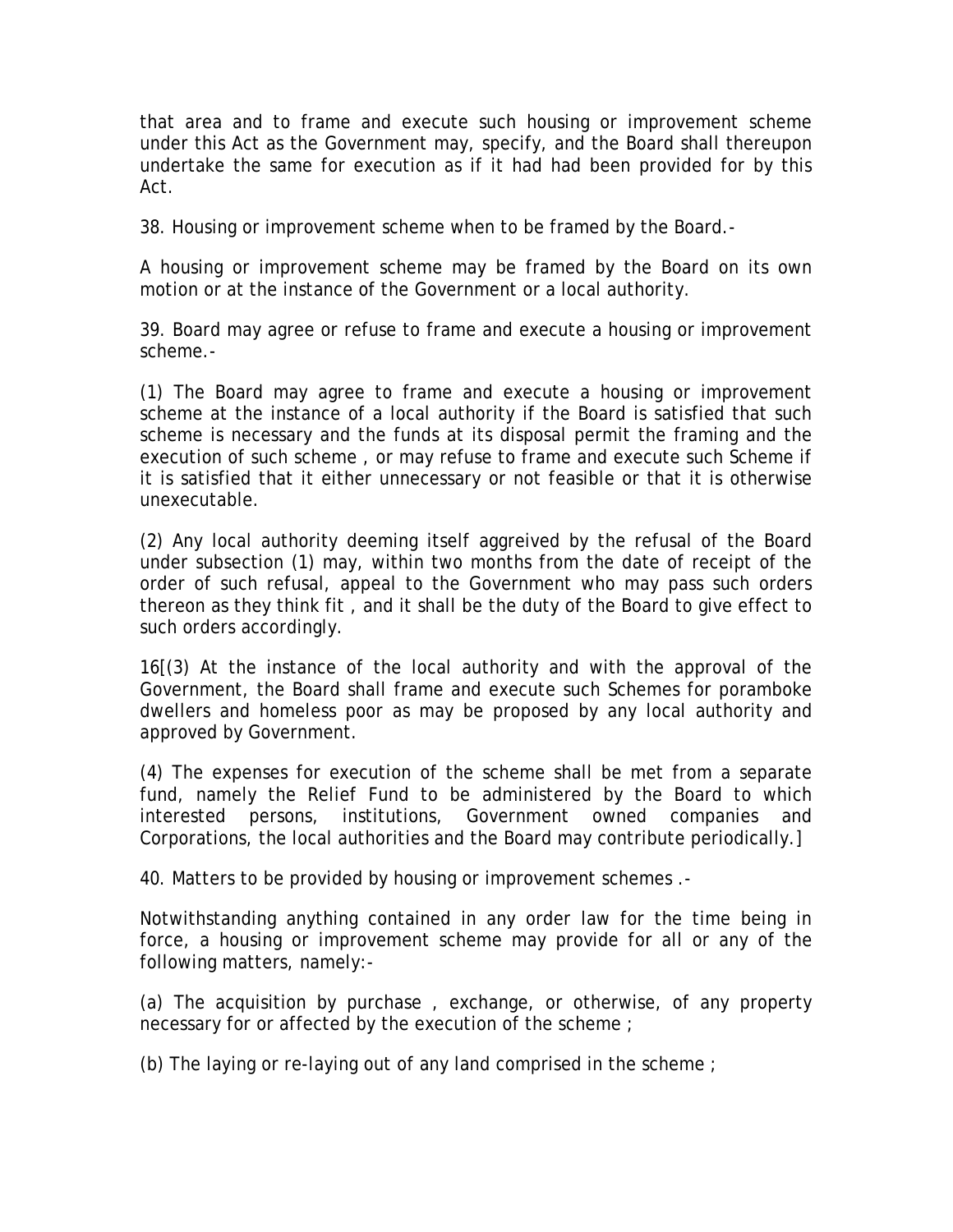that area and to frame and execute such housing or improvement scheme under this Act as the Government may, specify, and the Board shall thereupon undertake the same for execution as if it had had been provided for by this Act.

38. Housing or improvement scheme when to be framed by the Board.-

A housing or improvement scheme may be framed by the Board on its own motion or at the instance of the Government or a local authority.

39. Board may agree or refuse to frame and execute a housing or improvement scheme.-

(1) The Board may agree to frame and execute a housing or improvement scheme at the instance of a local authority if the Board is satisfied that such scheme is necessary and the funds at its disposal permit the framing and the execution of such scheme , or may refuse to frame and execute such Scheme if it is satisfied that it either unnecessary or not feasible or that it is otherwise unexecutable.

(2) Any local authority deeming itself aggrieved by the refusal of the Board under subsection (1) may, within two months from the date of receipt of the order of such refusal, appeal to the Government who may pass such orders thereon as they think fit , and it shall be the duty of the Board to give effect to such orders accordingly.

16[(3) At the instance of the local authority and with the approval of the Government, the Board shall frame and execute such Schemes for poramboke dwellers and homeless poor as may be proposed by any local authority and approved by Government.

(4) The expenses for execution of the scheme shall be met from a separate fund, namely the Relief Fund to be administered by the Board to which interested persons, institutions, Government owned companies and Corporations, the local authorities and the Board may contribute periodically.]

40. Matters to be provided by housing or improvement schemes .-

Notwithstanding anything contained in any order law for the time being in force, a housing or improvement scheme may provide for all or any of the following matters, namely:-

(a) The acquisition by purchase , exchange, or otherwise, of any property necessary for or affected by the execution of the scheme ;

(b) The laying or re-laying out of any land comprised in the scheme ;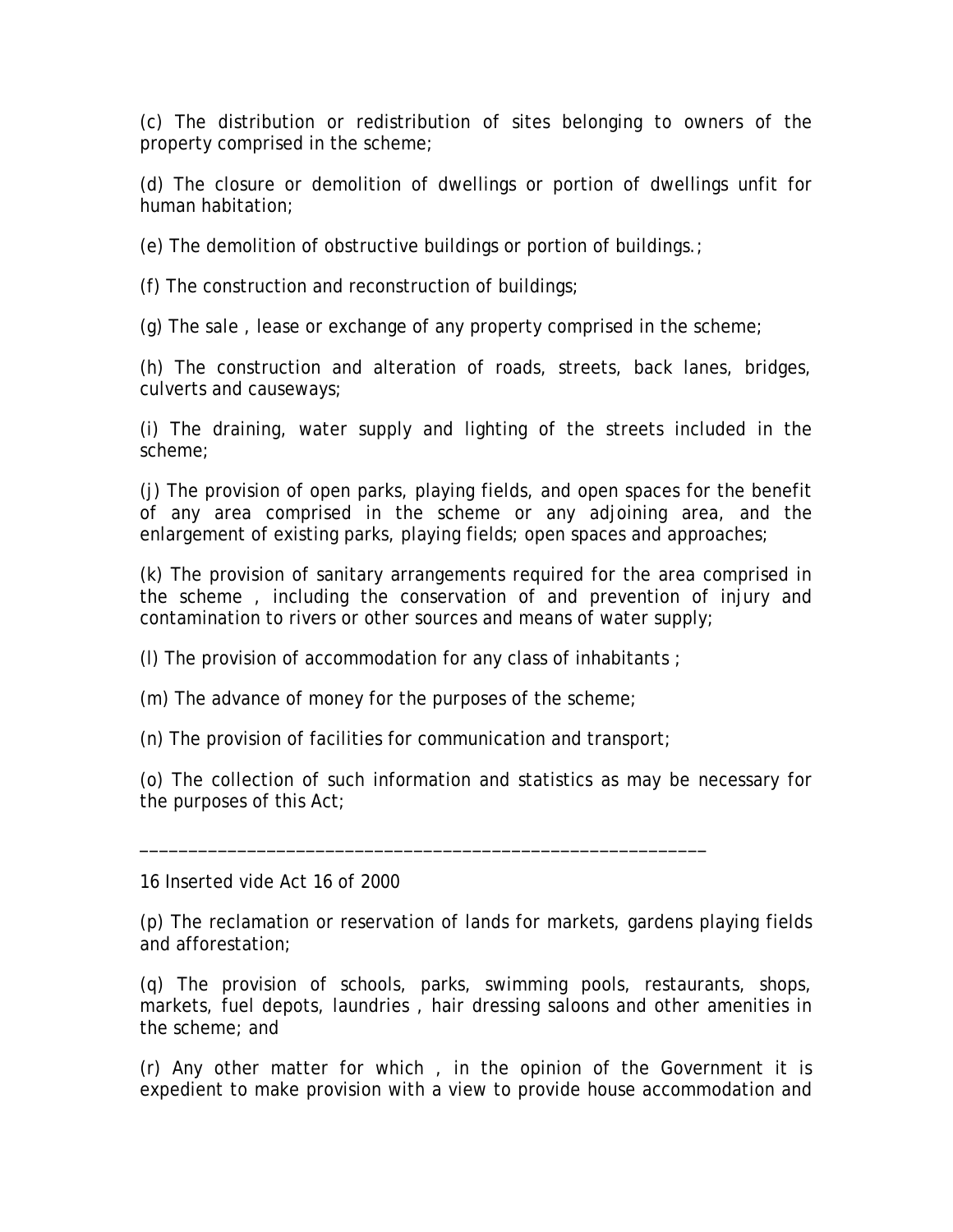(c) The distribution or redistribution of sites belonging to owners of the property comprised in the scheme;

(d) The closure or demolition of dwellings or portion of dwellings unfit for human habitation;

(e) The demolition of obstructive buildings or portion of buildings.;

(f) The construction and reconstruction of buildings;

(g) The sale , lease or exchange of any property comprised in the scheme;

(h) The construction and alteration of roads, streets, back lanes, bridges, culverts and causeways;

(i) The draining, water supply and lighting of the streets included in the scheme;

(j) The provision of open parks, playing fields, and open spaces for the benefit of any area comprised in the scheme or any adjoining area, and the enlargement of existing parks, playing fields; open spaces and approaches;

(k) The provision of sanitary arrangements required for the area comprised in the scheme , including the conservation of and prevention of injury and contamination to rivers or other sources and means of water supply;

(l) The provision of accommodation for any class of inhabitants ;

(m) The advance of money for the purposes of the scheme;

(n) The provision of facilities for communication and transport;

(o) The collection of such information and statistics as may be necessary for the purposes of this Act;

___________________________________________________________

16 Inserted vide Act 16 of 2000

(p) The reclamation or reservation of lands for markets, gardens playing fields and afforestation;

(q) The provision of schools, parks, swimming pools, restaurants, shops, markets, fuel depots, laundries , hair dressing saloons and other amenities in the scheme; and

(r) Any other matter for which , in the opinion of the Government it is expedient to make provision with a view to provide house accommodation and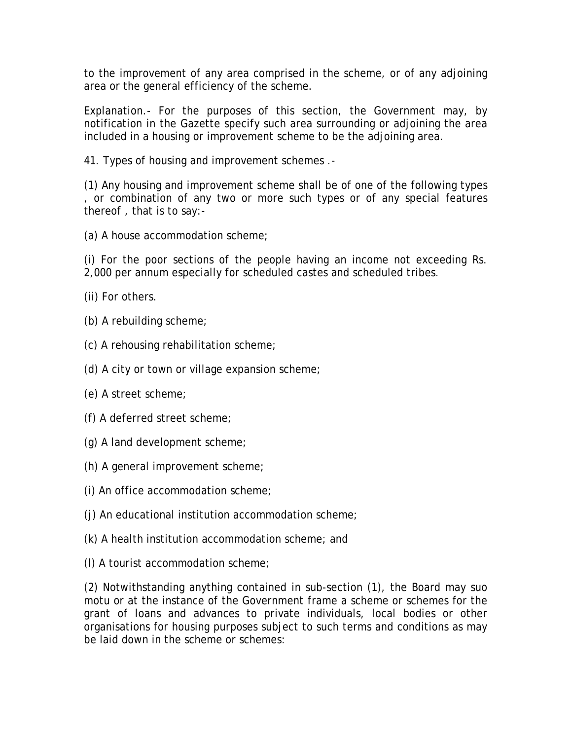to the improvement of any area comprised in the scheme, or of any adjoining area or the general efficiency of the scheme.

Explanation.- For the purposes of this section, the Government may, by notification in the Gazette specify such area surrounding or adjoining the area included in a housing or improvement scheme to be the adjoining area.

41. Types of housing and improvement schemes .-

(1) Any housing and improvement scheme shall be of one of the following types , or combination of any two or more such types or of any special features thereof , that is to say:-

(a) A house accommodation scheme;

(i) For the poor sections of the people having an income not exceeding Rs. 2,000 per annum especially for scheduled castes and scheduled tribes.

(ii) For others.

(b) A rebuilding scheme;

(c) A rehousing rehabilitation scheme;

(d) A city or town or village expansion scheme;

(e) A street scheme;

(f) A deferred street scheme;

(g) A land development scheme;

(h) A general improvement scheme;

(i) An office accommodation scheme;

(j) An educational institution accommodation scheme;

(k) A health institution accommodation scheme; and

(l) A tourist accommodation scheme;

(2) Notwithstanding anything contained in sub-section (1), the Board may suo motu or at the instance of the Government frame a scheme or schemes for the grant of loans and advances to private individuals, local bodies or other organisations for housing purposes subject to such terms and conditions as may be laid down in the scheme or schemes: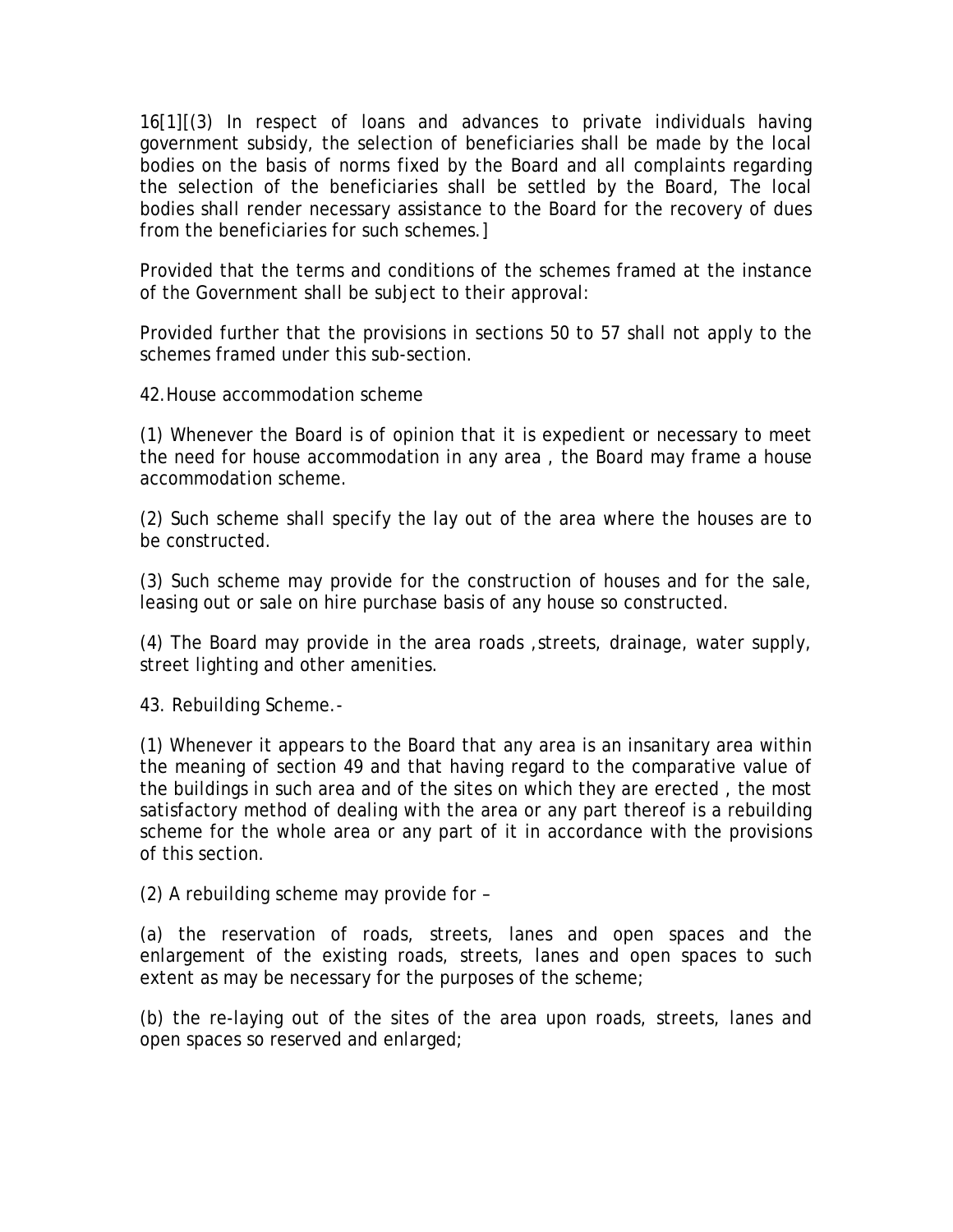16[1][(3) In respect of loans and advances to private individuals having government subsidy, the selection of beneficiaries shall be made by the local bodies on the basis of norms fixed by the Board and all complaints regarding the selection of the beneficiaries shall be settled by the Board, The local bodies shall render necessary assistance to the Board for the recovery of dues from the beneficiaries for such schemes.]

Provided that the terms and conditions of the schemes framed at the instance of the Government shall be subject to their approval:

Provided further that the provisions in sections 50 to 57 shall not apply to the schemes framed under this sub-section.

42.House accommodation scheme

(1) Whenever the Board is of opinion that it is expedient or necessary to meet the need for house accommodation in any area , the Board may frame a house accommodation scheme.

(2) Such scheme shall specify the lay out of the area where the houses are to be constructed.

(3) Such scheme may provide for the construction of houses and for the sale, leasing out or sale on hire purchase basis of any house so constructed.

(4) The Board may provide in the area roads ,streets, drainage, water supply, street lighting and other amenities.

43. Rebuilding Scheme.-

(1) Whenever it appears to the Board that any area is an insanitary area within the meaning of section 49 and that having regard to the comparative value of the buildings in such area and of the sites on which they are erected , the most satisfactory method of dealing with the area or any part thereof is a rebuilding scheme for the whole area or any part of it in accordance with the provisions of this section.

(2) A rebuilding scheme may provide for –

(a) the reservation of roads, streets, lanes and open spaces and the enlargement of the existing roads, streets, lanes and open spaces to such extent as may be necessary for the purposes of the scheme;

(b) the re-laying out of the sites of the area upon roads, streets, lanes and open spaces so reserved and enlarged;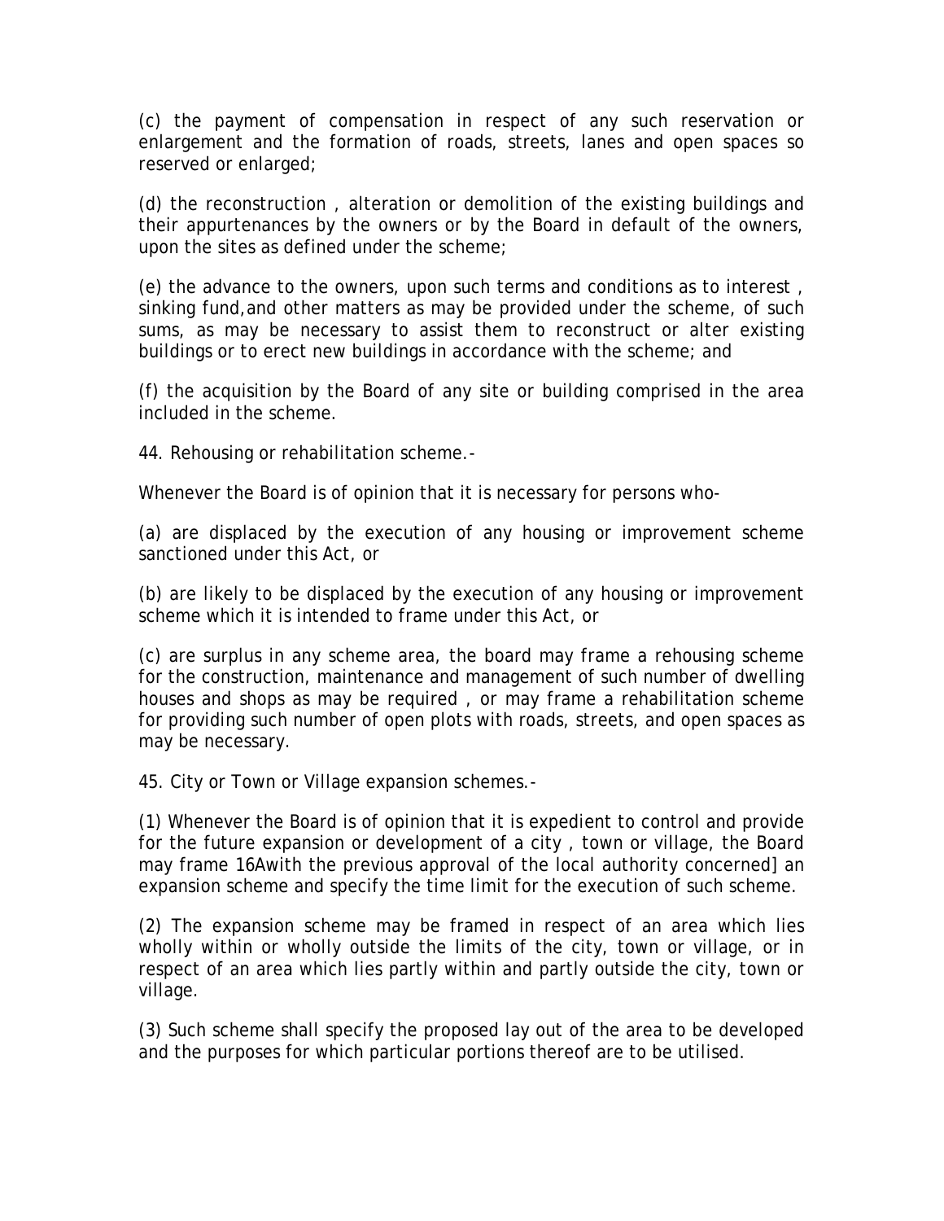(c) the payment of compensation in respect of any such reservation or enlargement and the formation of roads, streets, lanes and open spaces so reserved or enlarged;

(d) the reconstruction , alteration or demolition of the existing buildings and their appurtenances by the owners or by the Board in default of the owners, upon the sites as defined under the scheme;

(e) the advance to the owners, upon such terms and conditions as to interest , sinking fund,and other matters as may be provided under the scheme, of such sums, as may be necessary to assist them to reconstruct or alter existing buildings or to erect new buildings in accordance with the scheme; and

(f) the acquisition by the Board of any site or building comprised in the area included in the scheme.

44. Rehousing or rehabilitation scheme.-

Whenever the Board is of opinion that it is necessary for persons who-

(a) are displaced by the execution of any housing or improvement scheme sanctioned under this Act, or

(b) are likely to be displaced by the execution of any housing or improvement scheme which it is intended to frame under this Act, or

(c) are surplus in any scheme area, the board may frame a rehousing scheme for the construction, maintenance and management of such number of dwelling houses and shops as may be required , or may frame a rehabilitation scheme for providing such number of open plots with roads, streets, and open spaces as may be necessary.

45. City or Town or Village expansion schemes.-

(1) Whenever the Board is of opinion that it is expedient to control and provide for the future expansion or development of a city , town or village, the Board may frame 16Awith the previous approval of the local authority concerned] an expansion scheme and specify the time limit for the execution of such scheme.

(2) The expansion scheme may be framed in respect of an area which lies wholly within or wholly outside the limits of the city, town or village, or in respect of an area which lies partly within and partly outside the city, town or village.

(3) Such scheme shall specify the proposed lay out of the area to be developed and the purposes for which particular portions thereof are to be utilised.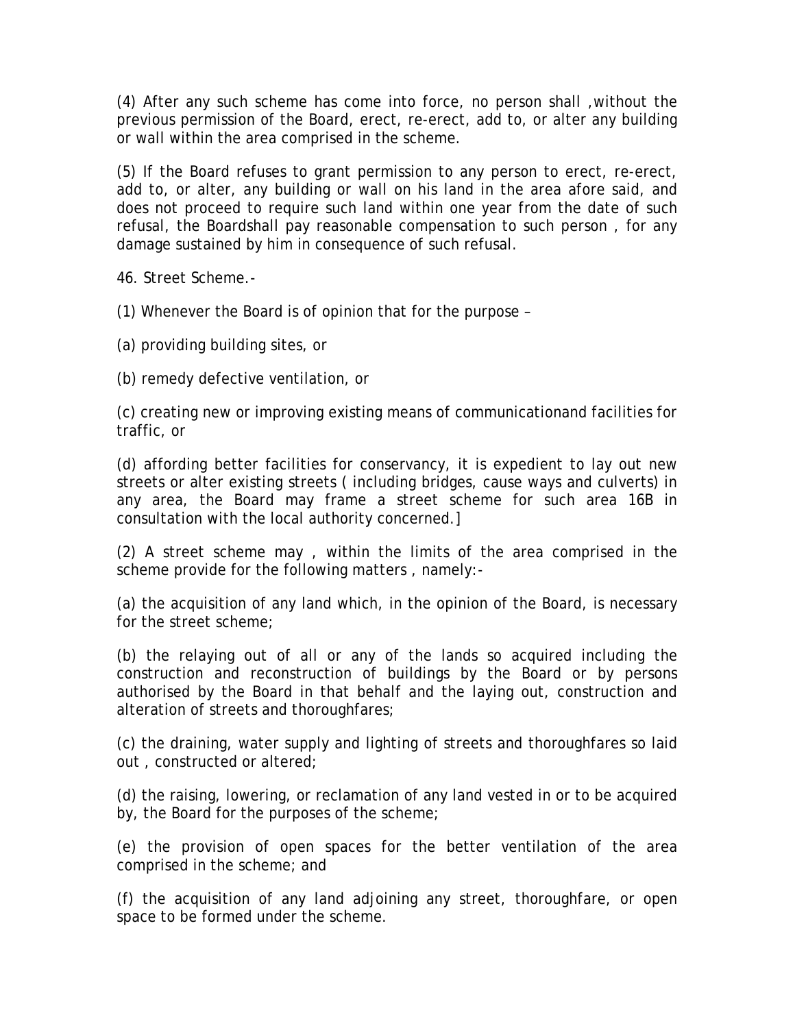(4) After any such scheme has come into force, no person shall ,without the previous permission of the Board, erect, re-erect, add to, or alter any building or wall within the area comprised in the scheme.

(5) If the Board refuses to grant permission to any person to erect, re-erect, add to, or alter, any building or wall on his land in the area afore said, and does not proceed to require such land within one year from the date of such refusal, the Boardshall pay reasonable compensation to such person , for any damage sustained by him in consequence of such refusal.

46. Street Scheme.-

(1) Whenever the Board is of opinion that for the purpose –

(a) providing building sites, or

(b) remedy defective ventilation, or

(c) creating new or improving existing means of communicationand facilities for traffic, or

(d) affording better facilities for conservancy, it is expedient to lay out new streets or alter existing streets ( including bridges, cause ways and culverts) in any area, the Board may frame a street scheme for such area 16B in consultation with the local authority concerned.]

(2) A street scheme may , within the limits of the area comprised in the scheme provide for the following matters , namely:-

(a) the acquisition of any land which, in the opinion of the Board, is necessary for the street scheme;

(b) the relaying out of all or any of the lands so acquired including the construction and reconstruction of buildings by the Board or by persons authorised by the Board in that behalf and the laying out, construction and alteration of streets and thoroughfares;

(c) the draining, water supply and lighting of streets and thoroughfares so laid out , constructed or altered;

(d) the raising, lowering, or reclamation of any land vested in or to be acquired by, the Board for the purposes of the scheme;

(e) the provision of open spaces for the better ventilation of the area comprised in the scheme; and

(f) the acquisition of any land adjoining any street, thoroughfare, or open space to be formed under the scheme.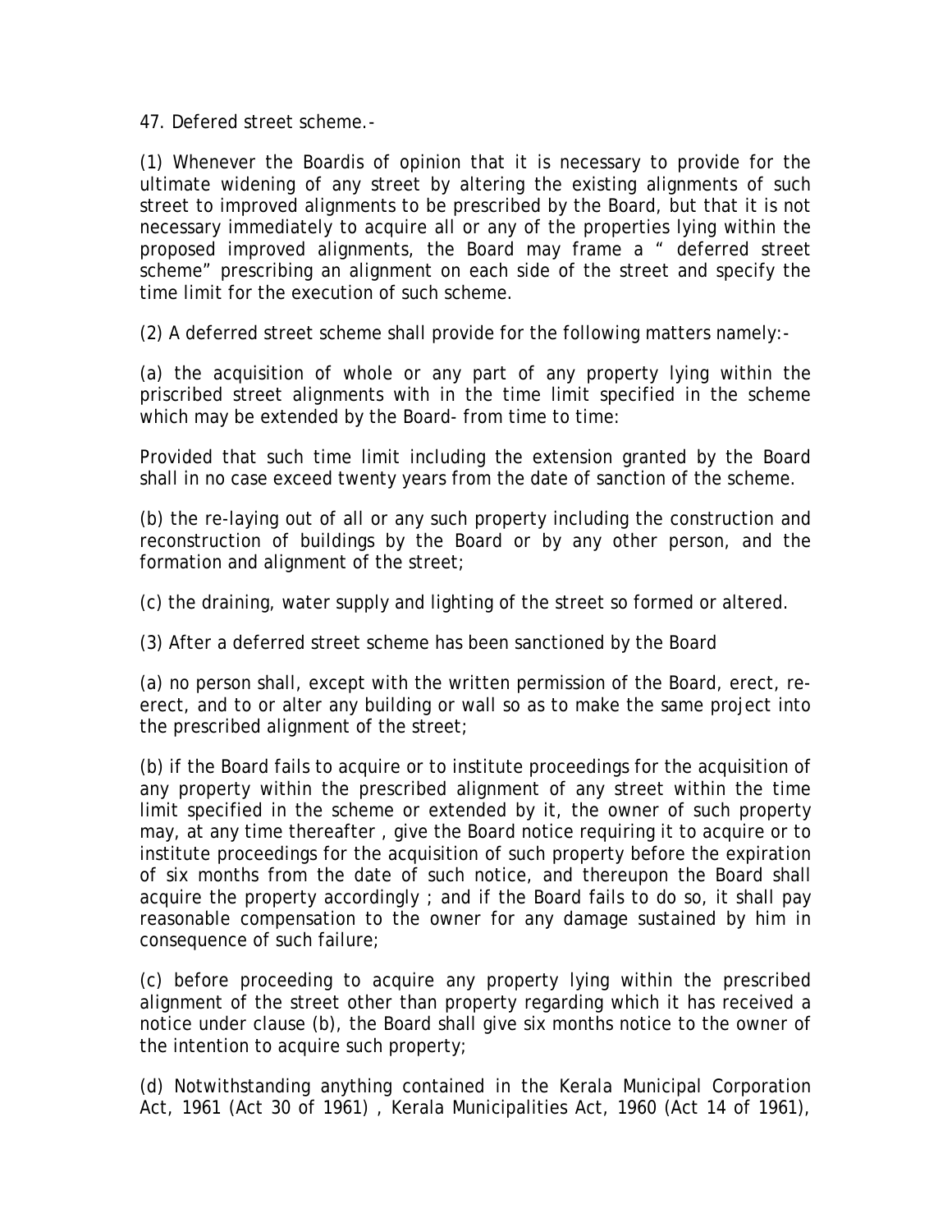47. Defered street scheme.-

(1) Whenever the Boardis of opinion that it is necessary to provide for the ultimate widening of any street by altering the existing alignments of such street to improved alignments to be prescribed by the Board, but that it is not necessary immediately to acquire all or any of the properties lying within the proposed improved alignments, the Board may frame a " deferred street scheme" prescribing an alignment on each side of the street and specify the time limit for the execution of such scheme.

(2) A deferred street scheme shall provide for the following matters namely:-

(a) the acquisition of whole or any part of any property lying within the priscribed street alignments with in the time limit specified in the scheme which may be extended by the Board- from time to time:

Provided that such time limit including the extension granted by the Board shall in no case exceed twenty years from the date of sanction of the scheme.

(b) the re-laying out of all or any such property including the construction and reconstruction of buildings by the Board or by any other person, and the formation and alignment of the street;

(c) the draining, water supply and lighting of the street so formed or altered.

(3) After a deferred street scheme has been sanctioned by the Board

(a) no person shall, except with the written permission of the Board, erect, re-erect, and to or alter any building or wall so as to make the same project into the prescribed alignment of the street;

(b) if the Board fails to acquire or to institute proceedings for the acquisition of any property within the prescribed alignment of any street within the time limit specified in the scheme or extended by it, the owner of such property may, at any time thereafter , give the Board notice requiring it to acquire or to institute proceedings for the acquisition of such property before the expiration of six months from the date of such notice, and thereupon the Board shall acquire the property accordingly ; and if the Board fails to do so, it shall pay reasonable compensation to the owner for any damage sustained by him in consequence of such failure;

(c) before proceeding to acquire any property lying within the prescribed alignment of the street other than property regarding which it has received a notice under clause (b), the Board shall give six months notice to the owner of the intention to acquire such property;

(d) Notwithstanding anything contained in the Kerala Municipal Corporation Act, 1961 (Act 30 of 1961) , Kerala Municipalities Act, 1960 (Act 14 of 1961),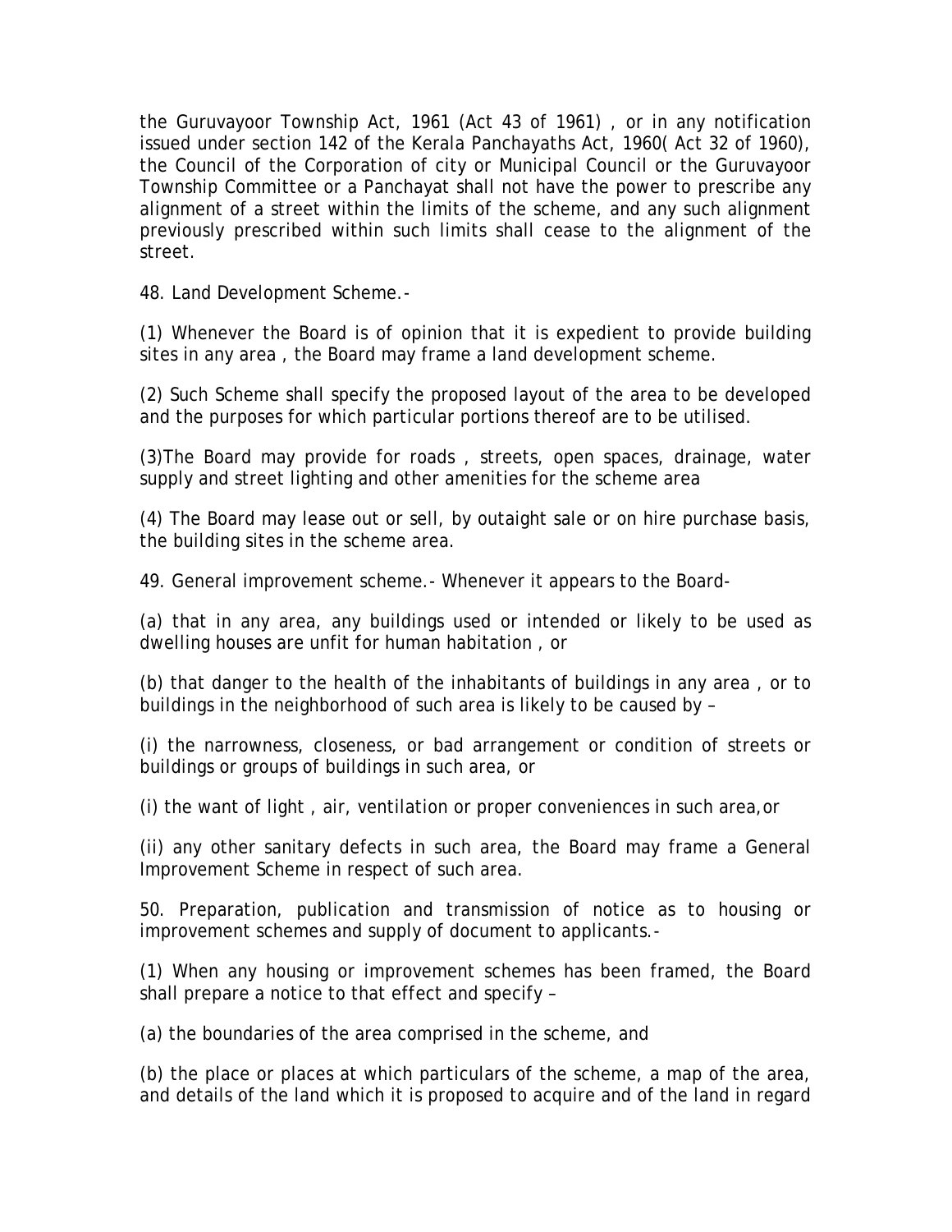the Guruvayoor Township Act, 1961 (Act 43 of 1961) , or in any notification issued under section 142 of the Kerala Panchayaths Act, 1960( Act 32 of 1960), the Council of the Corporation of city or Municipal Council or the Guruvayoor Township Committee or a Panchayat shall not have the power to prescribe any alignment of a street within the limits of the scheme, and any such alignment previously prescribed within such limits shall cease to the alignment of the street.

48. Land Development Scheme.-

(1) Whenever the Board is of opinion that it is expedient to provide building sites in any area , the Board may frame a land development scheme.

(2) Such Scheme shall specify the proposed layout of the area to be developed and the purposes for which particular portions thereof are to be utilised.

(3)The Board may provide for roads , streets, open spaces, drainage, water supply and street lighting and other amenities for the scheme area

(4) The Board may lease out or sell, by outaight sale or on hire purchase basis, the building sites in the scheme area.

49. General improvement scheme.- Whenever it appears to the Board-

(a) that in any area, any buildings used or intended or likely to be used as dwelling houses are unfit for human habitation , or

(b) that danger to the health of the inhabitants of buildings in any area , or to buildings in the neighborhood of such area is likely to be caused by –

(i) the narrowness, closeness, or bad arrangement or condition of streets or buildings or groups of buildings in such area, or

(i) the want of light , air, ventilation or proper conveniences in such area,or

(ii) any other sanitary defects in such area, the Board may frame a General Improvement Scheme in respect of such area.

50. Preparation, publication and transmission of notice as to housing or improvement schemes and supply of document to applicants.-

(1) When any housing or improvement schemes has been framed, the Board shall prepare a notice to that effect and specify –

(a) the boundaries of the area comprised in the scheme, and

(b) the place or places at which particulars of the scheme, a map of the area, and details of the land which it is proposed to acquire and of the land in regard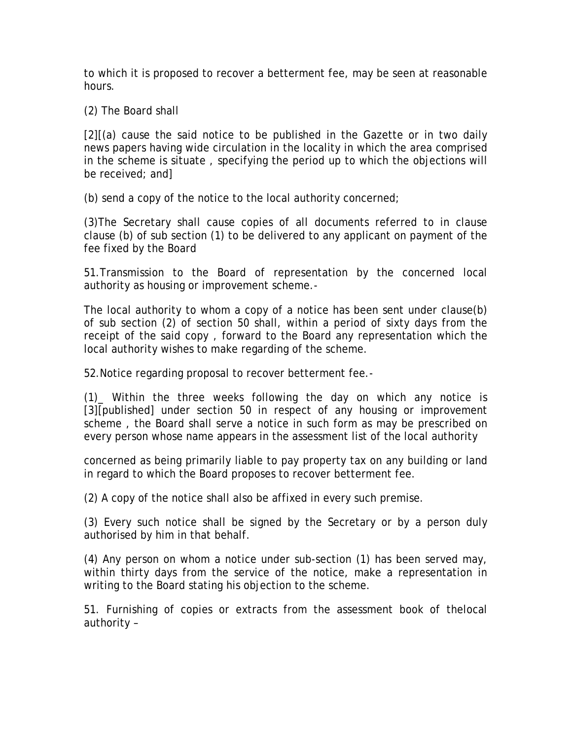to which it is proposed to recover a betterment fee, may be seen at reasonable hours.

(2) The Board shall

[2][(a) cause the said notice to be published in the Gazette or in two daily news papers having wide circulation in the locality in which the area comprised in the scheme is situate , specifying the period up to which the objections will be received; and]

(b) send a copy of the notice to the local authority concerned;

(3)The Secretary shall cause copies of all documents referred to in clause clause (b) of sub section (1) to be delivered to any applicant on payment of the fee fixed by the Board

51.Transmission to the Board of representation by the concerned local authority as housing or improvement scheme.-

The local authority to whom a copy of a notice has been sent under clause(b) of sub section (2) of section 50 shall, within a period of sixty days from the receipt of the said copy , forward to the Board any representation which the local authority wishes to make regarding of the scheme.

52.Notice regarding proposal to recover betterment fee.-

(1)_ Within the three weeks following the day on which any notice is [3][published] under section 50 in respect of any housing or improvement scheme , the Board shall serve a notice in such form as may be prescribed on every person whose name appears in the assessment list of the local authority concerned as being primarily liable to pay property tax on any building or land in regard to which the Board proposes to recover betterment fee.

(2) A copy of the notice shall also be affixed in every such premise.

(3) Every such notice shall be signed by the Secretary or by a person duly authorised by him in that behalf.

(4) Any person on whom a notice under sub-section (1) has been served may, within thirty days from the service of the notice, make a representation in writing to the Board stating his objection to the scheme.

51. Furnishing of copies or extracts from the assessment book of thelocal authority –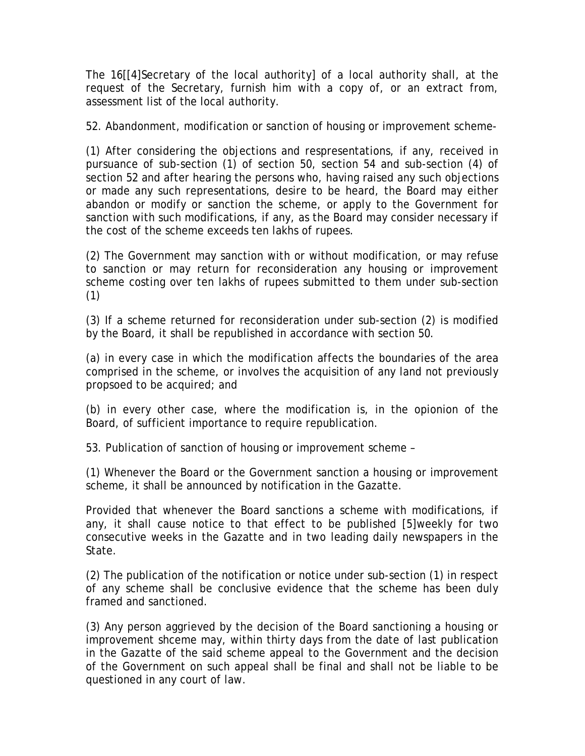The 16[[4]Secretary of the local authority] of a local authority shall, at the request of the Secretary, furnish him with a copy of, or an extract from, assessment list of the local authority.

52. Abandonment, modification or sanction of housing or improvement scheme-

(1) After considering the objections and respresentations, if any, received in pursuance of sub-section (1) of section 50, section 54 and sub-section (4) of section 52 and after hearing the persons who, having raised any such objections or made any such representations, desire to be heard, the Board may either abandon or modify or sanction the scheme, or apply to the Government for sanction with such modifications, if any, as the Board may consider necessary if the cost of the scheme exceeds ten lakhs of rupees.

(2) The Government may sanction with or without modification, or may refuse to sanction or may return for reconsideration any housing or improvement scheme costing over ten lakhs of rupees submitted to them under sub-section (1)

(3) If a scheme returned for reconsideration under sub-section (2) is modified by the Board, it shall be republished in accordance with section 50.

(a) in every case in which the modification affects the boundaries of the area comprised in the scheme, or involves the acquisition of any land not previously propsoed to be acquired; and

(b) in every other case, where the modification is, in the opionion of the Board, of sufficient importance to require republication.

53. Publication of sanction of housing or improvement scheme –

(1) Whenever the Board or the Government sanction a housing or improvement scheme, it shall be announced by notification in the Gazatte.

Provided that whenever the Board sanctions a scheme with modifications, if any, it shall cause notice to that effect to be published [5]weekly for two consecutive weeks in the Gazatte and in two leading daily newspapers in the State.

(2) The publication of the notification or notice under sub-section (1) in respect of any scheme shall be conclusive evidence that the scheme has been duly framed and sanctioned.

(3) Any person aggrieved by the decision of the Board sanctioning a housing or improvement shceme may, within thirty days from the date of last publication in the Gazatte of the said scheme appeal to the Government and the decision of the Government on such appeal shall be final and shall not be liable to be questioned in any court of law.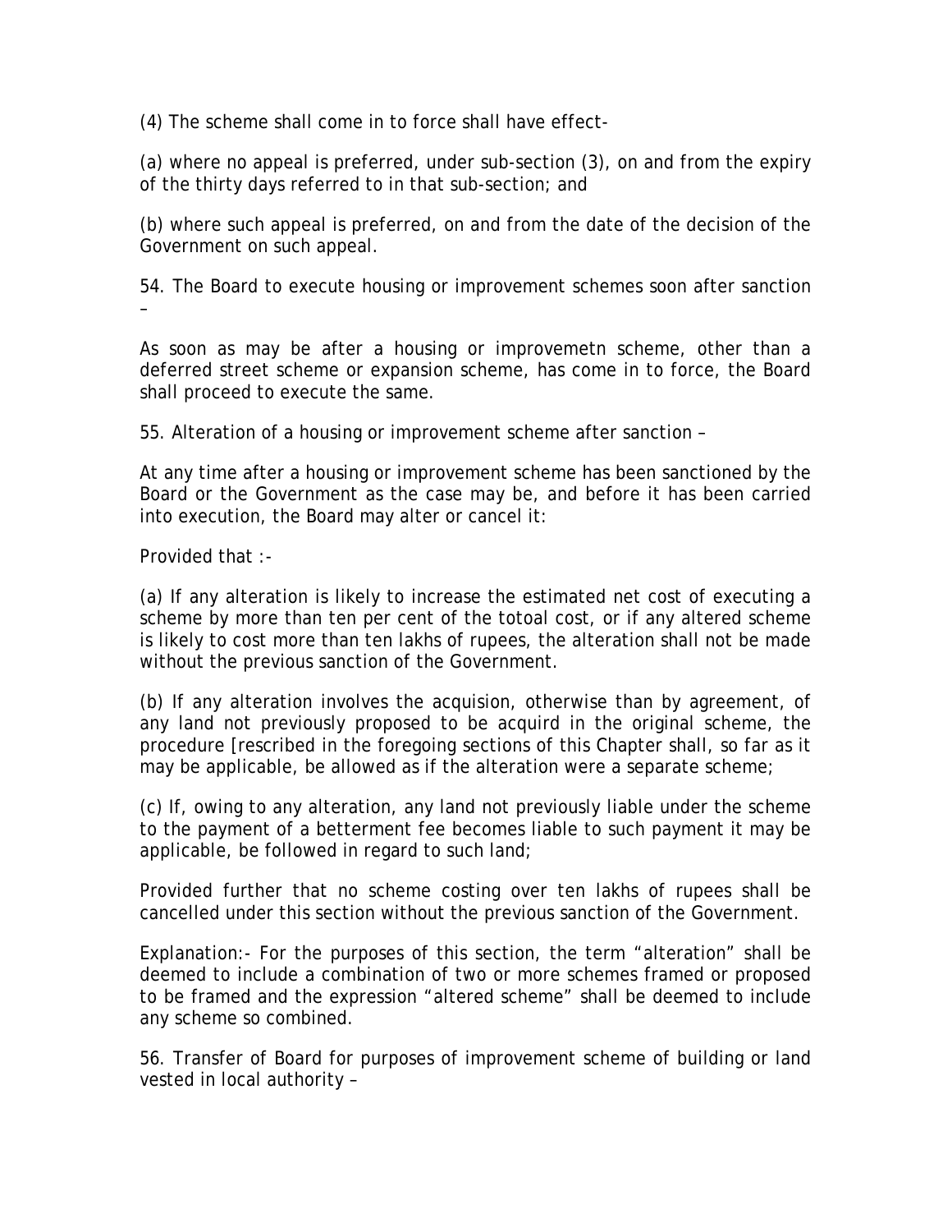(4) The scheme shall come in to force shall have effect-

(a) where no appeal is preferred, under sub-section (3), on and from the expiry of the thirty days referred to in that sub-section; and

(b) where such appeal is preferred, on and from the date of the decision of the Government on such appeal.

54. The Board to execute housing or improvement schemes soon after sanction –

As soon as may be after a housing or improvemetn scheme, other than a deferred street scheme or expansion scheme, has come in to force, the Board shall proceed to execute the same.

55. Alteration of a housing or improvement scheme after sanction –

At any time after a housing or improvement scheme has been sanctioned by the Board or the Government as the case may be, and before it has been carried into execution, the Board may alter or cancel it:

Provided that :-

(a) If any alteration is likely to increase the estimated net cost of executing a scheme by more than ten per cent of the totoal cost, or if any altered scheme is likely to cost more than ten lakhs of rupees, the alteration shall not be made without the previous sanction of the Government.

(b) If any alteration involves the acquision, otherwise than by agreement, of any land not previously proposed to be acquird in the original scheme, the procedure [rescribed in the foregoing sections of this Chapter shall, so far as it may be applicable, be allowed as if the alteration were a separate scheme;

(c) If, owing to any alteration, any land not previously liable under the scheme to the payment of a betterment fee becomes liable to such payment it may be applicable, be followed in regard to such land;

Provided further that no scheme costing over ten lakhs of rupees shall be cancelled under this section without the previous sanction of the Government.

Explanation:- For the purposes of this section, the term "alteration" shall be deemed to include a combination of two or more schemes framed or proposed to be framed and the expression "altered scheme" shall be deemed to include any scheme so combined.

56. Transfer of Board for purposes of improvement scheme of building or land vested in local authority –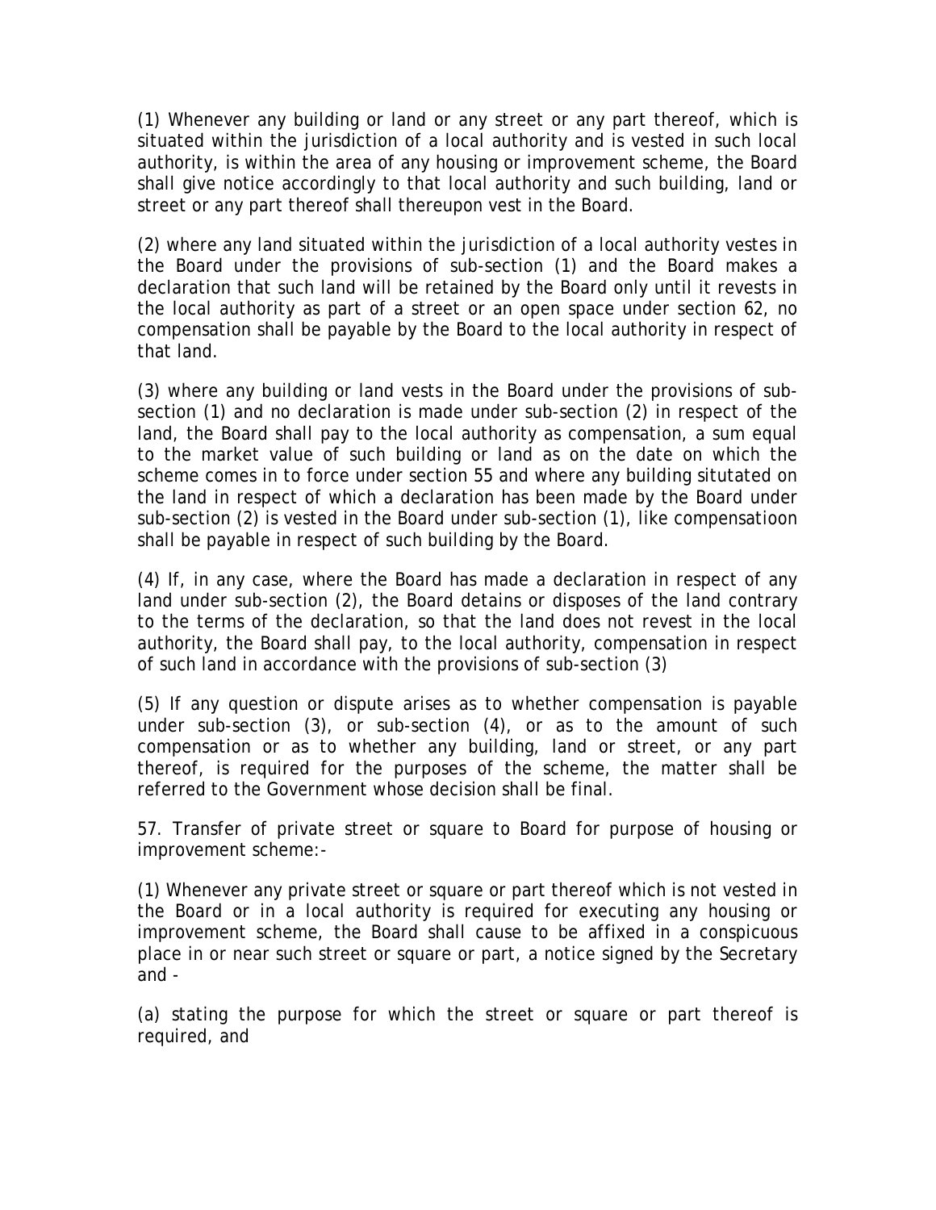(1) Whenever any building or land or any street or any part thereof, which is situated within the jurisdiction of a local authority and is vested in such local authority, is within the area of any housing or improvement scheme, the Board shall give notice accordingly to that local authority and such building, land or street or any part thereof shall thereupon vest in the Board.

(2) where any land situated within the jurisdiction of a local authority vestes in the Board under the provisions of sub-section (1) and the Board makes a declaration that such land will be retained by the Board only until it revests in the local authority as part of a street or an open space under section 62, no compensation shall be payable by the Board to the local authority in respect of that land.

(3) where any building or land vests in the Board under the provisions of sub-section (1) and no declaration is made under sub-section (2) in respect of the land, the Board shall pay to the local authority as compensation, a sum equal to the market value of such building or land as on the date on which the scheme comes in to force under section 55 and where any building situtated on the land in respect of which a declaration has been made by the Board under sub-section (2) is vested in the Board under sub-section (1), like compensatioon shall be payable in respect of such building by the Board.

(4) If, in any case, where the Board has made a declaration in respect of any land under sub-section (2), the Board detains or disposes of the land contrary to the terms of the declaration, so that the land does not revest in the local authority, the Board shall pay, to the local authority, compensation in respect of such land in accordance with the provisions of sub-section (3)

(5) If any question or dispute arises as to whether compensation is payable under sub-section (3), or sub-section (4), or as to the amount of such compensation or as to whether any building, land or street, or any part thereof, is required for the purposes of the scheme, the matter shall be referred to the Government whose decision shall be final.

57. Transfer of private street or square to Board for purpose of housing or improvement scheme:-

(1) Whenever any private street or square or part thereof which is not vested in the Board or in a local authority is required for executing any housing or improvement scheme, the Board shall cause to be affixed in a conspicuous place in or near such street or square or part, a notice signed by the Secretary and -

(a) stating the purpose for which the street or square or part thereof is required, and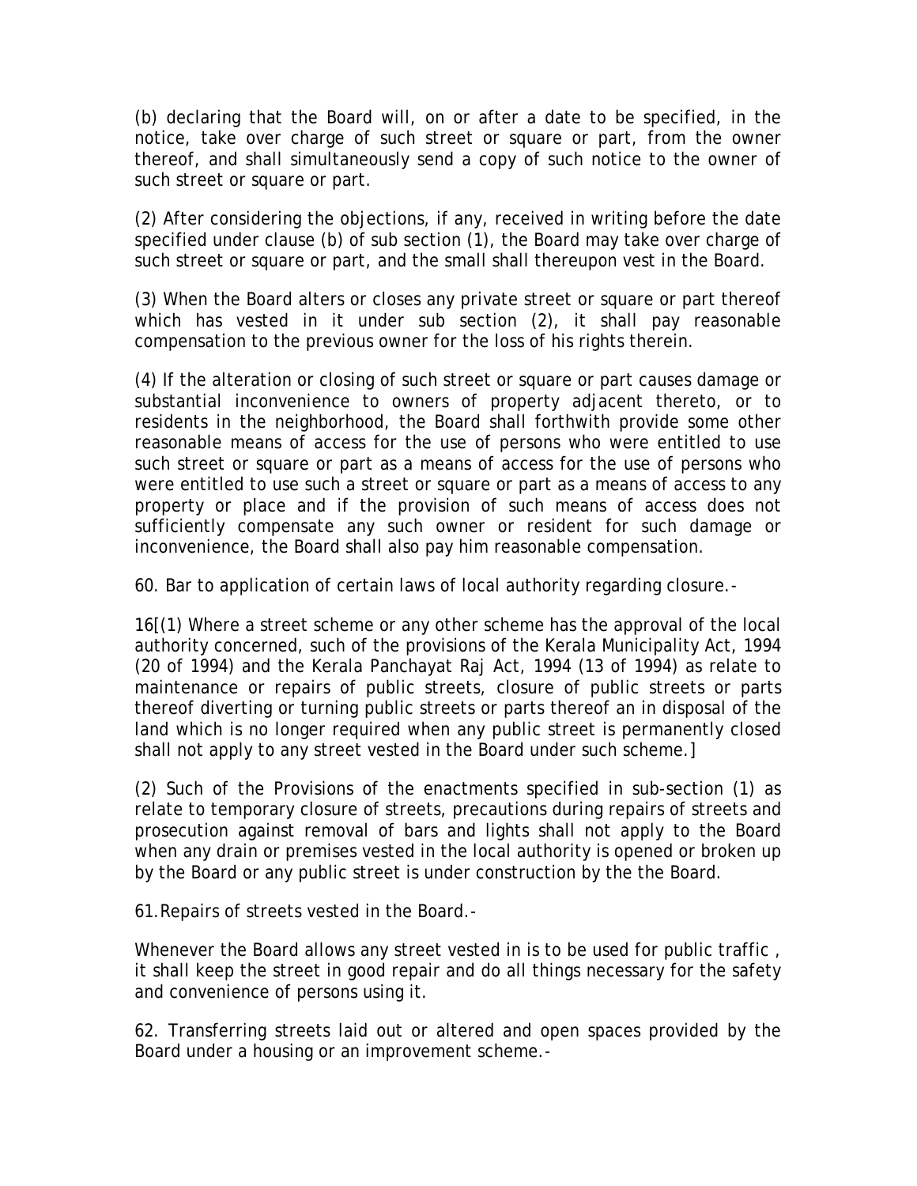(b) declaring that the Board will, on or after a date to be specified, in the notice, take over charge of such street or square or part, from the owner thereof, and shall simultaneously send a copy of such notice to the owner of such street or square or part.

(2) After considering the objections, if any, received in writing before the date specified under clause (b) of sub section (1), the Board may take over charge of such street or square or part, and the small shall thereupon vest in the Board.

(3) When the Board alters or closes any private street or square or part thereof which has vested in it under sub section (2), it shall pay reasonable compensation to the previous owner for the loss of his rights therein.

(4) If the alteration or closing of such street or square or part causes damage or substantial inconvenience to owners of property adjacent thereto, or to residents in the neighborhood, the Board shall forthwith provide some other reasonable means of access for the use of persons who were entitled to use such street or square or part as a means of access for the use of persons who were entitled to use such a street or square or part as a means of access to any property or place and if the provision of such means of access does not sufficiently compensate any such owner or resident for such damage or inconvenience, the Board shall also pay him reasonable compensation.

60. Bar to application of certain laws of local authority regarding closure.-

16[(1) Where a street scheme or any other scheme has the approval of the local authority concerned, such of the provisions of the Kerala Municipality Act, 1994 (20 of 1994) and the Kerala Panchayat Raj Act, 1994 (13 of 1994) as relate to maintenance or repairs of public streets, closure of public streets or parts thereof diverting or turning public streets or parts thereof an in disposal of the land which is no longer required when any public street is permanently closed shall not apply to any street vested in the Board under such scheme.]

(2) Such of the Provisions of the enactments specified in sub-section (1) as relate to temporary closure of streets, precautions during repairs of streets and prosecution against removal of bars and lights shall not apply to the Board when any drain or premises vested in the local authority is opened or broken up by the Board or any public street is under construction by the the Board.

61.Repairs of streets vested in the Board.-

Whenever the Board allows any street vested in is to be used for public traffic , it shall keep the street in good repair and do all things necessary for the safety and convenience of persons using it.

62. Transferring streets laid out or altered and open spaces provided by the Board under a housing or an improvement scheme.-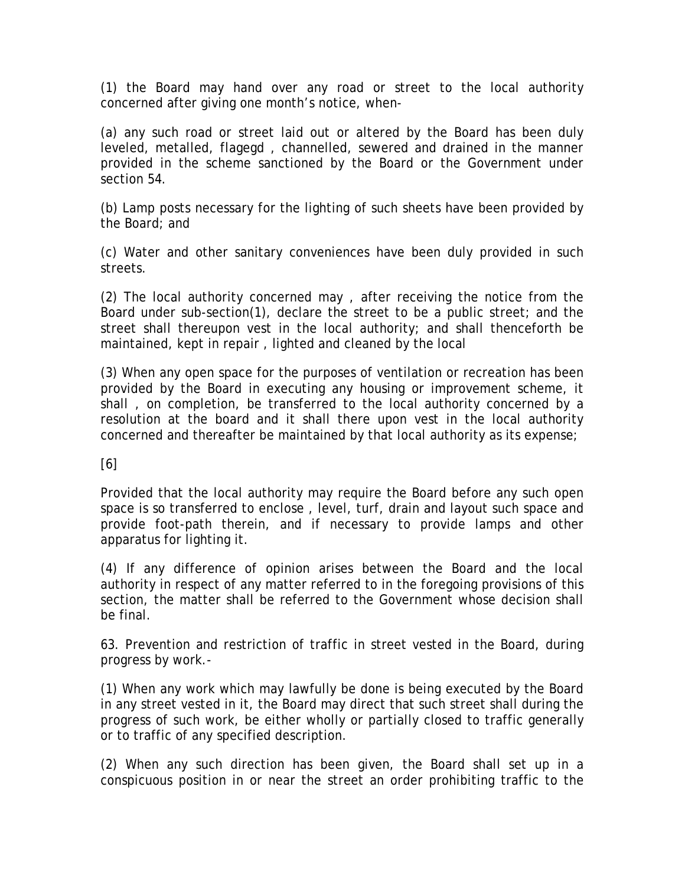(1) the Board may hand over any road or street to the local authority concerned after giving one month's notice, when-

(a) any such road or street laid out or altered by the Board has been duly leveled, metalled, flagegd , channelled, sewered and drained in the manner provided in the scheme sanctioned by the Board or the Government under section 54.

(b) Lamp posts necessary for the lighting of such sheets have been provided by the Board; and

(c) Water and other sanitary conveniences have been duly provided in such streets.

(2) The local authority concerned may , after receiving the notice from the Board under sub-section(1), declare the street to be a public street; and the street shall thereupon vest in the local authority; and shall thenceforth be maintained, kept in repair , lighted and cleaned by the local

(3) When any open space for the purposes of ventilation or recreation has been provided by the Board in executing any housing or improvement scheme, it shall , on completion, be transferred to the local authority concerned by a resolution at the board and it shall there upon vest in the local authority concerned and thereafter be maintained by that local authority as its expense;

[6]

Provided that the local authority may require the Board before any such open space is so transferred to enclose , level, turf, drain and layout such space and provide foot-path therein, and if necessary to provide lamps and other apparatus for lighting it.

(4) If any difference of opinion arises between the Board and the local authority in respect of any matter referred to in the foregoing provisions of this section, the matter shall be referred to the Government whose decision shall be final.

63. Prevention and restriction of traffic in street vested in the Board, during progress by work.-

(1) When any work which may lawfully be done is being executed by the Board in any street vested in it, the Board may direct that such street shall during the progress of such work, be either wholly or partially closed to traffic generally or to traffic of any specified description.

(2) When any such direction has been given, the Board shall set up in a conspicuous position in or near the street an order prohibiting traffic to the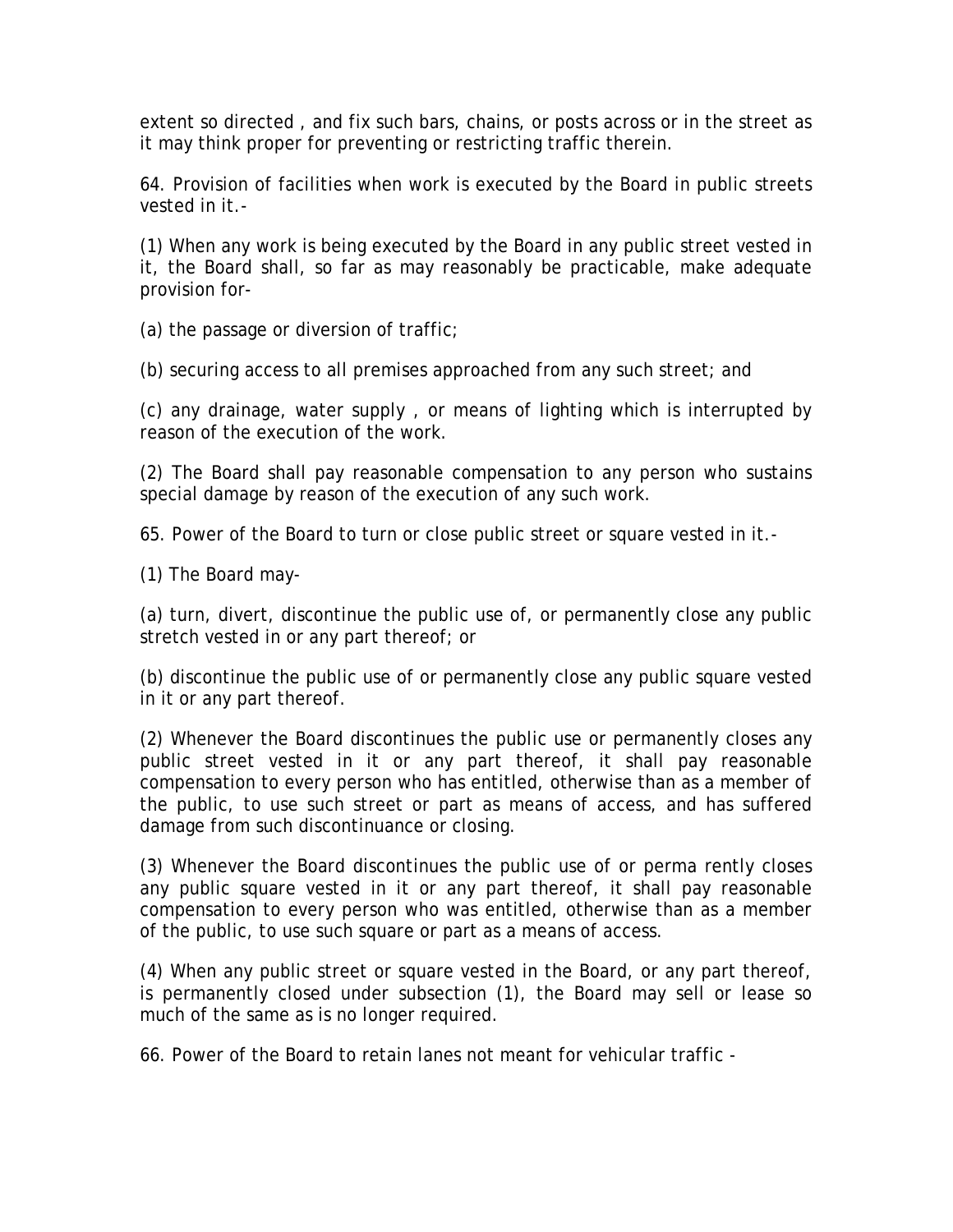extent so directed , and fix such bars, chains, or posts across or in the street as it may think proper for preventing or restricting traffic therein.

64. Provision of facilities when work is executed by the Board in public streets vested in it.-

(1) When any work is being executed by the Board in any public street vested in it, the Board shall, so far as may reasonably be practicable, make adequate provision for-

(a) the passage or diversion of traffic;

(b) securing access to all premises approached from any such street; and

(c) any drainage, water supply , or means of lighting which is interrupted by reason of the execution of the work.

(2) The Board shall pay reasonable compensation to any person who sustains special damage by reason of the execution of any such work.

65. Power of the Board to turn or close public street or square vested in it.-

(1) The Board may-

(a) turn, divert, discontinue the public use of, or permanently close any public stretch vested in or any part thereof; or

(b) discontinue the public use of or permanently close any public square vested in it or any part thereof.

(2) Whenever the Board discontinues the public use or permanently closes any public street vested in it or any part thereof, it shall pay reasonable compensation to every person who has entitled, otherwise than as a member of the public, to use such street or part as means of access, and has suffered damage from such discontinuance or closing.

(3) Whenever the Board discontinues the public use of or perma rently closes any public square vested in it or any part thereof, it shall pay reasonable compensation to every person who was entitled, otherwise than as a member of the public, to use such square or part as a means of access.

(4) When any public street or square vested in the Board, or any part thereof, is permanently closed under subsection (1), the Board may sell or lease so much of the same as is no longer required.

66. Power of the Board to retain lanes not meant for vehicular traffic -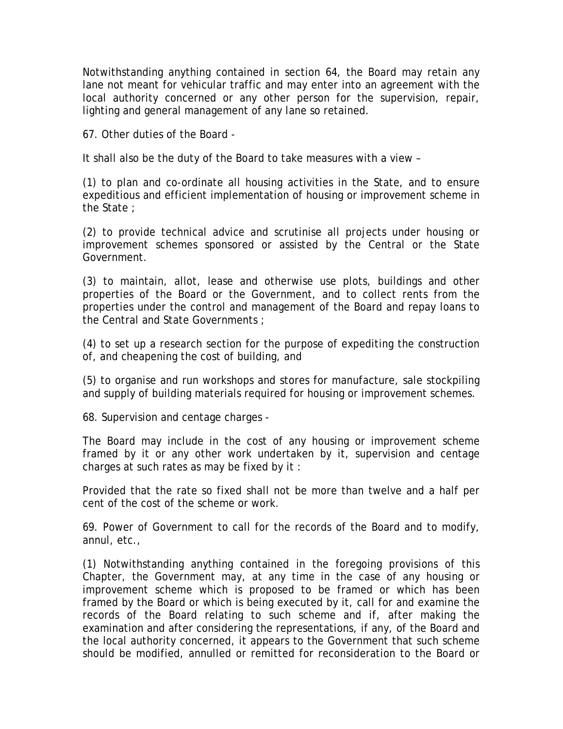Notwithstanding anything contained in section 64, the Board may retain any lane not meant for vehicular traffic and may enter into an agreement with the local authority concerned or any other person for the supervision, repair, lighting and general management of any lane so retained.

67. Other duties of the Board -

It shall also be the duty of the Board to take measures with a view –

(1) to plan and co-ordinate all housing activities in the State, and to ensure expeditious and efficient implementation of housing or improvement scheme in the State ;

(2) to provide technical advice and scrutinise all projects under housing or improvement schemes sponsored or assisted by the Central or the State Government.

(3) to maintain, allot, lease and otherwise use plots, buildings and other properties of the Board or the Government, and to collect rents from the properties under the control and management of the Board and repay loans to the Central and State Governments ;

(4) to set up a research section for the purpose of expediting the construction of, and cheapening the cost of building, and

(5) to organise and run workshops and stores for manufacture, sale stockpiling and supply of building materials required for housing or improvement schemes.

68. Supervision and centage charges -

The Board may include in the cost of any housing or improvement scheme framed by it or any other work undertaken by it, supervision and centage charges at such rates as may be fixed by it :

Provided that the rate so fixed shall not be more than twelve and a half per cent of the cost of the scheme or work.

69. Power of Government to call for the records of the Board and to modify, annul, etc.,

(1) Notwithstanding anything contained in the foregoing provisions of this Chapter, the Government may, at any time in the case of any housing or improvement scheme which is proposed to be framed or which has been framed by the Board or which is being executed by it, call for and examine the records of the Board relating to such scheme and if, after making the examination and after considering the representations, if any, of the Board and the local authority concerned, it appears to the Government that such scheme should be modified, annulled or remitted for reconsideration to the Board or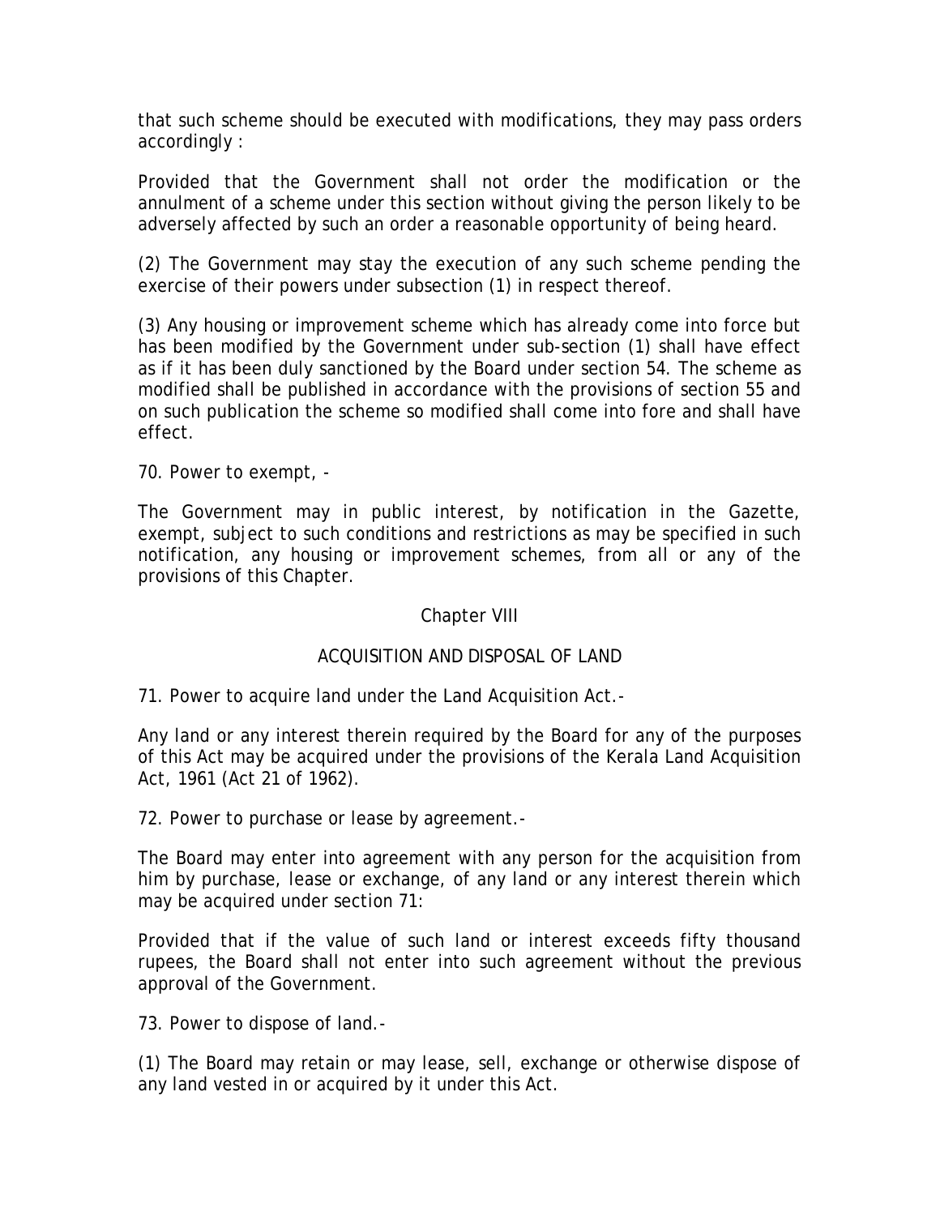that such scheme should be executed with modifications, they may pass orders accordingly :

Provided that the Government shall not order the modification or the annulment of a scheme under this section without giving the person likely to be adversely affected by such an order a reasonable opportunity of being heard.

(2) The Government may stay the execution of any such scheme pending the exercise of their powers under subsection (1) in respect thereof.

(3) Any housing or improvement scheme which has already come into force but has been modified by the Government under sub-section (1) shall have effect as if it has been duly sanctioned by the Board under section 54. The scheme as modified shall be published in accordance with the provisions of section 55 and on such publication the scheme so modified shall come into fore and shall have effect.

70. Power to exempt, -

The Government may in public interest, by notification in the Gazette, exempt, subject to such conditions and restrictions as may be specified in such notification, any housing or improvement schemes, from all or any of the provisions of this Chapter.

## Chapter VIII

## ACQUISITION AND DISPOSAL OF LAND

71. Power to acquire land under the Land Acquisition Act.-

Any land or any interest therein required by the Board for any of the purposes of this Act may be acquired under the provisions of the Kerala Land Acquisition Act, 1961 (Act 21 of 1962).

72. Power to purchase or lease by agreement.-

The Board may enter into agreement with any person for the acquisition from him by purchase, lease or exchange, of any land or any interest therein which may be acquired under section 71:

Provided that if the value of such land or interest exceeds fifty thousand rupees, the Board shall not enter into such agreement without the previous approval of the Government.

73. Power to dispose of land.-

(1) The Board may retain or may lease, sell, exchange or otherwise dispose of any land vested in or acquired by it under this Act.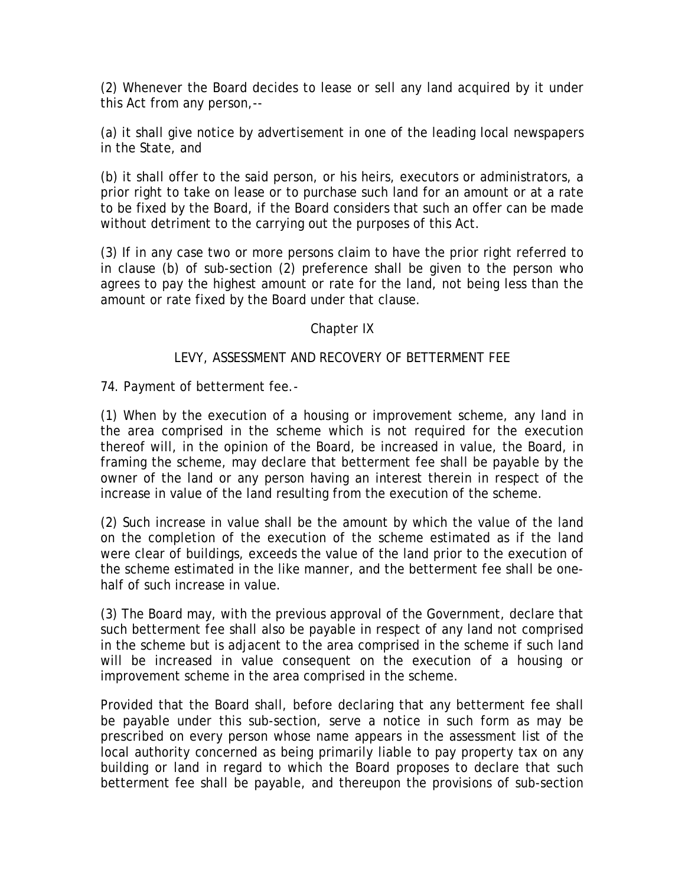(2) Whenever the Board decides to lease or sell any land acquired by it under this Act from any person,--

(a) it shall give notice by advertisement in one of the leading local newspapers in the State, and

(b) it shall offer to the said person, or his heirs, executors or administrators, a prior right to take on lease or to purchase such land for an amount or at a rate to be fixed by the Board, if the Board considers that such an offer can be made without detriment to the carrying out the purposes of this Act.

(3) If in any case two or more persons claim to have the prior right referred to in clause (b) of sub-section (2) preference shall be given to the person who agrees to pay the highest amount or rate for the land, not being less than the amount or rate fixed by the Board under that clause.

## Chapter IX

## LEVY, ASSESSMENT AND RECOVERY OF BETTERMENT FEE

74. Payment of betterment fee.-

(1) When by the execution of a housing or improvement scheme, any land in the area comprised in the scheme which is not required for the execution thereof will, in the opinion of the Board, be increased in value, the Board, in framing the scheme, may declare that betterment fee shall be payable by the owner of the land or any person having an interest therein in respect of the increase in value of the land resulting from the execution of the scheme.

(2) Such increase in value shall be the amount by which the value of the land on the completion of the execution of the scheme estimated as if the land were clear of buildings, exceeds the value of the land prior to the execution of the scheme estimated in the like manner, and the betterment fee shall be one-half of such increase in value.

(3) The Board may, with the previous approval of the Government, declare that such betterment fee shall also be payable in respect of any land not comprised in the scheme but is adjacent to the area comprised in the scheme if such land will be increased in value consequent on the execution of a housing or improvement scheme in the area comprised in the scheme.

Provided that the Board shall, before declaring that any betterment fee shall be payable under this sub-section, serve a notice in such form as may be prescribed on every person whose name appears in the assessment list of the local authority concerned as being primarily liable to pay property tax on any building or land in regard to which the Board proposes to declare that such betterment fee shall be payable, and thereupon the provisions of sub-section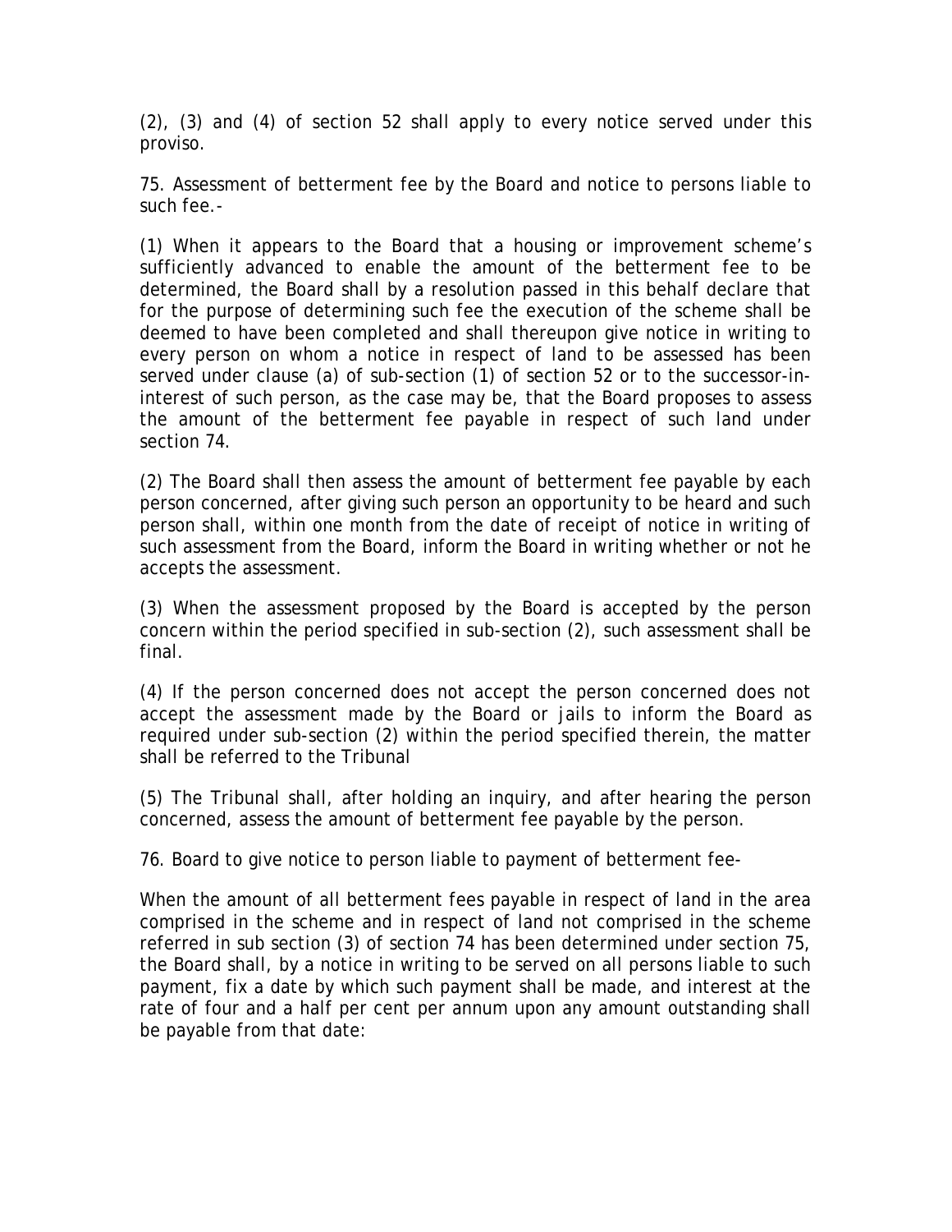(2), (3) and (4) of section 52 shall apply to every notice served under this proviso.

75. Assessment of betterment fee by the Board and notice to persons liable to such fee.-

(1) When it appears to the Board that a housing or improvement scheme's sufficiently advanced to enable the amount of the betterment fee to be determined, the Board shall by a resolution passed in this behalf declare that for the purpose of determining such fee the execution of the scheme shall be deemed to have been completed and shall thereupon give notice in writing to every person on whom a notice in respect of land to be assessed has been served under clause (a) of sub-section (1) of section 52 or to the successor-in-interest of such person, as the case may be, that the Board proposes to assess the amount of the betterment fee payable in respect of such land under section 74.

(2) The Board shall then assess the amount of betterment fee payable by each person concerned, after giving such person an opportunity to be heard and such person shall, within one month from the date of receipt of notice in writing of such assessment from the Board, inform the Board in writing whether or not he accepts the assessment.

(3) When the assessment proposed by the Board is accepted by the person concern within the period specified in sub-section (2), such assessment shall be final.

(4) If the person concerned does not accept the person concerned does not accept the assessment made by the Board or jails to inform the Board as required under sub-section (2) within the period specified therein, the matter shall be referred to the Tribunal

(5) The Tribunal shall, after holding an inquiry, and after hearing the person concerned, assess the amount of betterment fee payable by the person.

76. Board to give notice to person liable to payment of betterment fee-

When the amount of all betterment fees payable in respect of land in the area comprised in the scheme and in respect of land not comprised in the scheme referred in sub section (3) of section 74 has been determined under section 75, the Board shall, by a notice in writing to be served on all persons liable to such payment, fix a date by which such payment shall be made, and interest at the rate of four and a half per cent per annum upon any amount outstanding shall be payable from that date: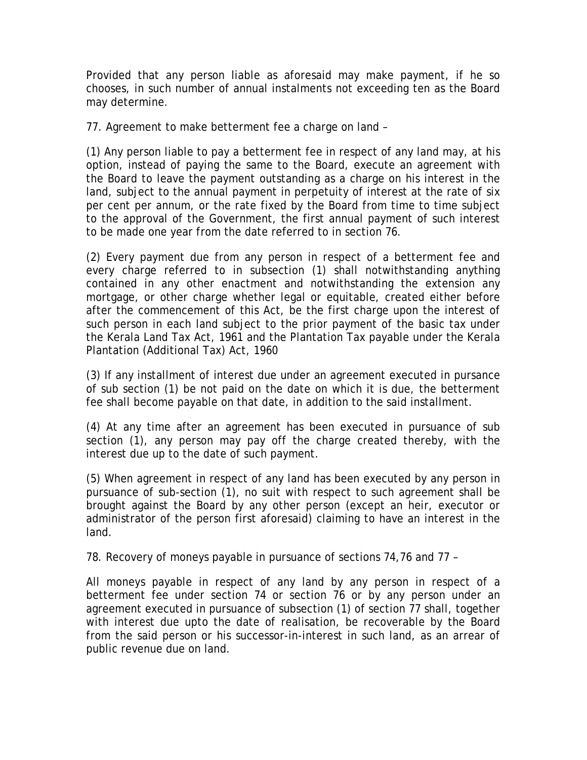Provided that any person liable as aforesaid may make payment, if he so chooses, in such number of annual instalments not exceeding ten as the Board may determine.

77. Agreement to make betterment fee a charge on land –

(1) Any person liable to pay a betterment fee in respect of any land may, at his option, instead of paying the same to the Board, execute an agreement with the Board to leave the payment outstanding as a charge on his interest in the land, subject to the annual payment in perpetuity of interest at the rate of six per cent per annum, or the rate fixed by the Board from time to time subject to the approval of the Government, the first annual payment of such interest to be made one year from the date referred to in section 76.

(2) Every payment due from any person in respect of a betterment fee and every charge referred to in subsection (1) shall notwithstanding anything contained in any other enactment and notwithstanding the extension any mortgage, or other charge whether legal or equitable, created either before after the commencement of this Act, be the first charge upon the interest of such person in each land subject to the prior payment of the basic tax under the Kerala Land Tax Act, 1961 and the Plantation Tax payable under the Kerala Plantation (Additional Tax) Act, 1960

(3) If any installment of interest due under an agreement executed in pursance of sub section (1) be not paid on the date on which it is due, the betterment fee shall become payable on that date, in addition to the said installment.

(4) At any time after an agreement has been executed in pursuance of sub section (1), any person may pay off the charge created thereby, with the interest due up to the date of such payment.

(5) When agreement in respect of any land has been executed by any person in pursuance of sub-section (1), no suit with respect to such agreement shall be brought against the Board by any other person (except an heir, executor or administrator of the person first aforesaid) claiming to have an interest in the land.

78. Recovery of moneys payable in pursuance of sections 74,76 and 77 –

All moneys payable in respect of any land by any person in respect of a betterment fee under section 74 or section 76 or by any person under an agreement executed in pursuance of subsection (1) of section 77 shall, together with interest due upto the date of realisation, be recoverable by the Board from the said person or his successor-in-interest in such land, as an arrear of public revenue due on land.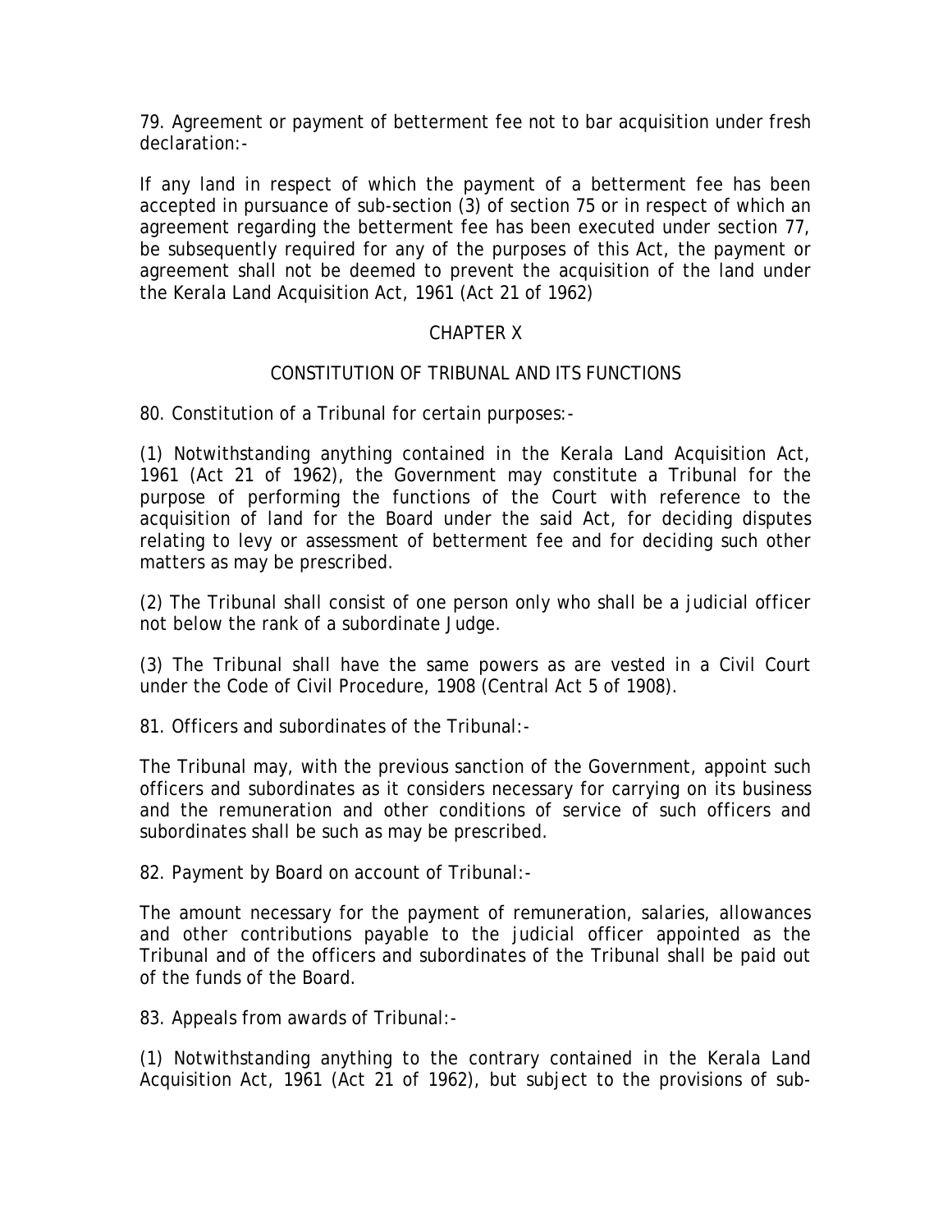79. Agreement or payment of betterment fee not to bar acquisition under fresh declaration:-

If any land in respect of which the payment of a betterment fee has been accepted in pursuance of sub-section (3) of section 75 or in respect of which an agreement regarding the betterment fee has been executed under section 77, be subsequently required for any of the purposes of this Act, the payment or agreement shall not be deemed to prevent the acquisition of the land under the Kerala Land Acquisition Act, 1961 (Act 21 of 1962)

## CHAPTER X

## CONSTITUTION OF TRIBUNAL AND ITS FUNCTIONS

80. Constitution of a Tribunal for certain purposes:-

(1) Notwithstanding anything contained in the Kerala Land Acquisition Act, 1961 (Act 21 of 1962), the Government may constitute a Tribunal for the purpose of performing the functions of the Court with reference to the acquisition of land for the Board under the said Act, for deciding disputes relating to levy or assessment of betterment fee and for deciding such other matters as may be prescribed.

(2) The Tribunal shall consist of one person only who shall be a judicial officer not below the rank of a subordinate Judge.

(3) The Tribunal shall have the same powers as are vested in a Civil Court under the Code of Civil Procedure, 1908 (Central Act 5 of 1908).

81. Officers and subordinates of the Tribunal:-

The Tribunal may, with the previous sanction of the Government, appoint such officers and subordinates as it considers necessary for carrying on its business and the remuneration and other conditions of service of such officers and subordinates shall be such as may be prescribed.

82. Payment by Board on account of Tribunal:-

The amount necessary for the payment of remuneration, salaries, allowances and other contributions payable to the judicial officer appointed as the Tribunal and of the officers and subordinates of the Tribunal shall be paid out of the funds of the Board.

83. Appeals from awards of Tribunal:-

(1) Notwithstanding anything to the contrary contained in the Kerala Land Acquisition Act, 1961 (Act 21 of 1962), but subject to the provisions of sub-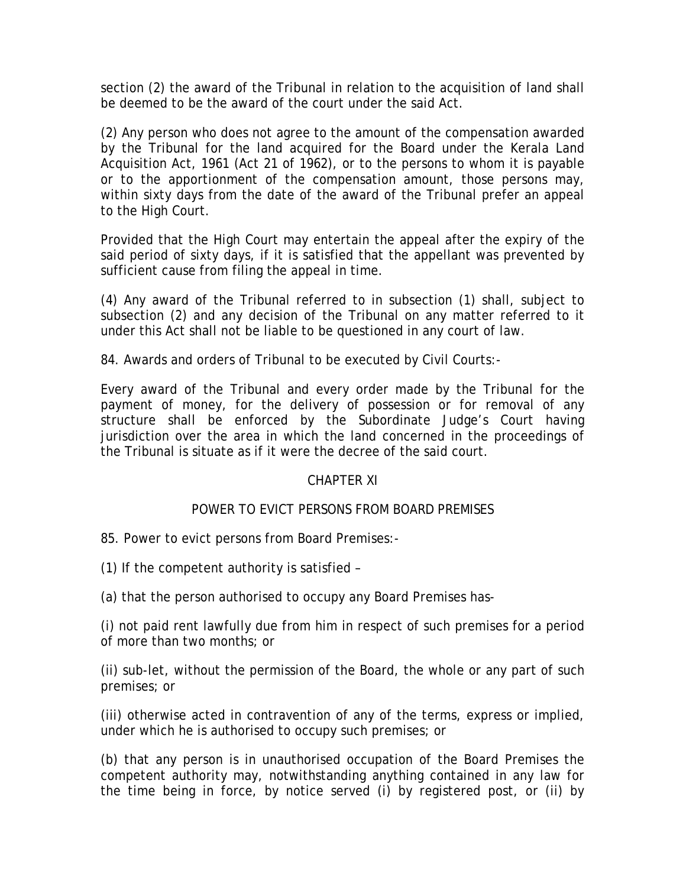section (2) the award of the Tribunal in relation to the acquisition of land shall be deemed to be the award of the court under the said Act.

(2) Any person who does not agree to the amount of the compensation awarded by the Tribunal for the land acquired for the Board under the Kerala Land Acquisition Act, 1961 (Act 21 of 1962), or to the persons to whom it is payable or to the apportionment of the compensation amount, those persons may, within sixty days from the date of the award of the Tribunal prefer an appeal to the High Court.

Provided that the High Court may entertain the appeal after the expiry of the said period of sixty days, if it is satisfied that the appellant was prevented by sufficient cause from filing the appeal in time.

(4) Any award of the Tribunal referred to in subsection (1) shall, subject to subsection (2) and any decision of the Tribunal on any matter referred to it under this Act shall not be liable to be questioned in any court of law.

84. Awards and orders of Tribunal to be executed by Civil Courts:-

Every award of the Tribunal and every order made by the Tribunal for the payment of money, for the delivery of possession or for removal of any structure shall be enforced by the Subordinate Judge's Court having jurisdiction over the area in which the land concerned in the proceedings of the Tribunal is situate as if it were the decree of the said court.

## CHAPTER XI

## POWER TO EVICT PERSONS FROM BOARD PREMISES

85. Power to evict persons from Board Premises:-

(1) If the competent authority is satisfied –

(a) that the person authorised to occupy any Board Premises has-

(i) not paid rent lawfully due from him in respect of such premises for a period of more than two months; or

(ii) sub-let, without the permission of the Board, the whole or any part of such premises; or

(iii) otherwise acted in contravention of any of the terms, express or implied, under which he is authorised to occupy such premises; or

(b) that any person is in unauthorised occupation of the Board Premises the competent authority may, notwithstanding anything contained in any law for the time being in force, by notice served (i) by registered post, or (ii) by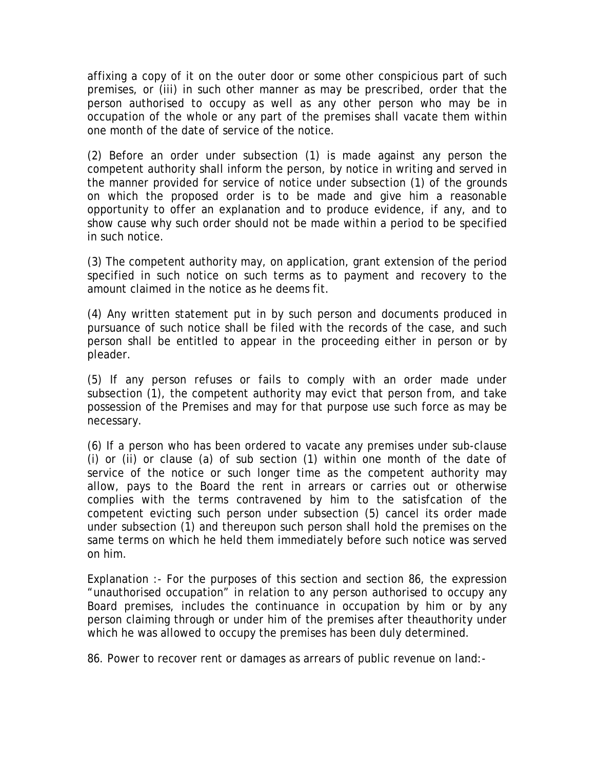affixing a copy of it on the outer door or some other conspicious part of such premises, or (iii) in such other manner as may be prescribed, order that the person authorised to occupy as well as any other person who may be in occupation of the whole or any part of the premises shall vacate them within one month of the date of service of the notice.

(2) Before an order under subsection (1) is made against any person the competent authority shall inform the person, by notice in writing and served in the manner provided for service of notice under subsection (1) of the grounds on which the proposed order is to be made and give him a reasonable opportunity to offer an explanation and to produce evidence, if any, and to show cause why such order should not be made within a period to be specified in such notice.

(3) The competent authority may, on application, grant extension of the period specified in such notice on such terms as to payment and recovery to the amount claimed in the notice as he deems fit.

(4) Any written statement put in by such person and documents produced in pursuance of such notice shall be filed with the records of the case, and such person shall be entitled to appear in the proceeding either in person or by pleader.

(5) If any person refuses or fails to comply with an order made under subsection (1), the competent authority may evict that person from, and take possession of the Premises and may for that purpose use such force as may be necessary.

(6) If a person who has been ordered to vacate any premises under sub-clause (i) or (ii) or clause (a) of sub section (1) within one month of the date of service of the notice or such longer time as the competent authority may allow, pays to the Board the rent in arrears or carries out or otherwise complies with the terms contravened by him to the satisfcation of the competent evicting such person under subsection (5) cancel its order made under subsection (1) and thereupon such person shall hold the premises on the same terms on which he held them immediately before such notice was served on him.

Explanation :- For the purposes of this section and section 86, the expression "unauthorised occupation" in relation to any person authorised to occupy any Board premises, includes the continuance in occupation by him or by any person claiming through or under him of the premises after theauthority under which he was allowed to occupy the premises has been duly determined.

86. Power to recover rent or damages as arrears of public revenue on land:-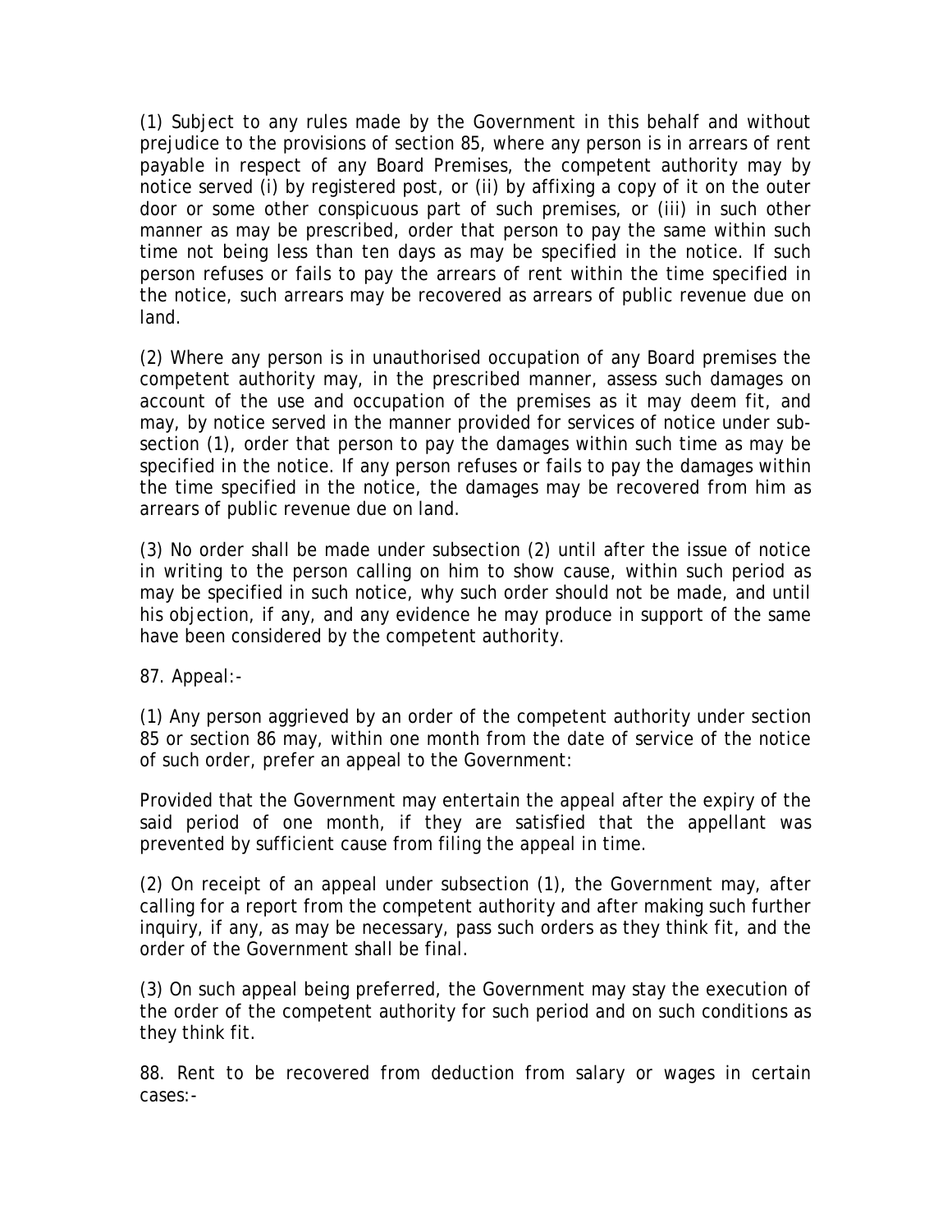(1) Subject to any rules made by the Government in this behalf and without prejudice to the provisions of section 85, where any person is in arrears of rent payable in respect of any Board Premises, the competent authority may by notice served (i) by registered post, or (ii) by affixing a copy of it on the outer door or some other conspicuous part of such premises, or (iii) in such other manner as may be prescribed, order that person to pay the same within such time not being less than ten days as may be specified in the notice. If such person refuses or fails to pay the arrears of rent within the time specified in the notice, such arrears may be recovered as arrears of public revenue due on land.

(2) Where any person is in unauthorised occupation of any Board premises the competent authority may, in the prescribed manner, assess such damages on account of the use and occupation of the premises as it may deem fit, and may, by notice served in the manner provided for services of notice under sub-section (1), order that person to pay the damages within such time as may be specified in the notice. If any person refuses or fails to pay the damages within the time specified in the notice, the damages may be recovered from him as arrears of public revenue due on land.

(3) No order shall be made under subsection (2) until after the issue of notice in writing to the person calling on him to show cause, within such period as may be specified in such notice, why such order should not be made, and until his objection, if any, and any evidence he may produce in support of the same have been considered by the competent authority.

87. Appeal:-

(1) Any person aggrieved by an order of the competent authority under section 85 or section 86 may, within one month from the date of service of the notice of such order, prefer an appeal to the Government:

Provided that the Government may entertain the appeal after the expiry of the said period of one month, if they are satisfied that the appellant was prevented by sufficient cause from filing the appeal in time.

(2) On receipt of an appeal under subsection (1), the Government may, after calling for a report from the competent authority and after making such further inquiry, if any, as may be necessary, pass such orders as they think fit, and the order of the Government shall be final.

(3) On such appeal being preferred, the Government may stay the execution of the order of the competent authority for such period and on such conditions as they think fit.

88. Rent to be recovered from deduction from salary or wages in certain cases:-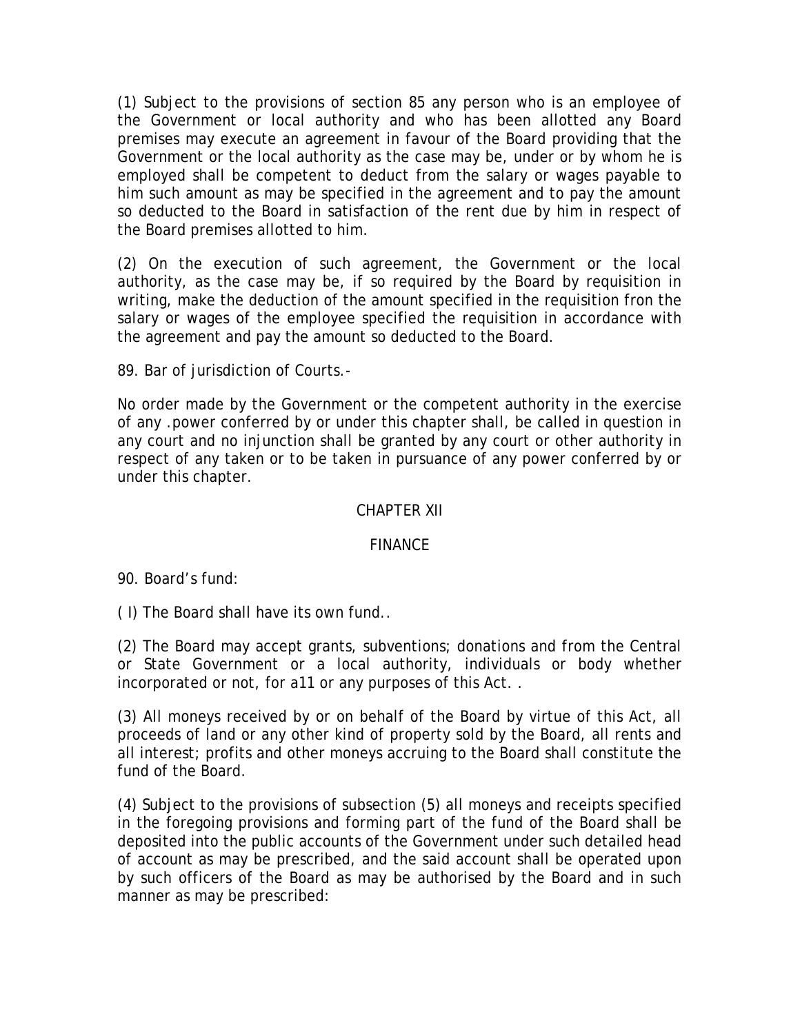(1) Subject to the provisions of section 85 any person who is an employee of the Government or local authority and who has been allotted any Board premises may execute an agreement in favour of the Board providing that the Government or the local authority as the case may be, under or by whom he is employed shall be competent to deduct from the salary or wages payable to him such amount as may be specified in the agreement and to pay the amount so deducted to the Board in satisfaction of the rent due by him in respect of the Board premises allotted to him.

(2) On the execution of such agreement, the Government or the local authority, as the case may be, if so required by the Board by requisition in writing, make the deduction of the amount specified in the requisition fron the salary or wages of the employee specified the requisition in accordance with the agreement and pay the amount so deducted to the Board.

89. Bar of jurisdiction of Courts.-

No order made by the Government or the competent authority in the exercise of any .power conferred by or under this chapter shall, be called in question in any court and no injunction shall be granted by any court or other authority in respect of any taken or to be taken in pursuance of any power conferred by or under this chapter.

## CHAPTER XII

## FINANCE

90. Board's fund:

( I) The Board shall have its own fund..

(2) The Board may accept grants, subventions; donations and from the Central or State Government or a local authority, individuals or body whether incorporated or not, for a11 or any purposes of this Act. .

(3) All moneys received by or on behalf of the Board by virtue of this Act, all proceeds of land or any other kind of property sold by the Board, all rents and all interest; profits and other moneys accruing to the Board shall constitute the fund of the Board.

(4) Subject to the provisions of subsection (5) all moneys and receipts specified in the foregoing provisions and forming part of the fund of the Board shall be deposited into the public accounts of the Government under such detailed head of account as may be prescribed, and the said account shall be operated upon by such officers of the Board as may be authorised by the Board and in such manner as may be prescribed: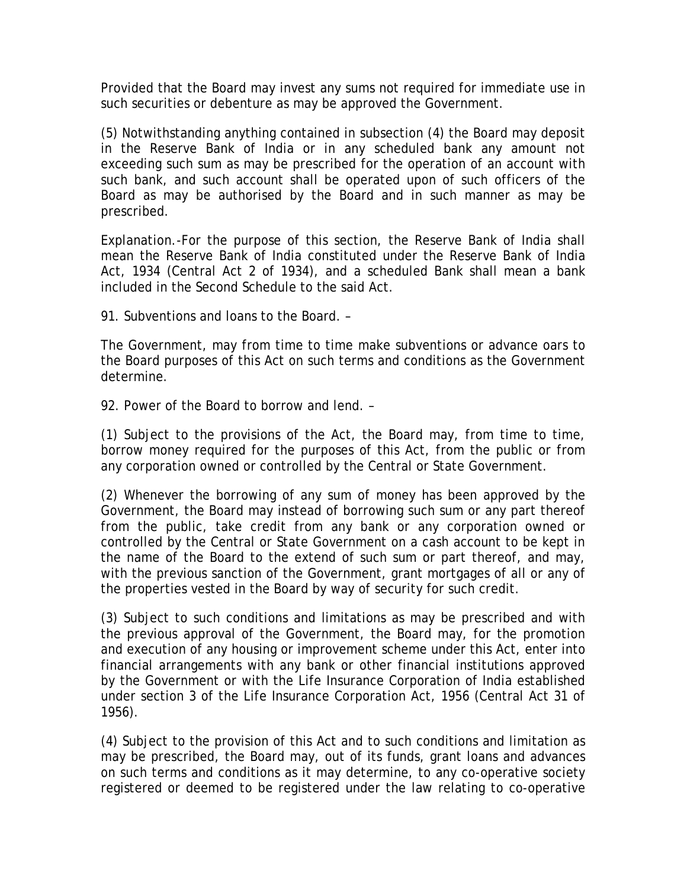Provided that the Board may invest any sums not required for immediate use in such securities or debenture as may be approved the Government.

(5) Notwithstanding anything contained in subsection (4) the Board may deposit in the Reserve Bank of India or in any scheduled bank any amount not exceeding such sum as may be prescribed for the operation of an account with such bank, and such account shall be operated upon of such officers of the Board as may be authorised by the Board and in such manner as may be prescribed.

Explanation.-For the purpose of this section, the Reserve Bank of India shall mean the Reserve Bank of India constituted under the Reserve Bank of India Act, 1934 (Central Act 2 of 1934), and a scheduled Bank shall mean a bank included in the Second Schedule to the said Act.

91. Subventions and loans to the Board. –

The Government, may from time to time make subventions or advance oars to the Board purposes of this Act on such terms and conditions as the Government determine.

92. Power of the Board to borrow and lend. –

(1) Subject to the provisions of the Act, the Board may, from time to time, borrow money required for the purposes of this Act, from the public or from any corporation owned or controlled by the Central or State Government.

(2) Whenever the borrowing of any sum of money has been approved by the Government, the Board may instead of borrowing such sum or any part thereof from the public, take credit from any bank or any corporation owned or controlled by the Central or State Government on a cash account to be kept in the name of the Board to the extend of such sum or part thereof, and may, with the previous sanction of the Government, grant mortgages of all or any of the properties vested in the Board by way of security for such credit.

(3) Subject to such conditions and limitations as may be prescribed and with the previous approval of the Government, the Board may, for the promotion and execution of any housing or improvement scheme under this Act, enter into financial arrangements with any bank or other financial institutions approved by the Government or with the Life Insurance Corporation of India established under section 3 of the Life Insurance Corporation Act, 1956 (Central Act 31 of 1956).

(4) Subject to the provision of this Act and to such conditions and limitation as may be prescribed, the Board may, out of its funds, grant loans and advances on such terms and conditions as it may determine, to any co-operative society registered or deemed to be registered under the law relating to co-operative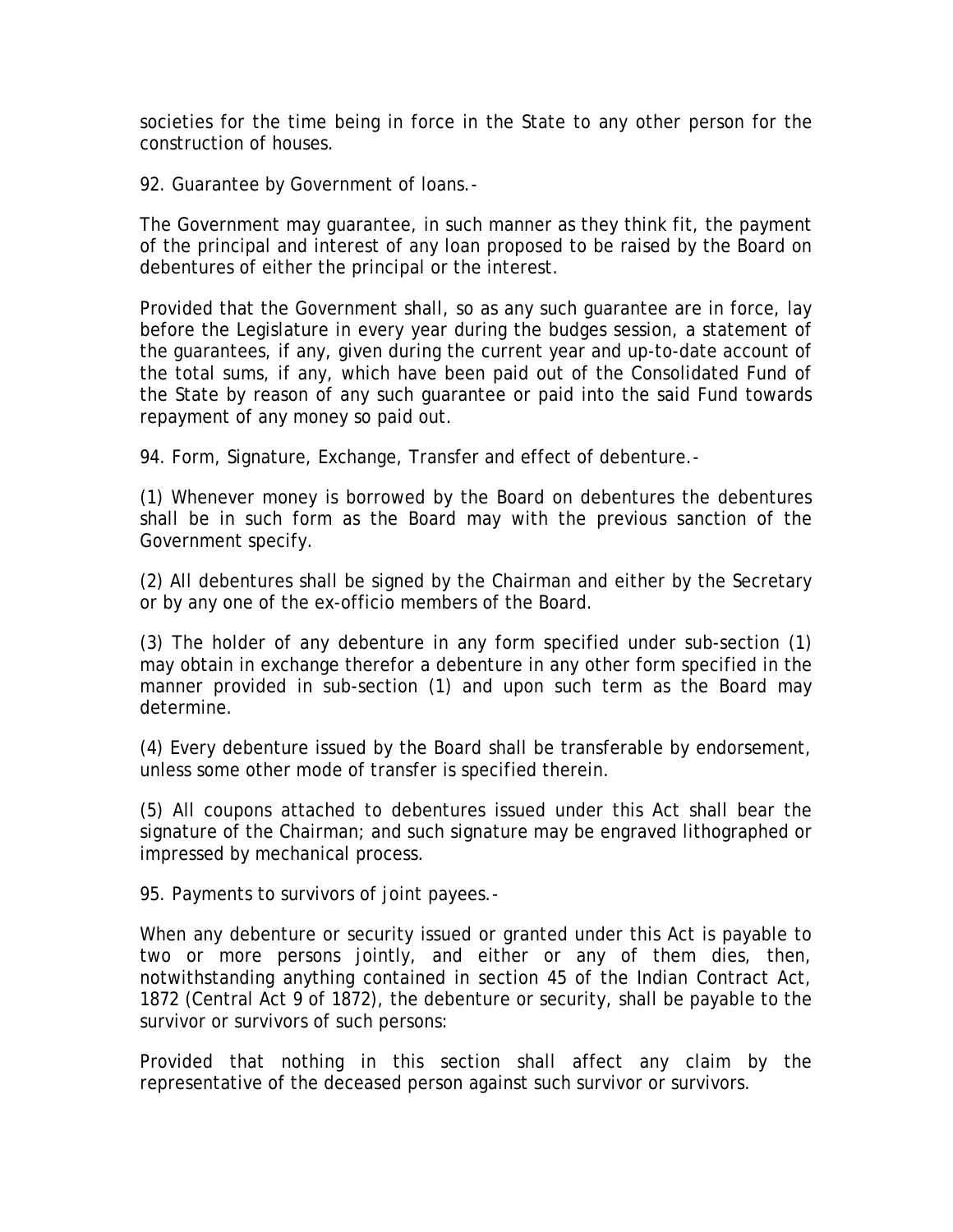societies for the time being in force in the State to any other person for the construction of houses.

92. Guarantee by Government of loans.-

The Government may guarantee, in such manner as they think fit, the payment of the principal and interest of any loan proposed to be raised by the Board on debentures of either the principal or the interest.

Provided that the Government shall, so as any such guarantee are in force, lay before the Legislature in every year during the budges session, a statement of the guarantees, if any, given during the current year and up-to-date account of the total sums, if any, which have been paid out of the Consolidated Fund of the State by reason of any such guarantee or paid into the said Fund towards repayment of any money so paid out.

94. Form, Signature, Exchange, Transfer and effect of debenture.-

(1) Whenever money is borrowed by the Board on debentures the debentures shall be in such form as the Board may with the previous sanction of the Government specify.

(2) All debentures shall be signed by the Chairman and either by the Secretary or by any one of the ex-officio members of the Board.

(3) The holder of any debenture in any form specified under sub-section (1) may obtain in exchange therefor a debenture in any other form specified in the manner provided in sub-section (1) and upon such term as the Board may determine.

(4) Every debenture issued by the Board shall be transferable by endorsement, unless some other mode of transfer is specified therein.

(5) All coupons attached to debentures issued under this Act shall bear the signature of the Chairman; and such signature may be engraved lithographed or impressed by mechanical process.

95. Payments to survivors of joint payees.-

When any debenture or security issued or granted under this Act is payable to two or more persons jointly, and either or any of them dies, then, notwithstanding anything contained in section 45 of the Indian Contract Act, 1872 (Central Act 9 of 1872), the debenture or security, shall be payable to the survivor or survivors of such persons:

Provided that nothing in this section shall affect any claim by the representative of the deceased person against such survivor or survivors.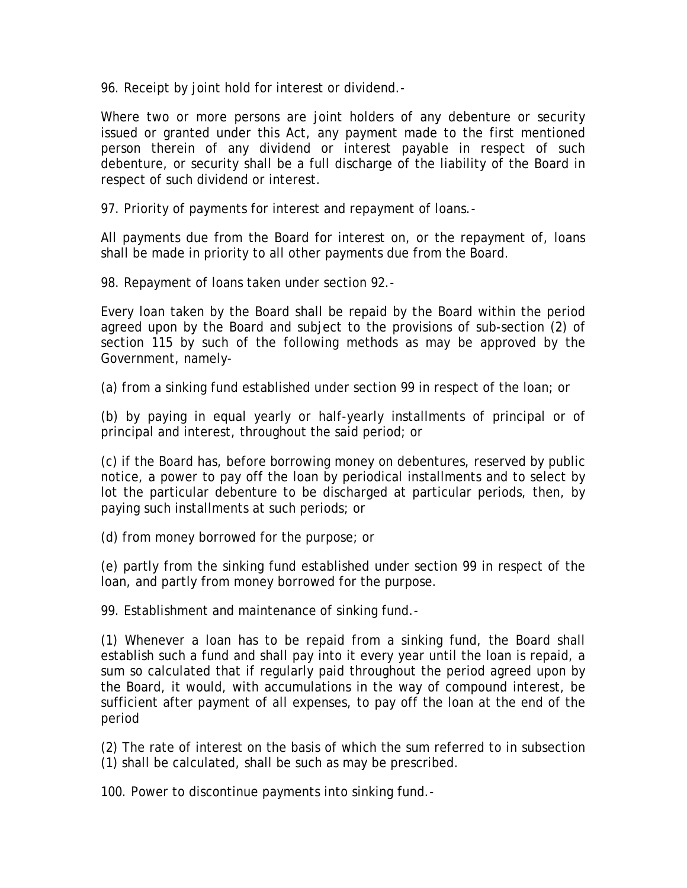96. Receipt by joint hold for interest or dividend.-

Where two or more persons are joint holders of any debenture or security issued or granted under this Act, any payment made to the first mentioned person therein of any dividend or interest payable in respect of such debenture, or security shall be a full discharge of the liability of the Board in respect of such dividend or interest.

97. Priority of payments for interest and repayment of loans.-

All payments due from the Board for interest on, or the repayment of, loans shall be made in priority to all other payments due from the Board.

98. Repayment of loans taken under section 92.-

Every loan taken by the Board shall be repaid by the Board within the period agreed upon by the Board and subject to the provisions of sub-section (2) of section 115 by such of the following methods as may be approved by the Government, namely-

(a) from a sinking fund established under section 99 in respect of the loan; or

(b) by paying in equal yearly or half-yearly installments of principal or of principal and interest, throughout the said period; or

(c) if the Board has, before borrowing money on debentures, reserved by public notice, a power to pay off the loan by periodical installments and to select by lot the particular debenture to be discharged at particular periods, then, by paying such installments at such periods; or

(d) from money borrowed for the purpose; or

(e) partly from the sinking fund established under section 99 in respect of the loan, and partly from money borrowed for the purpose.

99. Establishment and maintenance of sinking fund.-

(1) Whenever a loan has to be repaid from a sinking fund, the Board shall establish such a fund and shall pay into it every year until the loan is repaid, a sum so calculated that if regularly paid throughout the period agreed upon by the Board, it would, with accumulations in the way of compound interest, be sufficient after payment of all expenses, to pay off the loan at the end of the period

(2) The rate of interest on the basis of which the sum referred to in subsection (1) shall be calculated, shall be such as may be prescribed.

100. Power to discontinue payments into sinking fund.-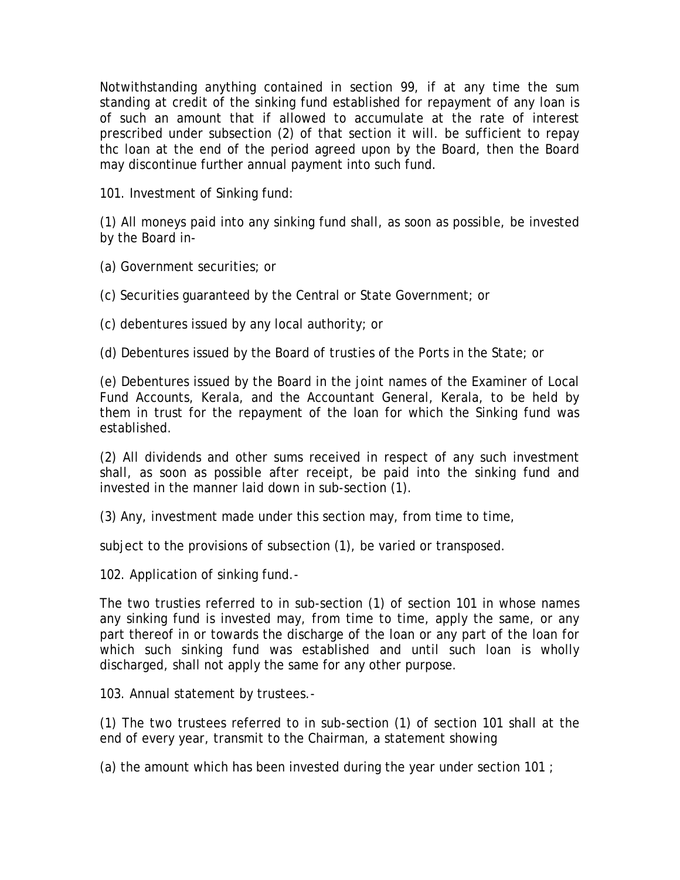Notwithstanding anything contained in section 99, if at any time the sum standing at credit of the sinking fund established for repayment of any loan is of such an amount that if allowed to accumulate at the rate of interest prescribed under subsection (2) of that section it will. be sufficient to repay thc loan at the end of the period agreed upon by the Board, then the Board may discontinue further annual payment into such fund.

101. Investment of Sinking fund:

(1) All moneys paid into any sinking fund shall, as soon as possible, be invested by the Board in-

(a) Government securities; or

(c) Securities guaranteed by the Central or State Government; or

(c) debentures issued by any local authority; or

(d) Debentures issued by the Board of trusties of the Ports in the State; or

(e) Debentures issued by the Board in the joint names of the Examiner of Local Fund Accounts, Kerala, and the Accountant General, Kerala, to be held by them in trust for the repayment of the loan for which the Sinking fund was established.

(2) All dividends and other sums received in respect of any such investment shall, as soon as possible after receipt, be paid into the sinking fund and invested in the manner laid down in sub-section (1).

(3) Any, investment made under this section may, from time to time,

subject to the provisions of subsection (1), be varied or transposed.

102. Application of sinking fund.-

The two trusties referred to in sub-section (1) of section 101 in whose names any sinking fund is invested may, from time to time, apply the same, or any part thereof in or towards the discharge of the loan or any part of the loan for which such sinking fund was established and until such loan is wholly discharged, shall not apply the same for any other purpose.

103. Annual statement by trustees.-

(1) The two trustees referred to in sub-section (1) of section 101 shall at the end of every year, transmit to the Chairman, a statement showing

(a) the amount which has been invested during the year under section 101 ;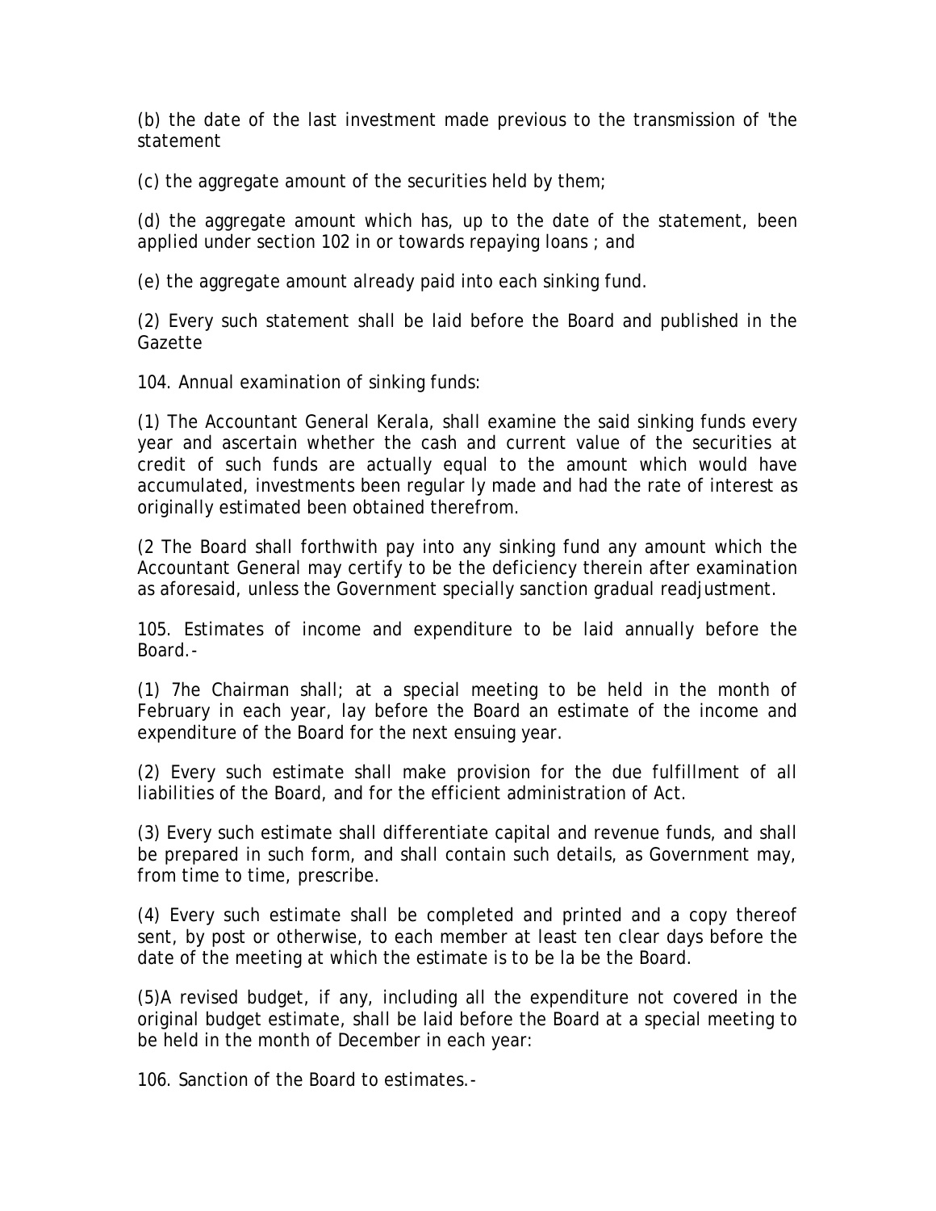(b) the date of the last investment made previous to the transmission of 'the statement

(c) the aggregate amount of the securities held by them;

(d) the aggregate amount which has, up to the date of the statement, been applied under section 102 in or towards repaying loans ; and

(e) the aggregate amount already paid into each sinking fund.

(2) Every such statement shall be laid before the Board and published in the Gazette

104. Annual examination of sinking funds:

(1) The Accountant General Kerala, shall examine the said sinking funds every year and ascertain whether the cash and current value of the securities at credit of such funds are actually equal to the amount which would have accumulated, investments been regular ly made and had the rate of interest as originally estimated been obtained therefrom.

(2 The Board shall forthwith pay into any sinking fund any amount which the Accountant General may certify to be the deficiency therein after examination as aforesaid, unless the Government specially sanction gradual readjustment.

105. Estimates of income and expenditure to be laid annually before the Board.-

(1) 7he Chairman shall; at a special meeting to be held in the month of February in each year, lay before the Board an estimate of the income and expenditure of the Board for the next ensuing year.

(2) Every such estimate shall make provision for the due fulfillment of all liabilities of the Board, and for the efficient administration of Act.

(3) Every such estimate shall differentiate capital and revenue funds, and shall be prepared in such form, and shall contain such details, as Government may, from time to time, prescribe.

(4) Every such estimate shall be completed and printed and a copy thereof sent, by post or otherwise, to each member at least ten clear days before the date of the meeting at which the estimate is to be la be the Board.

(5)A revised budget, if any, including all the expenditure not covered in the original budget estimate, shall be laid before the Board at a special meeting to be held in the month of December in each year:

106. Sanction of the Board to estimates.-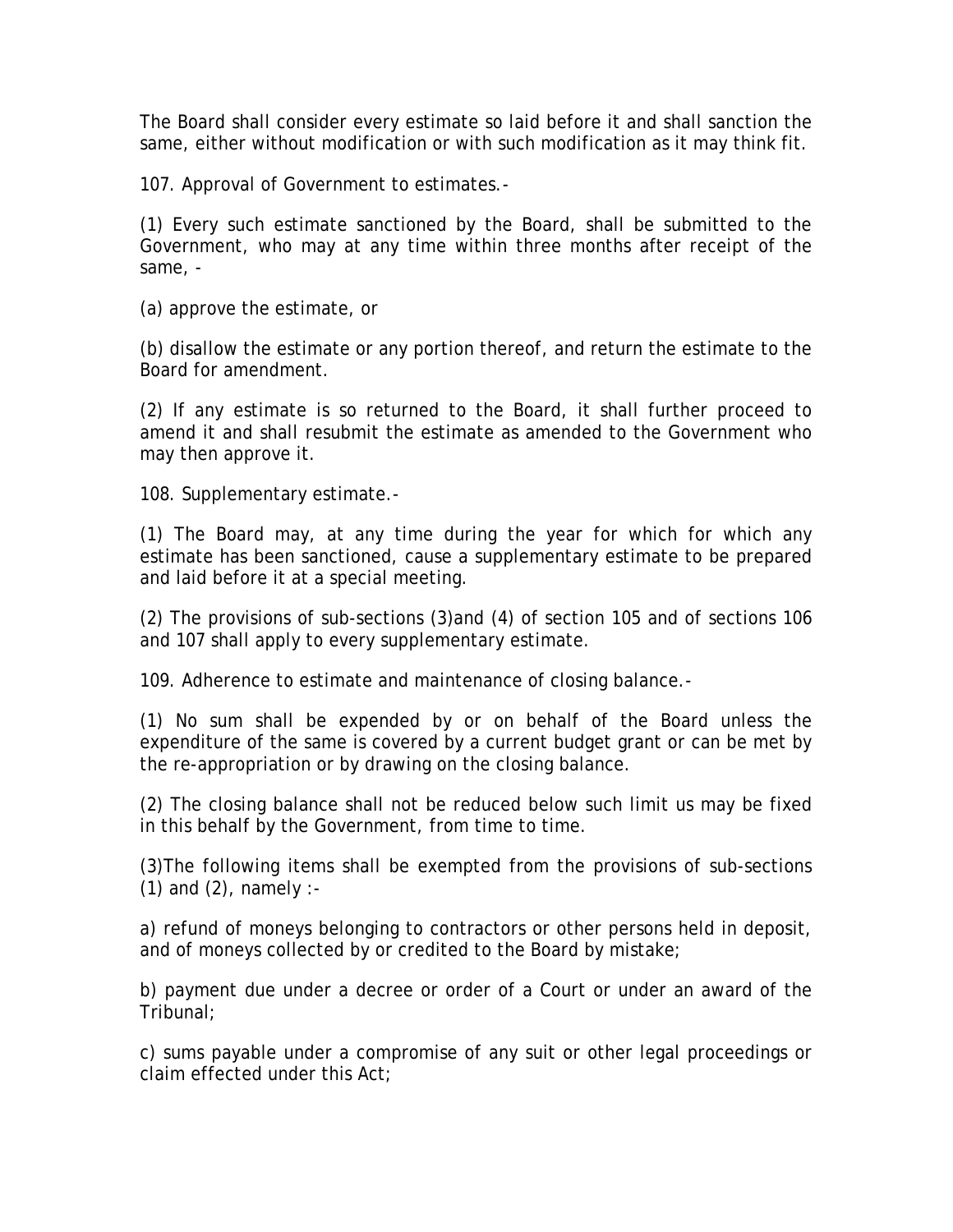The Board shall consider every estimate so laid before it and shall sanction the same, either without modification or with such modification as it may think fit.

107. Approval of Government to estimates.-

(1) Every such estimate sanctioned by the Board, shall be submitted to the Government, who may at any time within three months after receipt of the same, -

(a) approve the estimate, or

(b) disallow the estimate or any portion thereof, and return the estimate to the Board for amendment.

(2) If any estimate is so returned to the Board, it shall further proceed to amend it and shall resubmit the estimate as amended to the Government who may then approve it.

108. Supplementary estimate.-

(1) The Board may, at any time during the year for which for which any estimate has been sanctioned, cause a supplementary estimate to be prepared and laid before it at a special meeting.

(2) The provisions of sub-sections (3)and (4) of section 105 and of sections 106 and 107 shall apply to every supplementary estimate.

109. Adherence to estimate and maintenance of closing balance.-

(1) No sum shall be expended by or on behalf of the Board unless the expenditure of the same is covered by a current budget grant or can be met by the re-appropriation or by drawing on the closing balance.

(2) The closing balance shall not be reduced below such limit us may be fixed in this behalf by the Government, from time to time.

(3)The following items shall be exempted from the provisions of sub-sections (1) and (2), namely :-

a) refund of moneys belonging to contractors or other persons held in deposit, and of moneys collected by or credited to the Board by mistake;

b) payment due under a decree or order of a Court or under an award of the Tribunal;

c) sums payable under a compromise of any suit or other legal proceedings or claim effected under this Act;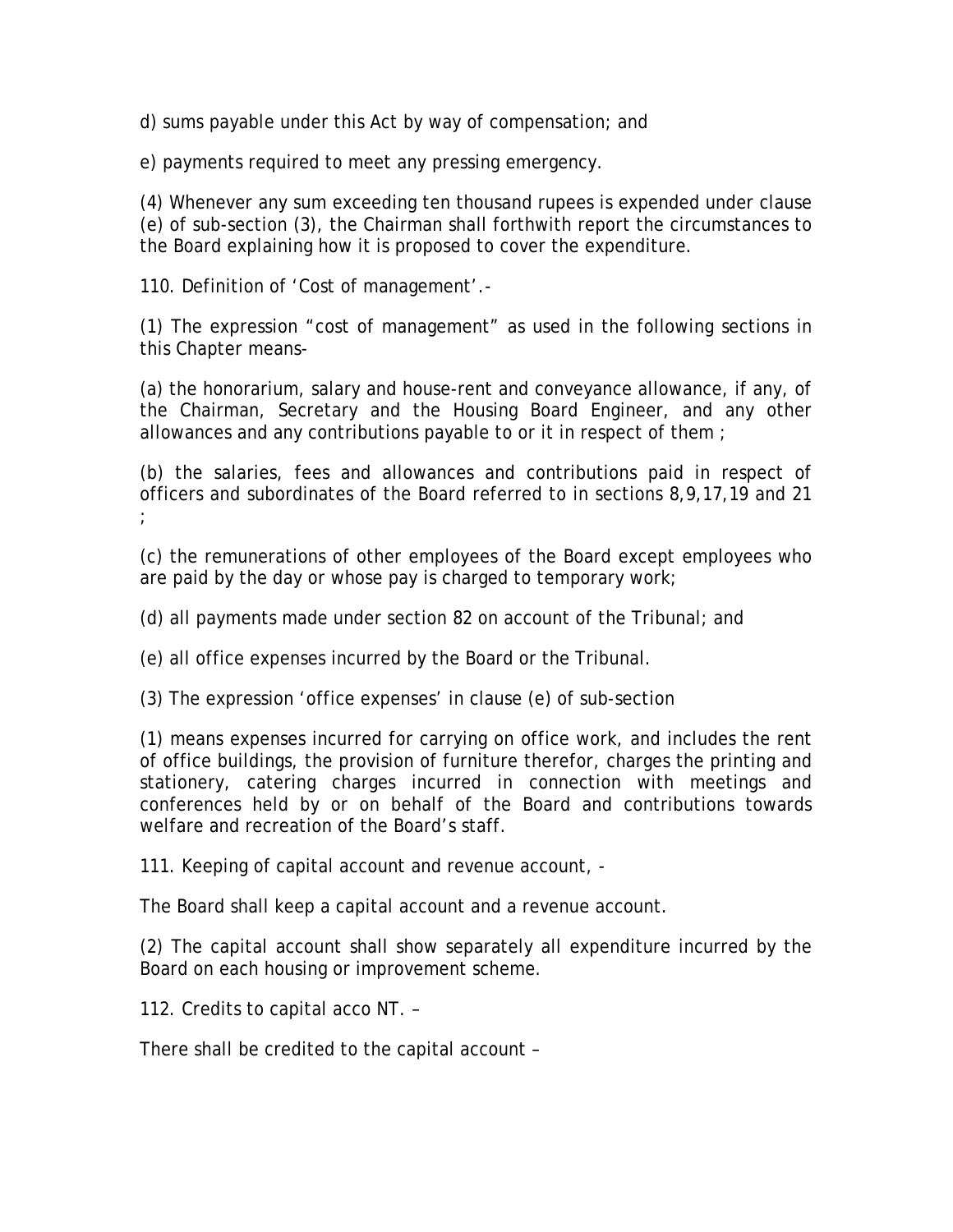d) sums payable under this Act by way of compensation; and

e) payments required to meet any pressing emergency.

(4) Whenever any sum exceeding ten thousand rupees is expended under clause (e) of sub-section (3), the Chairman shall forthwith report the circumstances to the Board explaining how it is proposed to cover the expenditure.

110. Definition of 'Cost of management'.-

(1) The expression "cost of management" as used in the following sections in this Chapter means-

(a) the honorarium, salary and house-rent and conveyance allowance, if any, of the Chairman, Secretary and the Housing Board Engineer, and any other allowances and any contributions payable to or it in respect of them ;

(b) the salaries, fees and allowances and contributions paid in respect of officers and subordinates of the Board referred to in sections 8,9,17,19 and 21 ;

(c) the remunerations of other employees of the Board except employees who are paid by the day or whose pay is charged to temporary work;

(d) all payments made under section 82 on account of the Tribunal; and

(e) all office expenses incurred by the Board or the Tribunal.

(3) The expression 'office expenses' in clause (e) of sub-section

(1) means expenses incurred for carrying on office work, and includes the rent of office buildings, the provision of furniture therefor, charges the printing and stationery, catering charges incurred in connection with meetings and conferences held by or on behalf of the Board and contributions towards welfare and recreation of the Board's staff.

111. Keeping of capital account and revenue account, -

The Board shall keep a capital account and a revenue account.

(2) The capital account shall show separately all expenditure incurred by the Board on each housing or improvement scheme.

112. Credits to capital acco NT. –

There shall be credited to the capital account –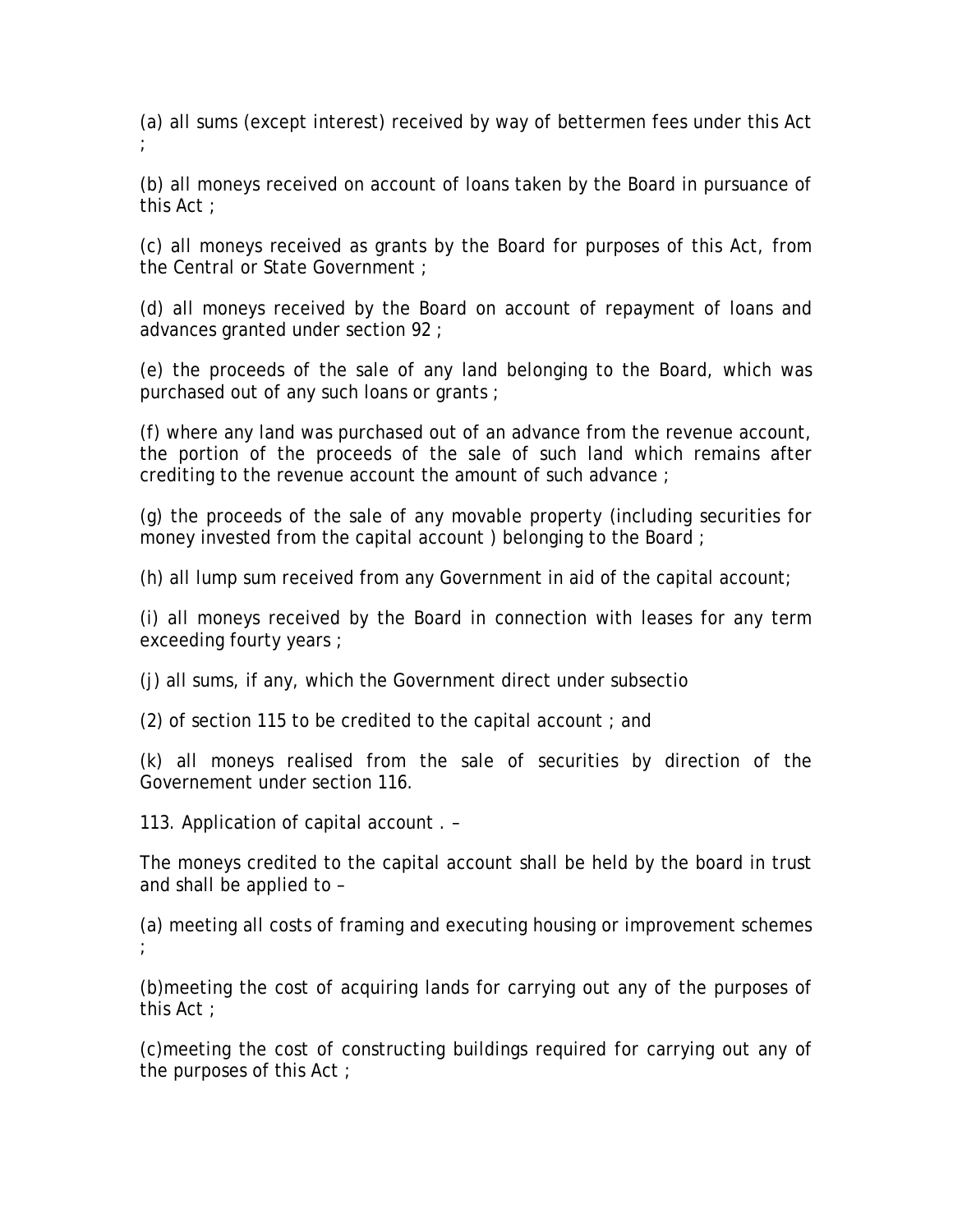(a) all sums (except interest) received by way of bettermen fees under this Act ;

(b) all moneys received on account of loans taken by the Board in pursuance of this Act ;

(c) all moneys received as grants by the Board for purposes of this Act, from the Central or State Government ;

(d) all moneys received by the Board on account of repayment of loans and advances granted under section 92 ;

(e) the proceeds of the sale of any land belonging to the Board, which was purchased out of any such loans or grants ;

(f) where any land was purchased out of an advance from the revenue account, the portion of the proceeds of the sale of such land which remains after crediting to the revenue account the amount of such advance ;

(g) the proceeds of the sale of any movable property (including securities for money invested from the capital account ) belonging to the Board ;

(h) all lump sum received from any Government in aid of the capital account;

(i) all moneys received by the Board in connection with leases for any term exceeding fourty years ;

(j) all sums, if any, which the Government direct under subsectio

(2) of section 115 to be credited to the capital account ; and

(k) all moneys realised from the sale of securities by direction of the Governement under section 116.

113. Application of capital account . –

The moneys credited to the capital account shall be held by the board in trust and shall be applied to –

(a) meeting all costs of framing and executing housing or improvement schemes ;

(b)meeting the cost of acquiring lands for carrying out any of the purposes of this Act ;

(c)meeting the cost of constructing buildings required for carrying out any of the purposes of this Act ;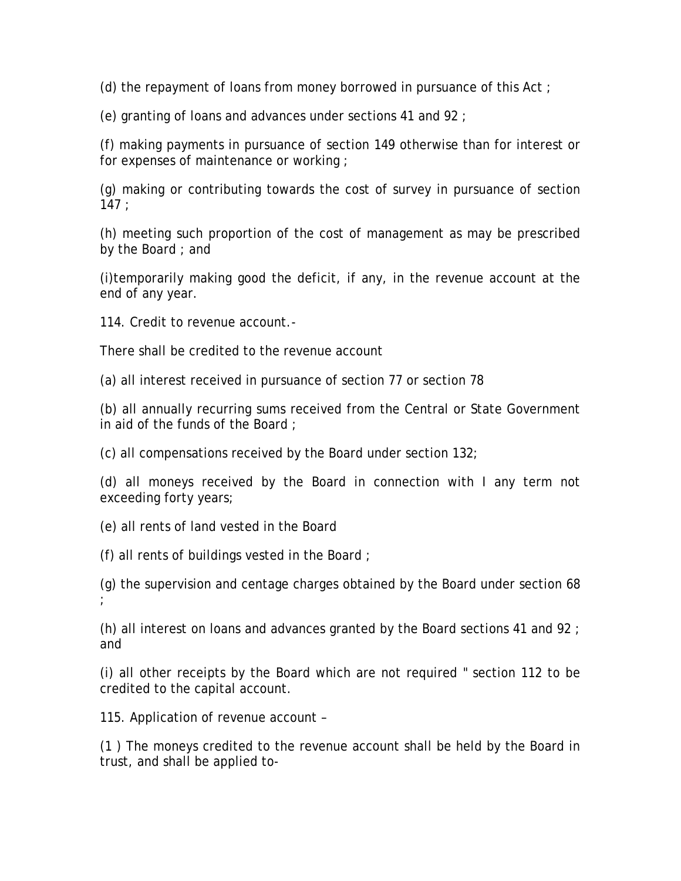(d) the repayment of loans from money borrowed in pursuance of this Act ;

(e) granting of loans and advances under sections 41 and 92 ;

(f) making payments in pursuance of section 149 otherwise than for interest or for expenses of maintenance or working ;

(g) making or contributing towards the cost of survey in pursuance of section 147 ;

(h) meeting such proportion of the cost of management as may be prescribed by the Board ; and

(i)temporarily making good the deficit, if any, in the revenue account at the end of any year.

114. Credit to revenue account.-

There shall be credited to the revenue account

(a) all interest received in pursuance of section 77 or section 78

(b) all annually recurring sums received from the Central or State Government in aid of the funds of the Board ;

(c) all compensations received by the Board under section 132;

(d) all moneys received by the Board in connection with I any term not exceeding forty years;

(e) all rents of land vested in the Board

(f) all rents of buildings vested in the Board ;

(g) the supervision and centage charges obtained by the Board under section 68 ;

(h) all interest on loans and advances granted by the Board sections 41 and 92 ; and

(i) all other receipts by the Board which are not required " section 112 to be credited to the capital account.

115. Application of revenue account –

(1 ) The moneys credited to the revenue account shall be held by the Board in trust, and shall be applied to-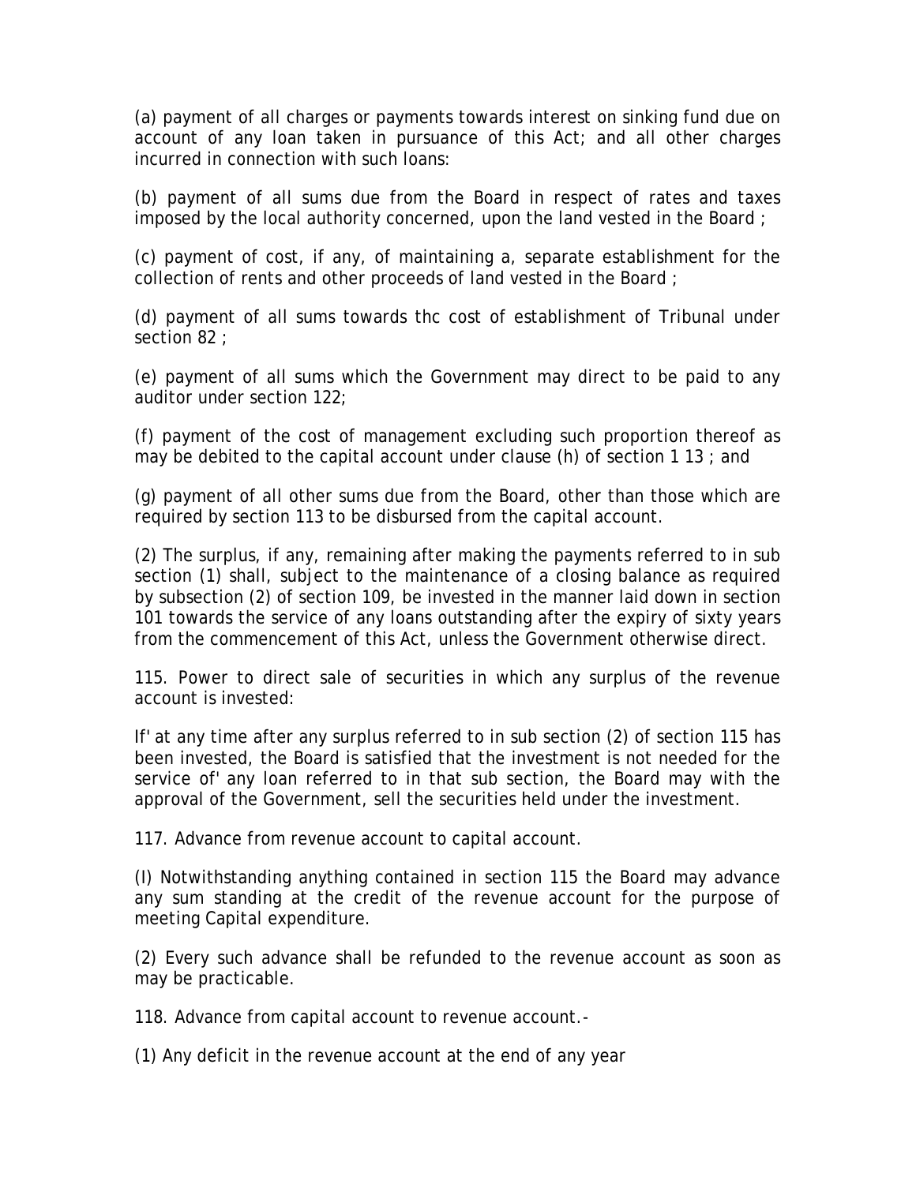(a) payment of all charges or payments towards interest on sinking fund due on account of any loan taken in pursuance of this Act; and all other charges incurred in connection with such loans:

(b) payment of all sums due from the Board in respect of rates and taxes imposed by the local authority concerned, upon the land vested in the Board ;

(c) payment of cost, if any, of maintaining a, separate establishment for the collection of rents and other proceeds of land vested in the Board ;

(d) payment of all sums towards thc cost of establishment of Tribunal under section 82 ;

(e) payment of all sums which the Government may direct to be paid to any auditor under section 122;

(f) payment of the cost of management excluding such proportion thereof as may be debited to the capital account under clause (h) of section 1 13 ; and

(g) payment of all other sums due from the Board, other than those which are required by section 113 to be disbursed from the capital account.

(2) The surplus, if any, remaining after making the payments referred to in sub section (1) shall, subject to the maintenance of a closing balance as required by subsection (2) of section 109, be invested in the manner laid down in section 101 towards the service of any loans outstanding after the expiry of sixty years from the commencement of this Act, unless the Government otherwise direct.

115. Power to direct sale of securities in which any surplus of the revenue account is invested:

If' at any time after any surplus referred to in sub section (2) of section 115 has been invested, the Board is satisfied that the investment is not needed for the service of' any loan referred to in that sub section, the Board may with the approval of the Government, sell the securities held under the investment.

117. Advance from revenue account to capital account.

(I) Notwithstanding anything contained in section 115 the Board may advance any sum standing at the credit of the revenue account for the purpose of meeting Capital expenditure.

(2) Every such advance shall be refunded to the revenue account as soon as may be practicable.

118. Advance from capital account to revenue account.-

(1) Any deficit in the revenue account at the end of any year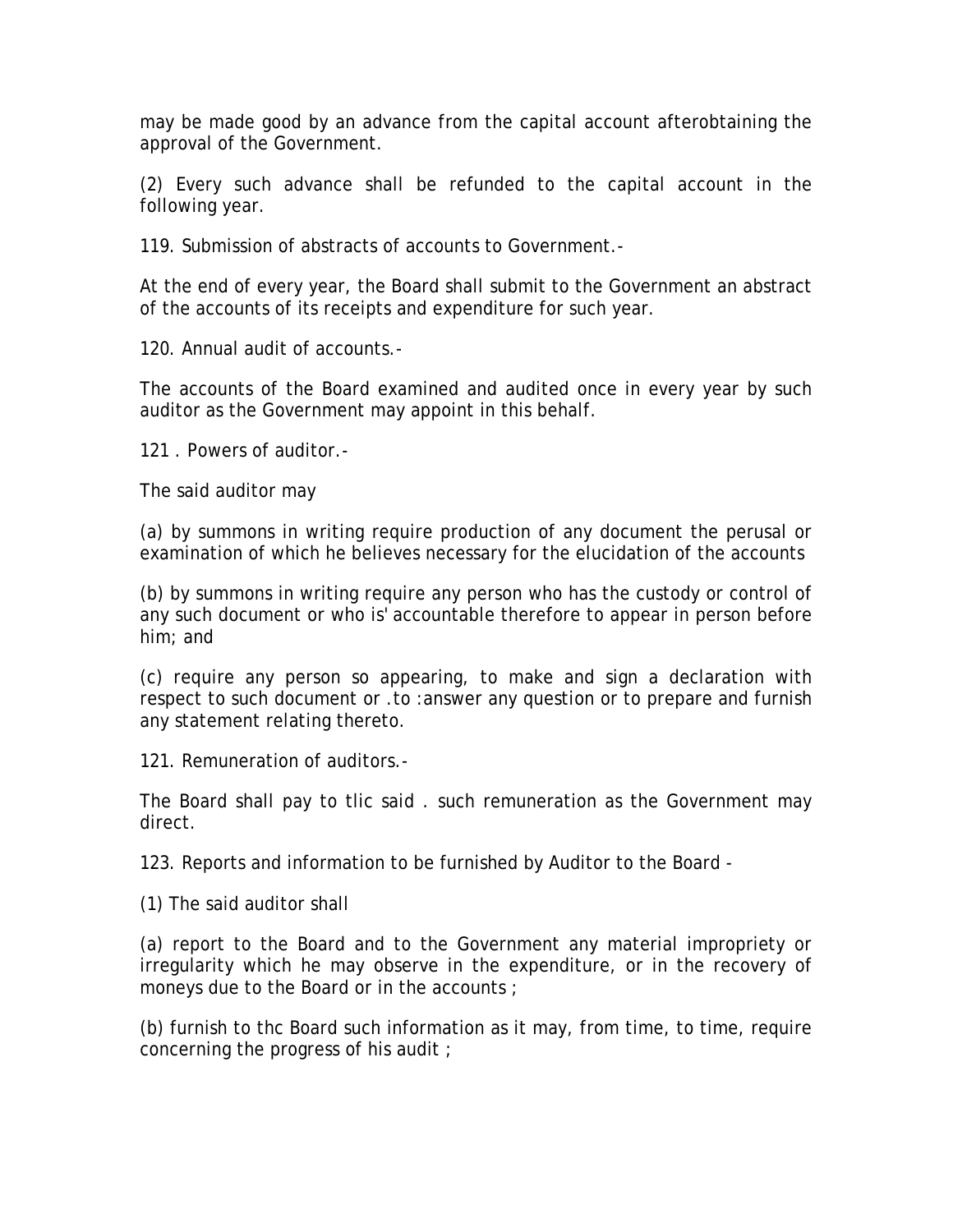may be made good by an advance from the capital account afterobtaining the approval of the Government.

(2) Every such advance shall be refunded to the capital account in the following year.

119. Submission of abstracts of accounts to Government.-

At the end of every year, the Board shall submit to the Government an abstract of the accounts of its receipts and expenditure for such year.

120. Annual audit of accounts.-

The accounts of the Board examined and audited once in every year by such auditor as the Government may appoint in this behalf.

121 . Powers of auditor.-

The said auditor may

(a) by summons in writing require production of any document the perusal or examination of which he believes necessary for the elucidation of the accounts

(b) by summons in writing require any person who has the custody or control of any such document or who is' accountable therefore to appear in person before him; and

(c) require any person so appearing, to make and sign a declaration with respect to such document or .to :answer any question or to prepare and furnish any statement relating thereto.

121. Remuneration of auditors.-

The Board shall pay to tlic said . such remuneration as the Government may direct.

123. Reports and information to be furnished by Auditor to the Board -

(1) The said auditor shall

(a) report to the Board and to the Government any material impropriety or irregularity which he may observe in the expenditure, or in the recovery of moneys due to the Board or in the accounts ;

(b) furnish to thc Board such information as it may, from time, to time, require concerning the progress of his audit ;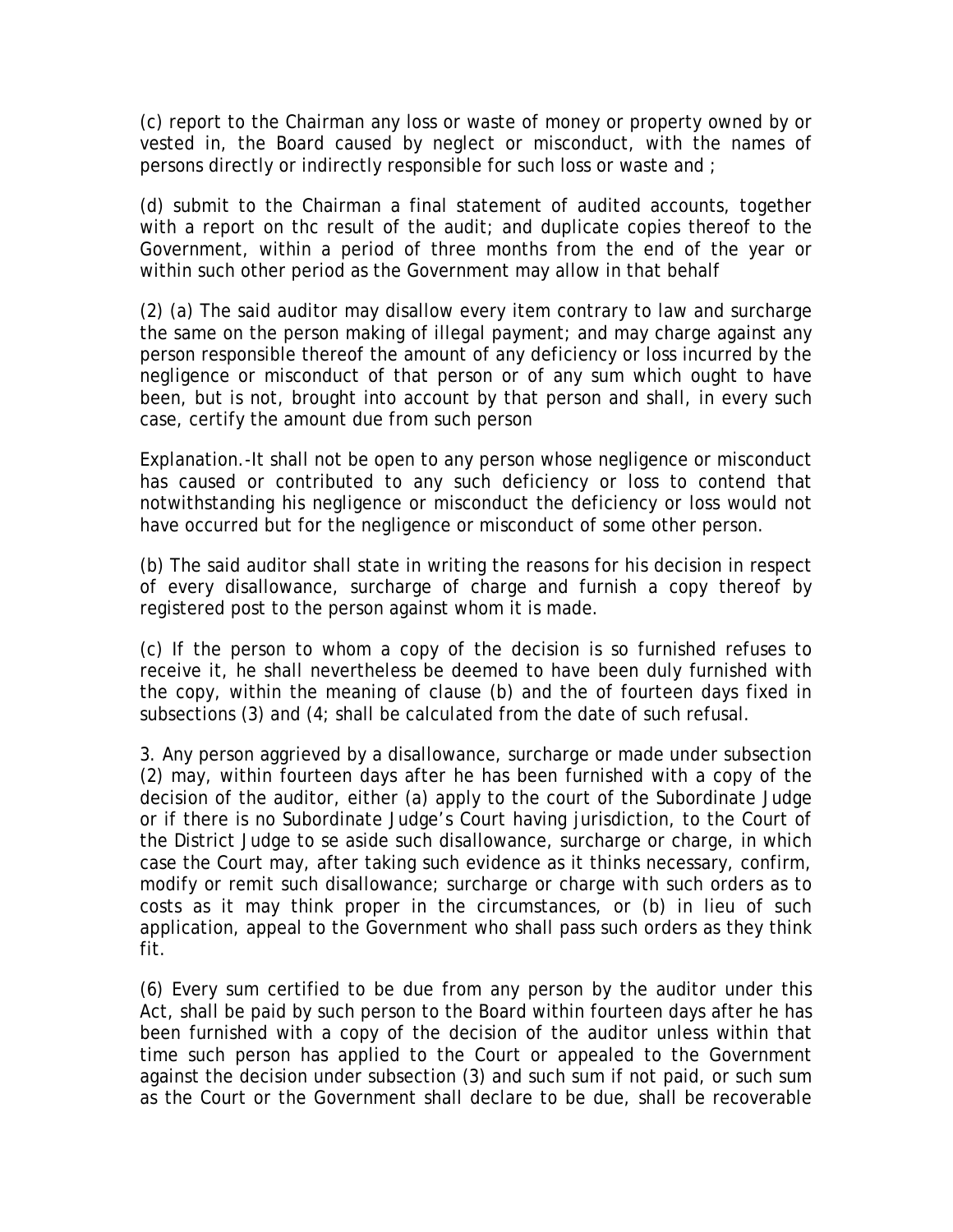(c) report to the Chairman any loss or waste of money or property owned by or vested in, the Board caused by neglect or misconduct, with the names of persons directly or indirectly responsible for such loss or waste and ;

(d) submit to the Chairman a final statement of audited accounts, together with a report on thc result of the audit; and duplicate copies thereof to the Government, within a period of three months from the end of the year or within such other period as the Government may allow in that behalf

(2) (a) The said auditor may disallow every item contrary to law and surcharge the same on the person making of illegal payment; and may charge against any person responsible thereof the amount of any deficiency or loss incurred by the negligence or misconduct of that person or of any sum which ought to have been, but is not, brought into account by that person and shall, in every such case, certify the amount due from such person

Explanation.-It shall not be open to any person whose negligence or misconduct has caused or contributed to any such deficiency or loss to contend that notwithstanding his negligence or misconduct the deficiency or loss would not have occurred but for the negligence or misconduct of some other person.

(b) The said auditor shall state in writing the reasons for his decision in respect of every disallowance, surcharge of charge and furnish a copy thereof by registered post to the person against whom it is made.

(c) If the person to whom a copy of the decision is so furnished refuses to receive it, he shall nevertheless be deemed to have been duly furnished with the copy, within the meaning of clause (b) and the of fourteen days fixed in subsections (3) and (4; shall be calculated from the date of such refusal.

3. Any person aggrieved by a disallowance, surcharge or made under subsection (2) may, within fourteen days after he has been furnished with a copy of the decision of the auditor, either (a) apply to the court of the Subordinate Judge or if there is no Subordinate Judge's Court having jurisdiction, to the Court of the District Judge to se aside such disallowance, surcharge or charge, in which case the Court may, after taking such evidence as it thinks necessary, confirm, modify or remit such disallowance; surcharge or charge with such orders as to costs as it may think proper in the circumstances, or (b) in lieu of such application, appeal to the Government who shall pass such orders as they think fit.

(6) Every sum certified to be due from any person by the auditor under this Act, shall be paid by such person to the Board within fourteen days after he has been furnished with a copy of the decision of the auditor unless within that time such person has applied to the Court or appealed to the Government against the decision under subsection (3) and such sum if not paid, or such sum as the Court or the Government shall declare to be due, shall be recoverable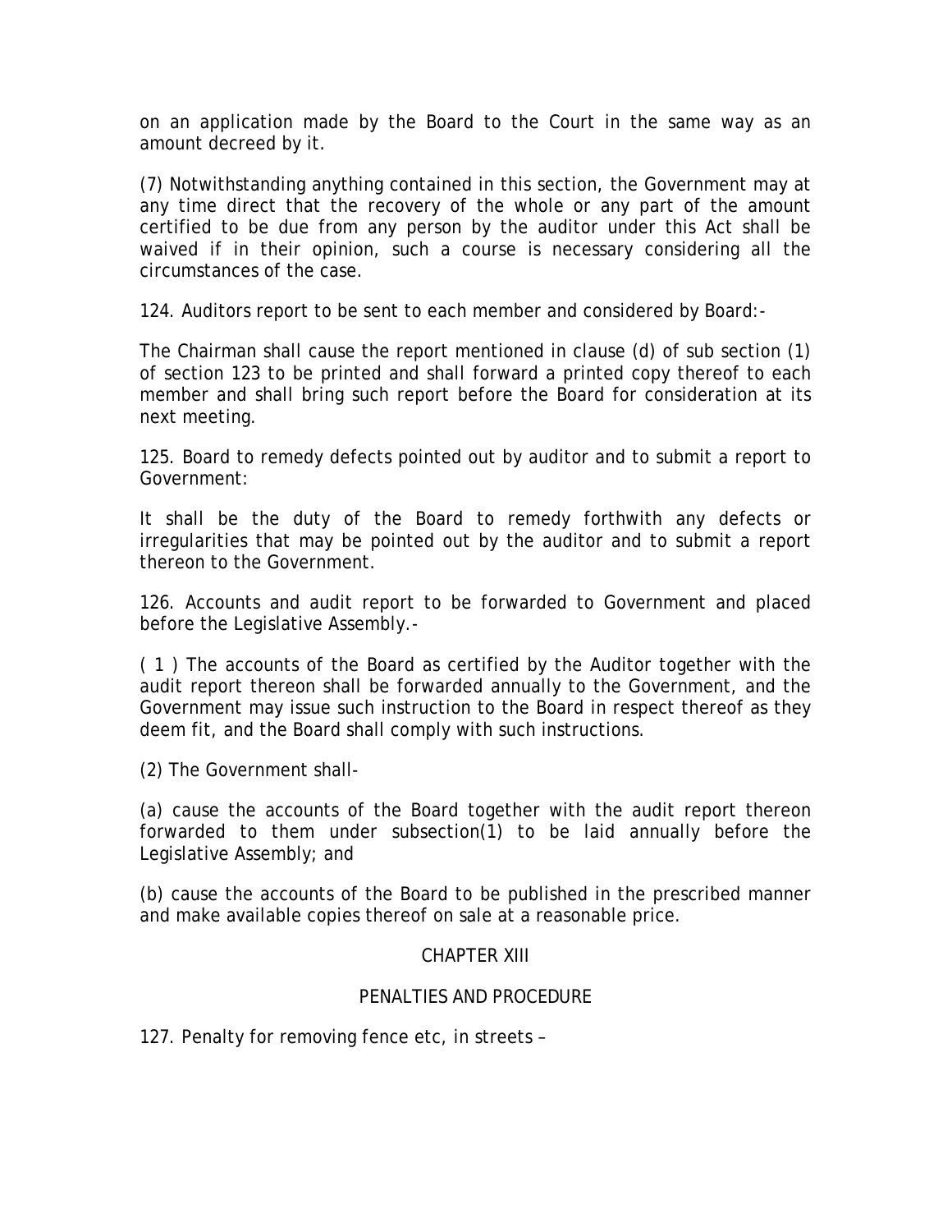on an application made by the Board to the Court in the same way as an amount decreed by it.

(7) Notwithstanding anything contained in this section, the Government may at any time direct that the recovery of the whole or any part of the amount certified to be due from any person by the auditor under this Act shall be waived if in their opinion, such a course is necessary considering all the circumstances of the case.

124. Auditors report to be sent to each member and considered by Board:-

The Chairman shall cause the report mentioned in clause (d) of sub section (1) of section 123 to be printed and shall forward a printed copy thereof to each member and shall bring such report before the Board for consideration at its next meeting.

125. Board to remedy defects pointed out by auditor and to submit a report to Government:

It shall be the duty of the Board to remedy forthwith any defects or irregularities that may be pointed out by the auditor and to submit a report thereon to the Government.

126. Accounts and audit report to be forwarded to Government and placed before the Legislative Assembly.-

( 1 ) The accounts of the Board as certified by the Auditor together with the audit report thereon shall be forwarded annually to the Government, and the Government may issue such instruction to the Board in respect thereof as they deem fit, and the Board shall comply with such instructions.

(2) The Government shall-

(a) cause the accounts of the Board together with the audit report thereon forwarded to them under subsection(1) to be laid annually before the Legislative Assembly; and

(b) cause the accounts of the Board to be published in the prescribed manner and make available copies thereof on sale at a reasonable price.

## CHAPTER XIII

## PENALTIES AND PROCEDURE

127. Penalty for removing fence etc, in streets –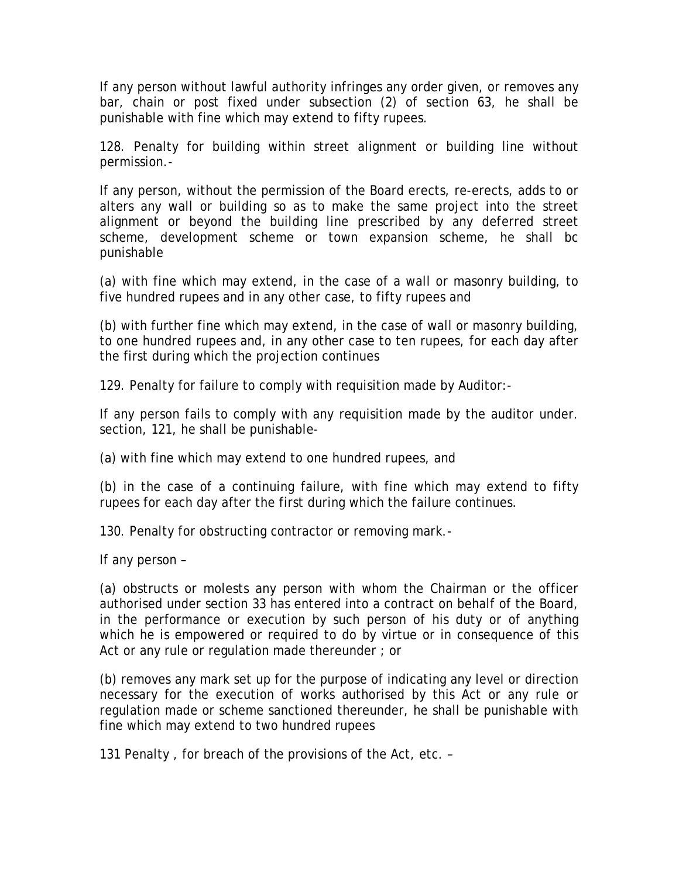If any person without lawful authority infringes any order given, or removes any bar, chain or post fixed under subsection (2) of section 63, he shall be punishable with fine which may extend to fifty rupees.

128. Penalty for building within street alignment or building line without permission.-

If any person, without the permission of the Board erects, re-erects, adds to or alters any wall or building so as to make the same project into the street alignment or beyond the building line prescribed by any deferred street scheme, development scheme or town expansion scheme, he shall bc punishable

(a) with fine which may extend, in the case of a wall or masonry building, to five hundred rupees and in any other case, to fifty rupees and

(b) with further fine which may extend, in the case of wall or masonry building, to one hundred rupees and, in any other case to ten rupees, for each day after the first during which the projection continues

129. Penalty for failure to comply with requisition made by Auditor:-

If any person fails to comply with any requisition made by the auditor under. section, 121, he shall be punishable-

(a) with fine which may extend to one hundred rupees, and

(b) in the case of a continuing failure, with fine which may extend to fifty rupees for each day after the first during which the failure continues.

130. Penalty for obstructing contractor or removing mark.-

If any person –

(a) obstructs or molests any person with whom the Chairman or the officer authorised under section 33 has entered into a contract on behalf of the Board, in the performance or execution by such person of his duty or of anything which he is empowered or required to do by virtue or in consequence of this Act or any rule or regulation made thereunder ; or

(b) removes any mark set up for the purpose of indicating any level or direction necessary for the execution of works authorised by this Act or any rule or regulation made or scheme sanctioned thereunder, he shall be punishable with fine which may extend to two hundred rupees

131 Penalty , for breach of the provisions of the Act, etc. –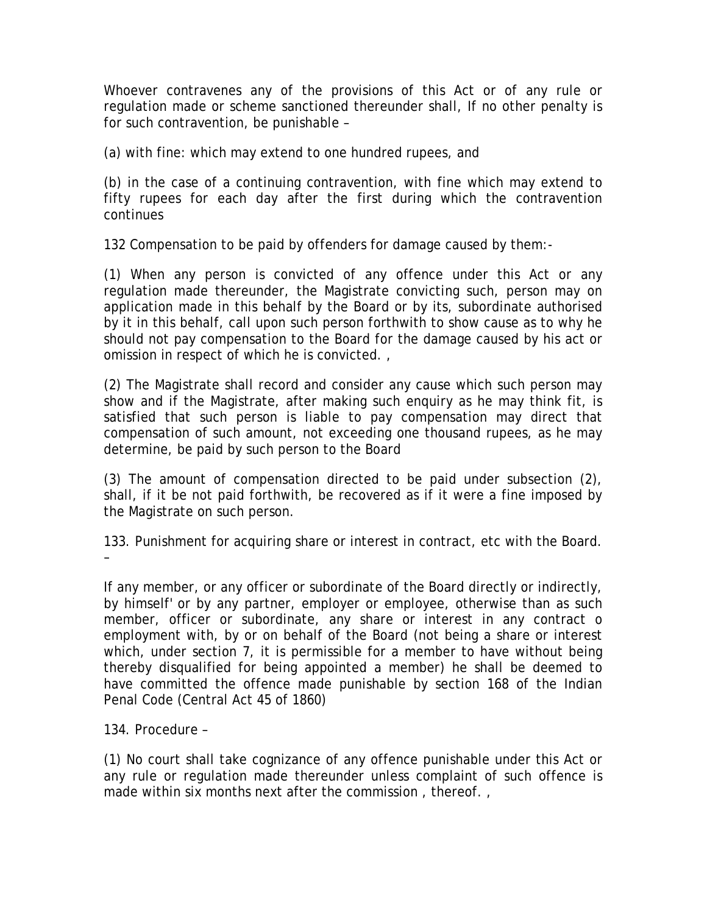Whoever contravenes any of the provisions of this Act or of any rule or regulation made or scheme sanctioned thereunder shall, If no other penalty is for such contravention, be punishable –

(a) with fine: which may extend to one hundred rupees, and

(b) in the case of a continuing contravention, with fine which may extend to fifty rupees for each day after the first during which the contravention continues

132 Compensation to be paid by offenders for damage caused by them:-

(1) When any person is convicted of any offence under this Act or any regulation made thereunder, the Magistrate convicting such, person may on application made in this behalf by the Board or by its, subordinate authorised by it in this behalf, call upon such person forthwith to show cause as to why he should not pay compensation to the Board for the damage caused by his act or omission in respect of which he is convicted. ,

(2) The Magistrate shall record and consider any cause which such person may show and if the Magistrate, after making such enquiry as he may think fit, is satisfied that such person is liable to pay compensation may direct that compensation of such amount, not exceeding one thousand rupees, as he may determine, be paid by such person to the Board

(3) The amount of compensation directed to be paid under subsection (2), shall, if it be not paid forthwith, be recovered as if it were a fine imposed by the Magistrate on such person.

133. Punishment for acquiring share or interest in contract, etc with the Board. –

If any member, or any officer or subordinate of the Board directly or indirectly, by himself' or by any partner, employer or employee, otherwise than as such member, officer or subordinate, any share or interest in any contract o employment with, by or on behalf of the Board (not being a share or interest which, under section 7, it is permissible for a member to have without being thereby disqualified for being appointed a member) he shall be deemed to have committed the offence made punishable by section 168 of the Indian Penal Code (Central Act 45 of 1860)

134. Procedure –

(1) No court shall take cognizance of any offence punishable under this Act or any rule or regulation made thereunder unless complaint of such offence is made within six months next after the commission , thereof. ,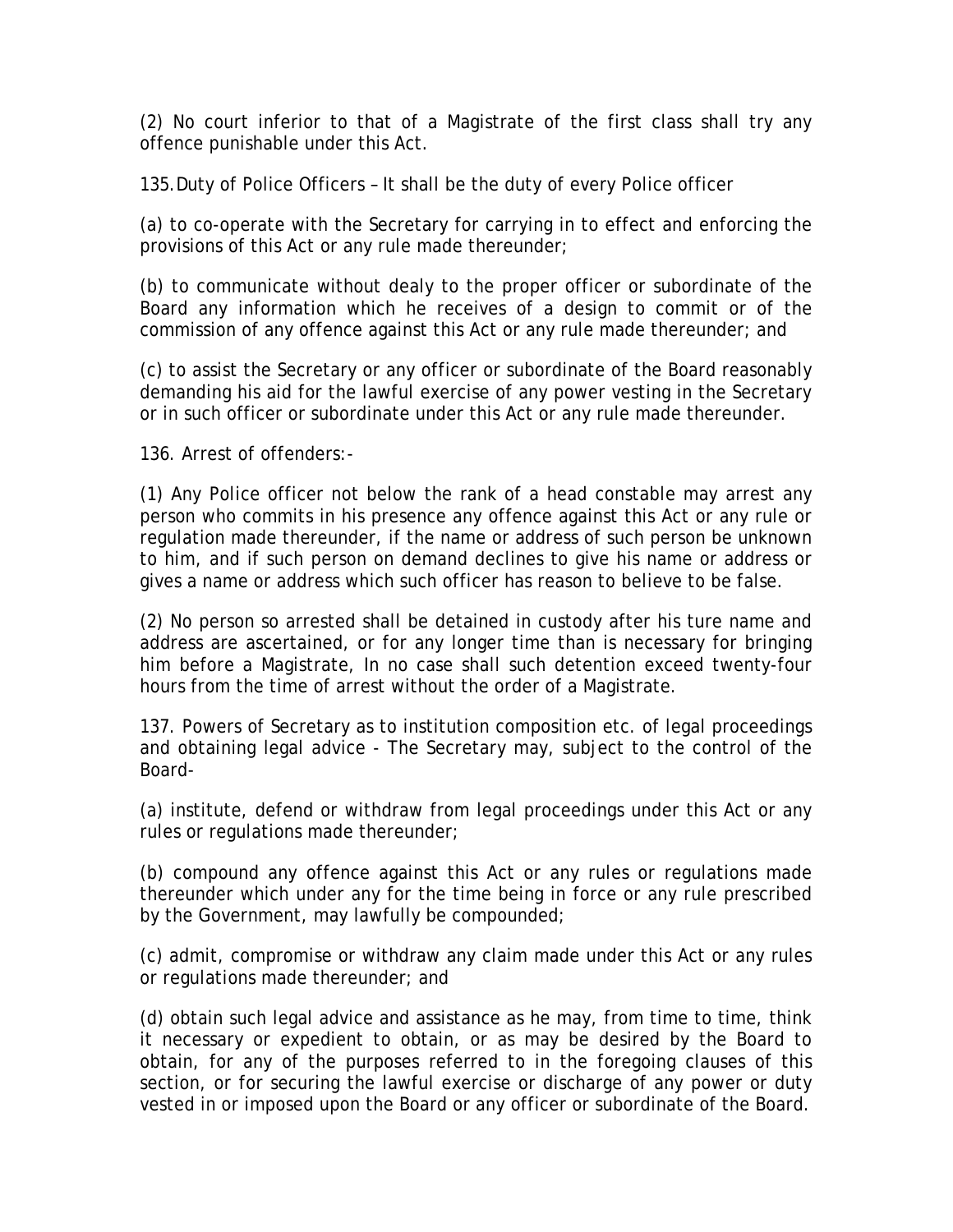(2) No court inferior to that of a Magistrate of the first class shall try any offence punishable under this Act.

135. Duty of Police Officers – It shall be the duty of every Police officer

(a) to co-operate with the Secretary for carrying in to effect and enforcing the provisions of this Act or any rule made thereunder;

(b) to communicate without dealy to the proper officer or subordinate of the Board any information which he receives of a design to commit or of the commission of any offence against this Act or any rule made thereunder; and

(c) to assist the Secretary or any officer or subordinate of the Board reasonably demanding his aid for the lawful exercise of any power vesting in the Secretary or in such officer or subordinate under this Act or any rule made thereunder.

136. Arrest of offenders:-

(1) Any Police officer not below the rank of a head constable may arrest any person who commits in his presence any offence against this Act or any rule or regulation made thereunder, if the name or address of such person be unknown to him, and if such person on demand declines to give his name or address or gives a name or address which such officer has reason to believe to be false.

(2) No person so arrested shall be detained in custody after his ture name and address are ascertained, or for any longer time than is necessary for bringing him before a Magistrate, In no case shall such detention exceed twenty-four hours from the time of arrest without the order of a Magistrate.

137. Powers of Secretary as to institution composition etc. of legal proceedings and obtaining legal advice - The Secretary may, subject to the control of the Board-

(a) institute, defend or withdraw from legal proceedings under this Act or any rules or regulations made thereunder;

(b) compound any offence against this Act or any rules or regulations made thereunder which under any for the time being in force or any rule prescribed by the Government, may lawfully be compounded;

(c) admit, compromise or withdraw any claim made under this Act or any rules or regulations made thereunder; and

(d) obtain such legal advice and assistance as he may, from time to time, think it necessary or expedient to obtain, or as may be desired by the Board to obtain, for any of the purposes referred to in the foregoing clauses of this section, or for securing the lawful exercise or discharge of any power or duty vested in or imposed upon the Board or any officer or subordinate of the Board.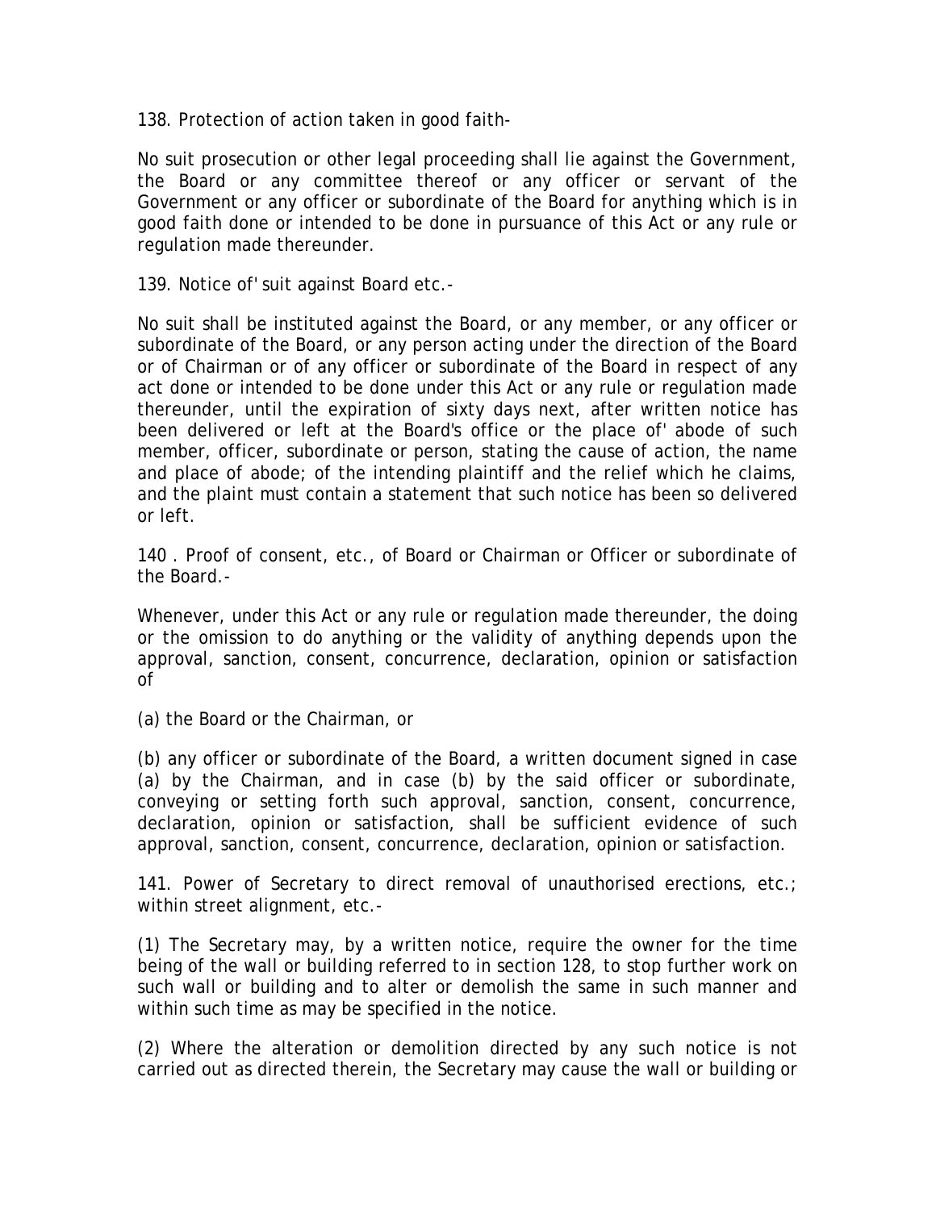138. Protection of action taken in good faith-

No suit prosecution or other legal proceeding shall lie against the Government, the Board or any committee thereof or any officer or servant of the Government or any officer or subordinate of the Board for anything which is in good faith done or intended to be done in pursuance of this Act or any rule or regulation made thereunder.

139. Notice of' suit against Board etc.-

No suit shall be instituted against the Board, or any member, or any officer or subordinate of the Board, or any person acting under the direction of the Board or of Chairman or of any officer or subordinate of the Board in respect of any act done or intended to be done under this Act or any rule or regulation made thereunder, until the expiration of sixty days next, after written notice has been delivered or left at the Board's office or the place of' abode of such member, officer, subordinate or person, stating the cause of action, the name and place of abode; of the intending plaintiff and the relief which he claims, and the plaint must contain a statement that such notice has been so delivered or left.

140 . Proof of consent, etc., of Board or Chairman or Officer or subordinate of the Board.-

Whenever, under this Act or any rule or regulation made thereunder, the doing or the omission to do anything or the validity of anything depends upon the approval, sanction, consent, concurrence, declaration, opinion or satisfaction of

(a) the Board or the Chairman, or

(b) any officer or subordinate of the Board, a written document signed in case (a) by the Chairman, and in case (b) by the said officer or subordinate, conveying or setting forth such approval, sanction, consent, concurrence, declaration, opinion or satisfaction, shall be sufficient evidence of such approval, sanction, consent, concurrence, declaration, opinion or satisfaction.

141. Power of Secretary to direct removal of unauthorised erections, etc.; within street alignment, etc.-

(1) The Secretary may, by a written notice, require the owner for the time being of the wall or building referred to in section 128, to stop further work on such wall or building and to alter or demolish the same in such manner and within such time as may be specified in the notice.

(2) Where the alteration or demolition directed by any such notice is not carried out as directed therein, the Secretary may cause the wall or building or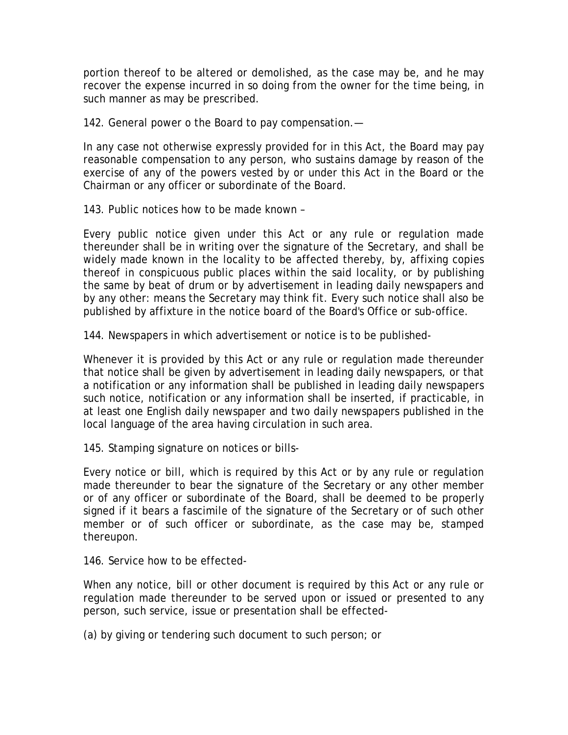portion thereof to be altered or demolished, as the case may be, and he may recover the expense incurred in so doing from the owner for the time being, in such manner as may be prescribed.

142. General power o the Board to pay compensation.—

In any case not otherwise expressly provided for in this Act, the Board may pay reasonable compensation to any person, who sustains damage by reason of the exercise of any of the powers vested by or under this Act in the Board or the Chairman or any officer or subordinate of the Board.

143. Public notices how to be made known –

Every public notice given under this Act or any rule or regulation made thereunder shall be in writing over the signature of the Secretary, and shall be widely made known in the locality to be affected thereby, by, affixing copies thereof in conspicuous public places within the said locality, or by publishing the same by beat of drum or by advertisement in leading daily newspapers and by any other: means the Secretary may think fit. Every such notice shall also be published by affixture in the notice board of the Board's Office or sub-office.

144. Newspapers in which advertisement or notice is to be published-

Whenever it is provided by this Act or any rule or regulation made thereunder that notice shall be given by advertisement in leading daily newspapers, or that a notification or any information shall be published in leading daily newspapers such notice, notification or any information shall be inserted, if practicable, in at least one English daily newspaper and two daily newspapers published in the local language of the area having circulation in such area.

145. Stamping signature on notices or bills-

Every notice or bill, which is required by this Act or by any rule or regulation made thereunder to bear the signature of the Secretary or any other member or of any officer or subordinate of the Board, shall be deemed to be properly signed if it bears a fascimile of the signature of the Secretary or of such other member or of such officer or subordinate, as the case may be, stamped thereupon.

146. Service how to be effected-

When any notice, bill or other document is required by this Act or any rule or regulation made thereunder to be served upon or issued or presented to any person, such service, issue or presentation shall be effected-

(a) by giving or tendering such document to such person; or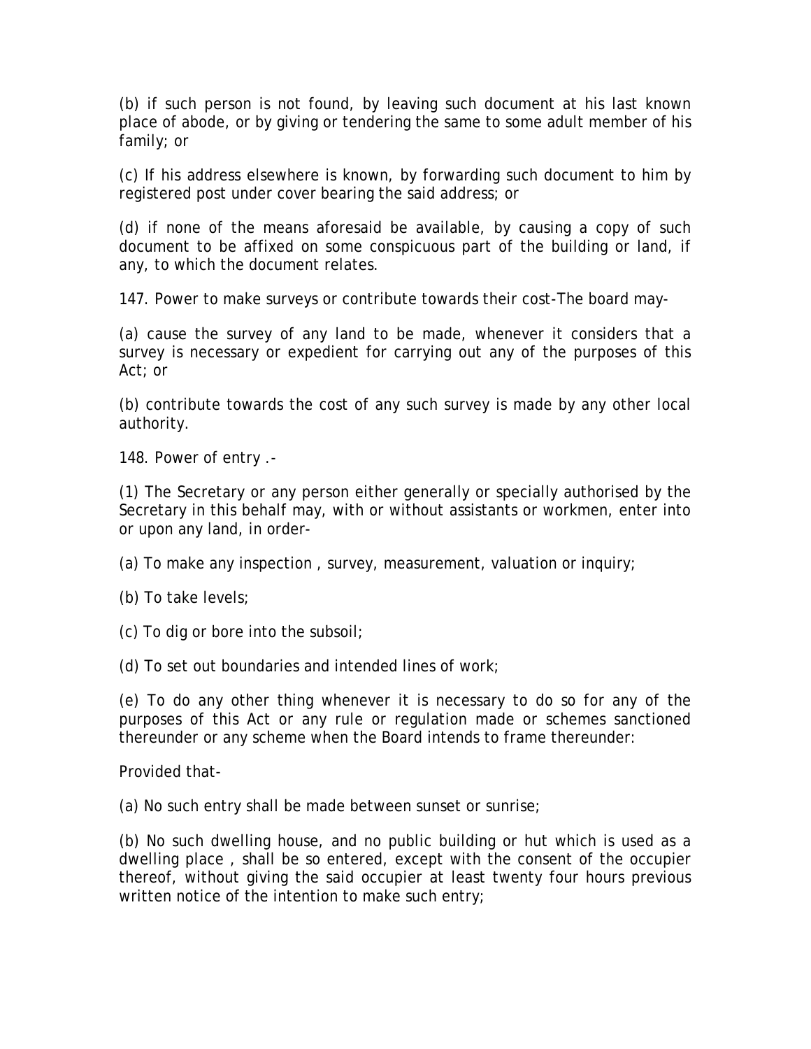(b) if such person is not found, by leaving such document at his last known place of abode, or by giving or tendering the same to some adult member of his family; or

(c) If his address elsewhere is known, by forwarding such document to him by registered post under cover bearing the said address; or

(d) if none of the means aforesaid be available, by causing a copy of such document to be affixed on some conspicuous part of the building or land, if any, to which the document relates.

147. Power to make surveys or contribute towards their cost-The board may-

(a) cause the survey of any land to be made, whenever it considers that a survey is necessary or expedient for carrying out any of the purposes of this Act; or

(b) contribute towards the cost of any such survey is made by any other local authority.

148. Power of entry .-

(1) The Secretary or any person either generally or specially authorised by the Secretary in this behalf may, with or without assistants or workmen, enter into or upon any land, in order-

(a) To make any inspection , survey, measurement, valuation or inquiry;

(b) To take levels;

(c) To dig or bore into the subsoil;

(d) To set out boundaries and intended lines of work;

(e) To do any other thing whenever it is necessary to do so for any of the purposes of this Act or any rule or regulation made or schemes sanctioned thereunder or any scheme when the Board intends to frame thereunder:

Provided that-

(a) No such entry shall be made between sunset or sunrise;

(b) No such dwelling house, and no public building or hut which is used as a dwelling place , shall be so entered, except with the consent of the occupier thereof, without giving the said occupier at least twenty four hours previous written notice of the intention to make such entry;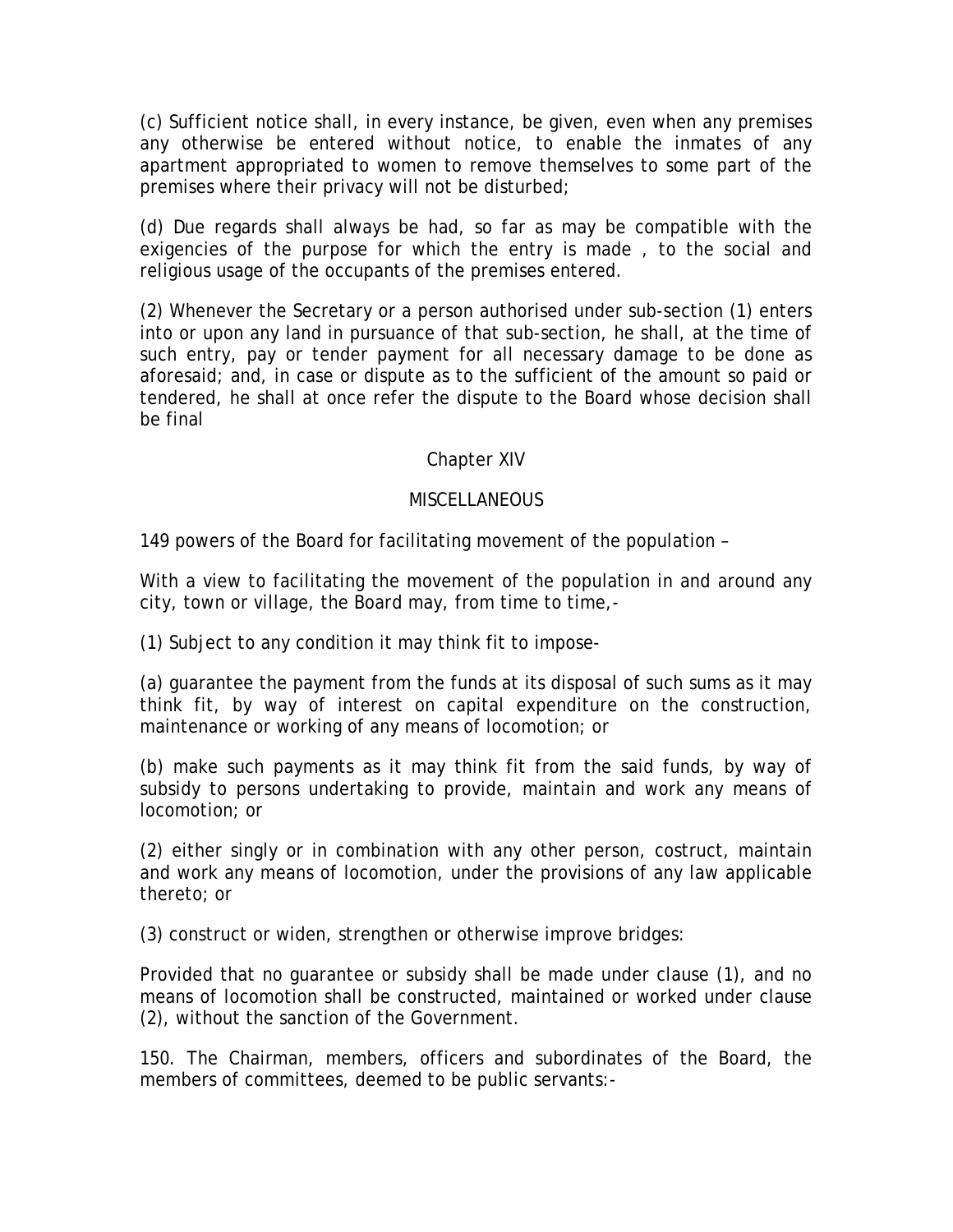(c) Sufficient notice shall, in every instance, be given, even when any premises any otherwise be entered without notice, to enable the inmates of any apartment appropriated to women to remove themselves to some part of the premises where their privacy will not be disturbed;

(d) Due regards shall always be had, so far as may be compatible with the exigencies of the purpose for which the entry is made , to the social and religious usage of the occupants of the premises entered.

(2) Whenever the Secretary or a person authorised under sub-section (1) enters into or upon any land in pursuance of that sub-section, he shall, at the time of such entry, pay or tender payment for all necessary damage to be done as aforesaid; and, in case or dispute as to the sufficient of the amount so paid or tendered, he shall at once refer the dispute to the Board whose decision shall be final

## Chapter XIV

## MISCELLANEOUS

149 powers of the Board for facilitating movement of the population –

With a view to facilitating the movement of the population in and around any city, town or village, the Board may, from time to time,-

(1) Subject to any condition it may think fit to impose-

(a) guarantee the payment from the funds at its disposal of such sums as it may think fit, by way of interest on capital expenditure on the construction, maintenance or working of any means of locomotion; or

(b) make such payments as it may think fit from the said funds, by way of subsidy to persons undertaking to provide, maintain and work any means of locomotion; or

(2) either singly or in combination with any other person, costruct, maintain and work any means of locomotion, under the provisions of any law applicable thereto; or

(3) construct or widen, strengthen or otherwise improve bridges:

Provided that no guarantee or subsidy shall be made under clause (1), and no means of locomotion shall be constructed, maintained or worked under clause (2), without the sanction of the Government.

150. The Chairman, members, officers and subordinates of the Board, the members of committees, deemed to be public servants:-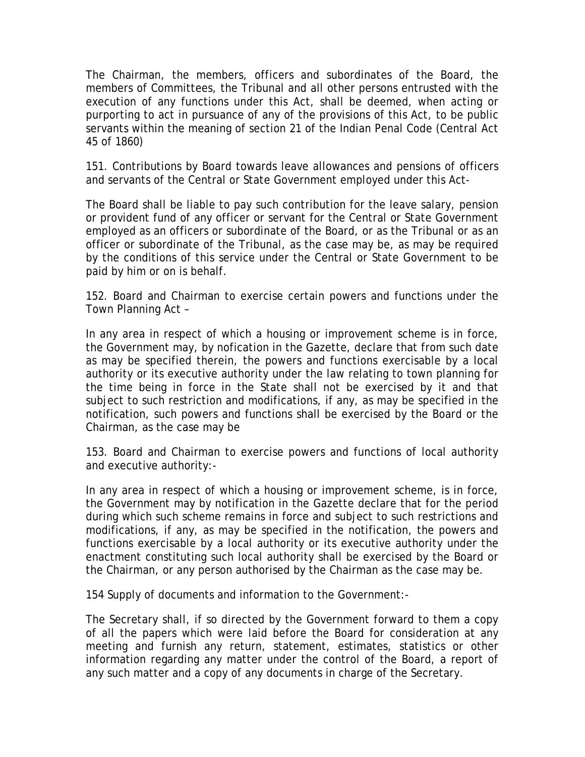The Chairman, the members, officers and subordinates of the Board, the members of Committees, the Tribunal and all other persons entrusted with the execution of any functions under this Act, shall be deemed, when acting or purporting to act in pursuance of any of the provisions of this Act, to be public servants within the meaning of section 21 of the Indian Penal Code (Central Act 45 of 1860)

151. Contributions by Board towards leave allowances and pensions of officers and servants of the Central or State Government employed under this Act-

The Board shall be liable to pay such contribution for the leave salary, pension or provident fund of any officer or servant for the Central or State Government employed as an officers or subordinate of the Board, or as the Tribunal or as an officer or subordinate of the Tribunal, as the case may be, as may be required by the conditions of this service under the Central or State Government to be paid by him or on is behalf.

152. Board and Chairman to exercise certain powers and functions under the Town Planning Act –

In any area in respect of which a housing or improvement scheme is in force, the Government may, by nofication in the Gazette, declare that from such date as may be specified therein, the powers and functions exercisable by a local authority or its executive authority under the law relating to town planning for the time being in force in the State shall not be exercised by it and that subject to such restriction and modifications, if any, as may be specified in the notification, such powers and functions shall be exercised by the Board or the Chairman, as the case may be

153. Board and Chairman to exercise powers and functions of local authority and executive authority:-

In any area in respect of which a housing or improvement scheme, is in force, the Government may by notification in the Gazette declare that for the period during which such scheme remains in force and subject to such restrictions and modifications, if any, as may be specified in the notification, the powers and functions exercisable by a local authority or its executive authority under the enactment constituting such local authority shall be exercised by the Board or the Chairman, or any person authorised by the Chairman as the case may be.

154 Supply of documents and information to the Government:-

The Secretary shall, if so directed by the Government forward to them a copy of all the papers which were laid before the Board for consideration at any meeting and furnish any return, statement, estimates, statistics or other information regarding any matter under the control of the Board, a report of any such matter and a copy of any documents in charge of the Secretary.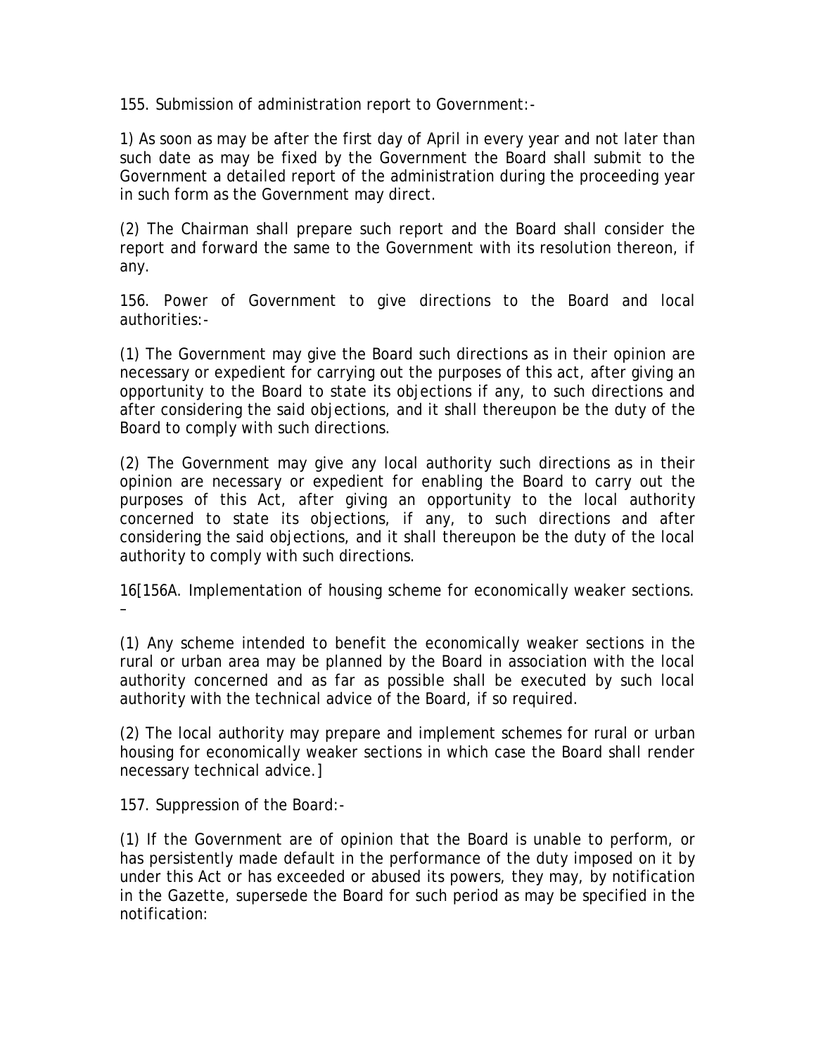155. Submission of administration report to Government:-

1) As soon as may be after the first day of April in every year and not later than such date as may be fixed by the Government the Board shall submit to the Government a detailed report of the administration during the proceeding year in such form as the Government may direct.

(2) The Chairman shall prepare such report and the Board shall consider the report and forward the same to the Government with its resolution thereon, if any.

156. Power of Government to give directions to the Board and local authorities:-

(1) The Government may give the Board such directions as in their opinion are necessary or expedient for carrying out the purposes of this act, after giving an opportunity to the Board to state its objections if any, to such directions and after considering the said objections, and it shall thereupon be the duty of the Board to comply with such directions.

(2) The Government may give any local authority such directions as in their opinion are necessary or expedient for enabling the Board to carry out the purposes of this Act, after giving an opportunity to the local authority concerned to state its objections, if any, to such directions and after considering the said objections, and it shall thereupon be the duty of the local authority to comply with such directions.

16[156A. Implementation of housing scheme for economically weaker sections. –

(1) Any scheme intended to benefit the economically weaker sections in the rural or urban area may be planned by the Board in association with the local authority concerned and as far as possible shall be executed by such local authority with the technical advice of the Board, if so required.

(2) The local authority may prepare and implement schemes for rural or urban housing for economically weaker sections in which case the Board shall render necessary technical advice.]

157. Suppression of the Board:-

(1) If the Government are of opinion that the Board is unable to perform, or has persistently made default in the performance of the duty imposed on it by under this Act or has exceeded or abused its powers, they may, by notification in the Gazette, supersede the Board for such period as may be specified in the notification: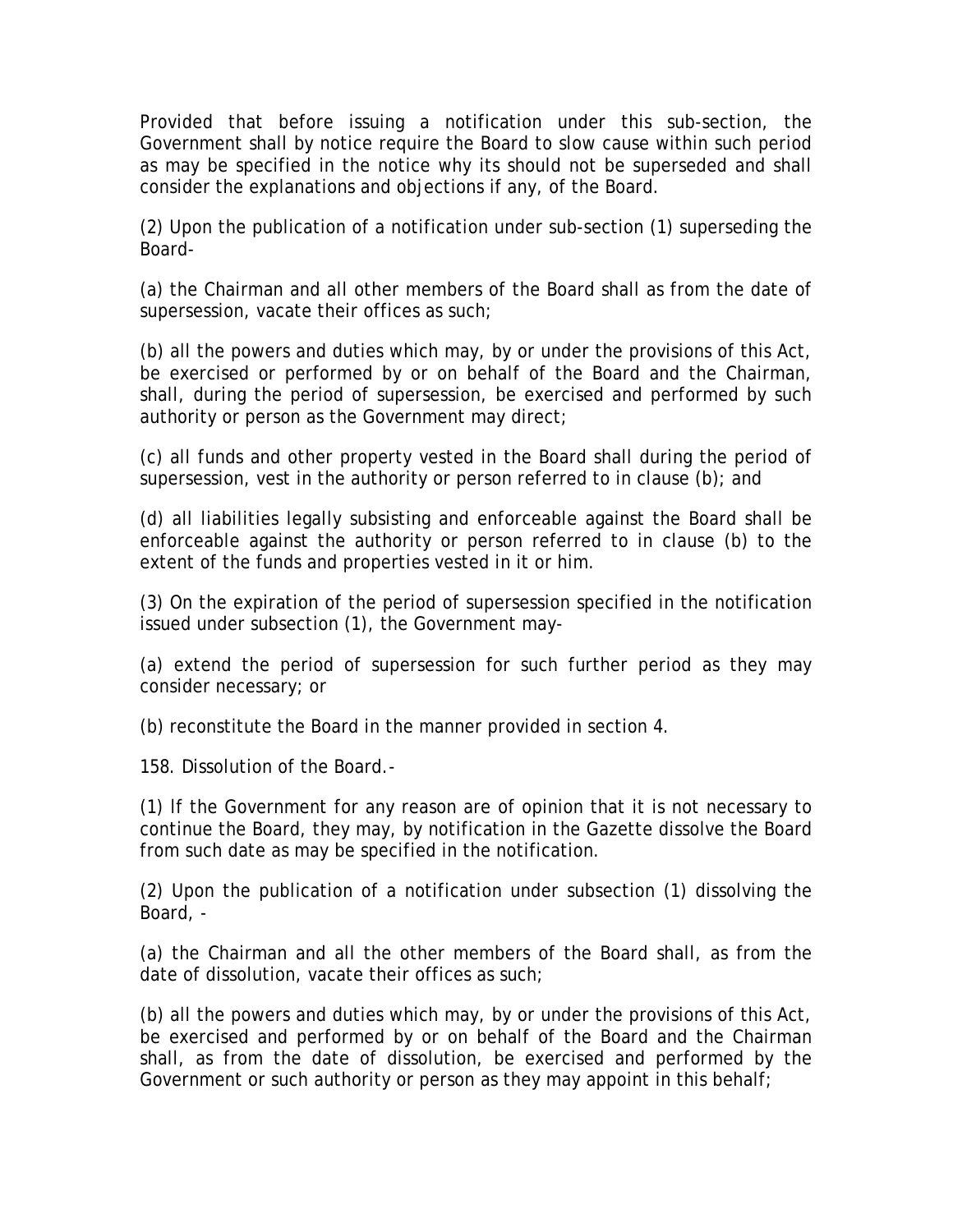Provided that before issuing a notification under this sub-section, the Government shall by notice require the Board to slow cause within such period as may be specified in the notice why its should not be superseded and shall consider the explanations and objections if any, of the Board.

(2) Upon the publication of a notification under sub-section (1) superseding the Board-

(a) the Chairman and all other members of the Board shall as from the date of supersession, vacate their offices as such;

(b) all the powers and duties which may, by or under the provisions of this Act, be exercised or performed by or on behalf of the Board and the Chairman, shall, during the period of supersession, be exercised and performed by such authority or person as the Government may direct;

(c) all funds and other property vested in the Board shall during the period of supersession, vest in the authority or person referred to in clause (b); and

(d) all liabilities legally subsisting and enforceable against the Board shall be enforceable against the authority or person referred to in clause (b) to the extent of the funds and properties vested in it or him.

(3) On the expiration of the period of supersession specified in the notification issued under subsection (1), the Government may-

(a) extend the period of supersession for such further period as they may consider necessary; or

(b) reconstitute the Board in the manner provided in section 4.

158. Dissolution of the Board.-

(1) If the Government for any reason are of opinion that it is not necessary to continue the Board, they may, by notification in the Gazette dissolve the Board from such date as may be specified in the notification.

(2) Upon the publication of a notification under subsection (1) dissolving the Board, -

(a) the Chairman and all the other members of the Board shall, as from the date of dissolution, vacate their offices as such;

(b) all the powers and duties which may, by or under the provisions of this Act, be exercised and performed by or on behalf of the Board and the Chairman shall, as from the date of dissolution, be exercised and performed by the Government or such authority or person as they may appoint in this behalf;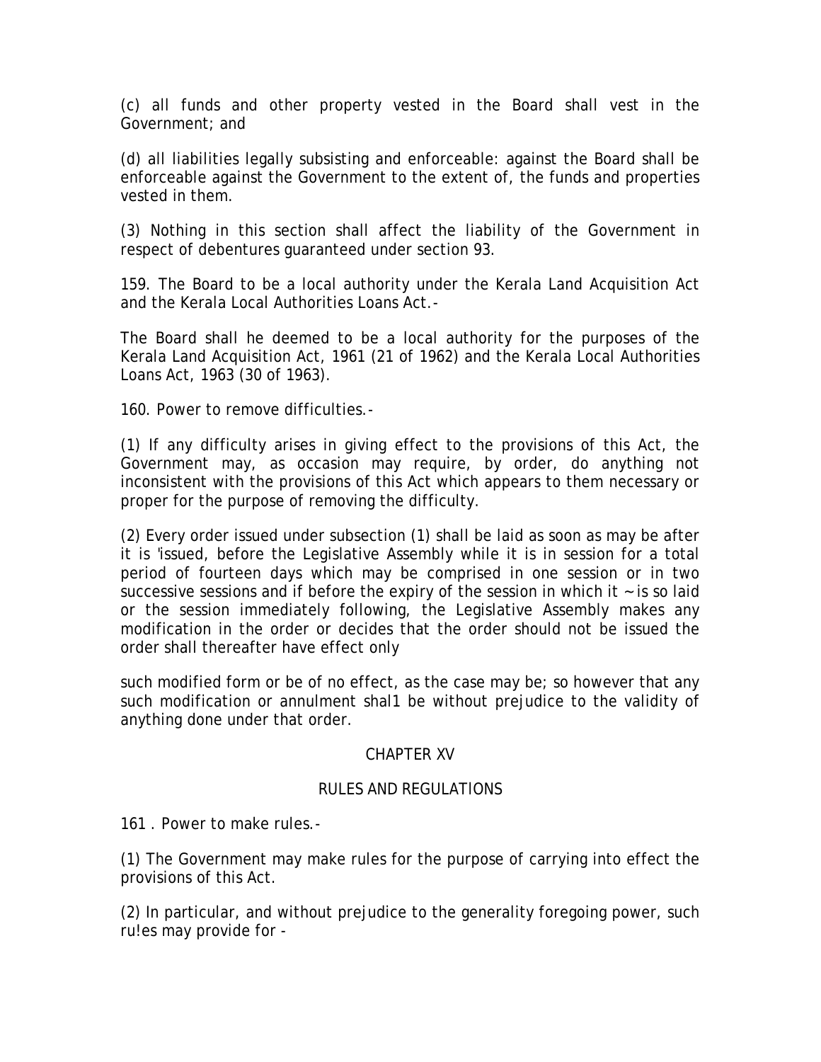(c) all funds and other property vested in the Board shall vest in the Government; and

(d) all liabilities legally subsisting and enforceable: against the Board shall be enforceable against the Government to the extent of, the funds and properties vested in them.

(3) Nothing in this section shall affect the liability of the Government in respect of debentures guaranteed under section 93.

159. The Board to be a local authority under the Kerala Land Acquisition Act and the Kerala Local Authorities Loans Act.-

The Board shall he deemed to be a local authority for the purposes of the Kerala Land Acquisition Act, 1961 (21 of 1962) and the Kerala Local Authorities Loans Act, 1963 (30 of 1963).

160. Power to remove difficulties.-

(1) If any difficulty arises in giving effect to the provisions of this Act, the Government may, as occasion may require, by order, do anything not inconsistent with the provisions of this Act which appears to them necessary or proper for the purpose of removing the difficulty.

(2) Every order issued under subsection (1) shall be laid as soon as may be after it is 'issued, before the Legislative Assembly while it is in session for a total period of fourteen days which may be comprised in one session or in two successive sessions and if before the expiry of the session in which it ~ is so laid or the session immediately following, the Legislative Assembly makes any modification in the order or decides that the order should not be issued the order shall thereafter have effect only

such modified form or be of no effect, as the case may be; so however that any such modification or annulment shal1 be without prejudice to the validity of anything done under that order.

## CHAPTER XV

## RULES AND REGULATIONS

161 . Power to make rules.-

(1) The Government may make rules for the purpose of carrying into effect the provisions of this Act.

(2) In particular, and without prejudice to the generality foregoing power, such ru!es may provide for -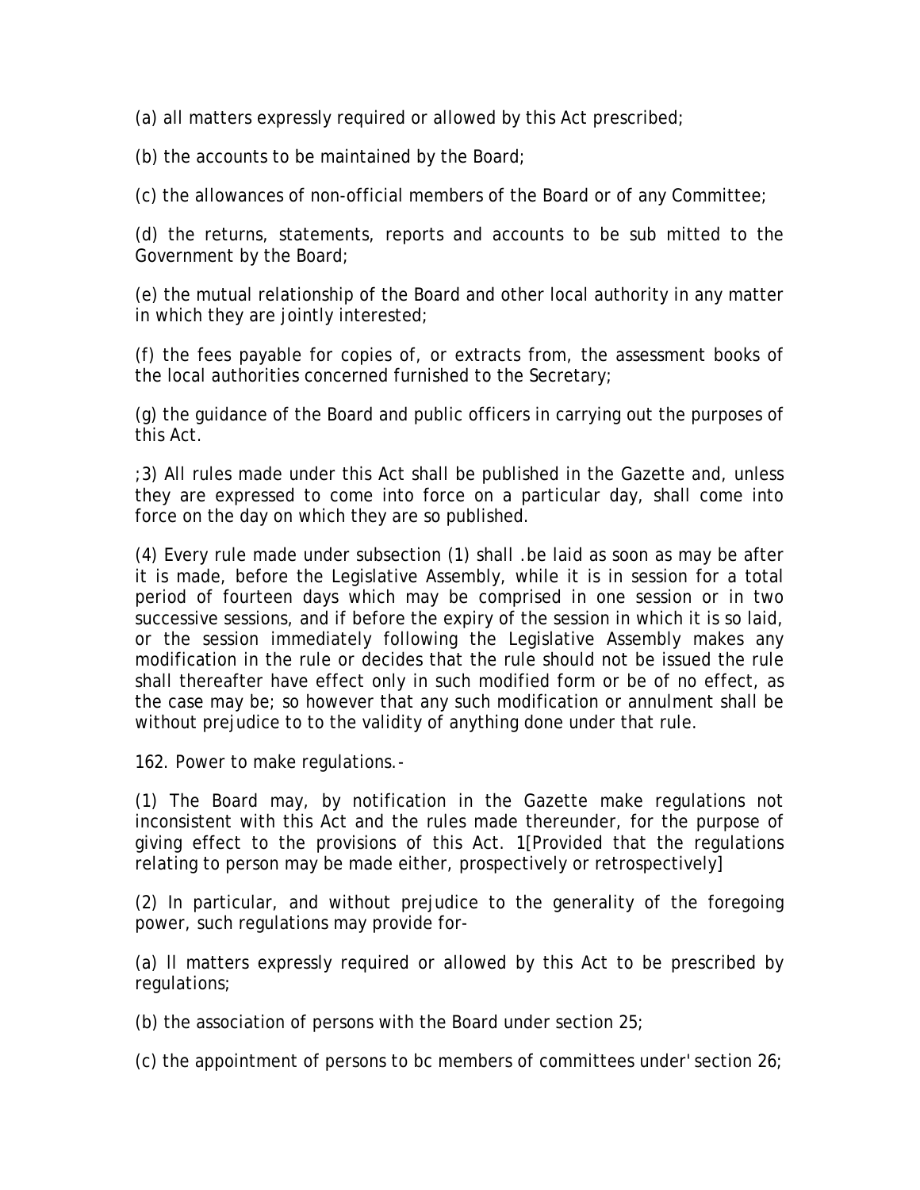(a) all matters expressly required or allowed by this Act prescribed;

(b) the accounts to be maintained by the Board;

(c) the allowances of non-official members of the Board or of any Committee;

(d) the returns, statements, reports and accounts to be sub mitted to the Government by the Board;

(e) the mutual relationship of the Board and other local authority in any matter in which they are jointly interested;

(f) the fees payable for copies of, or extracts from, the assessment books of the local authorities concerned furnished to the Secretary;

(g) the guidance of the Board and public officers in carrying out the purposes of this Act.

;3) All rules made under this Act shall be published in the Gazette and, unless they are expressed to come into force on a particular day, shall come into force on the day on which they are so published.

(4) Every rule made under subsection (1) shall .be laid as soon as may be after it is made, before the Legislative Assembly, while it is in session for a total period of fourteen days which may be comprised in one session or in two successive sessions, and if before the expiry of the session in which it is so laid, or the session immediately following the Legislative Assembly makes any modification in the rule or decides that the rule should not be issued the rule shall thereafter have effect only in such modified form or be of no effect, as the case may be; so however that any such modification or annulment shall be without prejudice to to the validity of anything done under that rule.

162. Power to make regulations.-

(1) The Board may, by notification in the Gazette make regulations not inconsistent with this Act and the rules made thereunder, for the purpose of giving effect to the provisions of this Act. 1[Provided that the regulations relating to person may be made either, prospectively or retrospectively]

(2) In particular, and without prejudice to the generality of the foregoing power, such regulations may provide for-

(a) ll matters expressly required or allowed by this Act to be prescribed by regulations;

(b) the association of persons with the Board under section 25;

(c) the appointment of persons to bc members of committees under' section 26;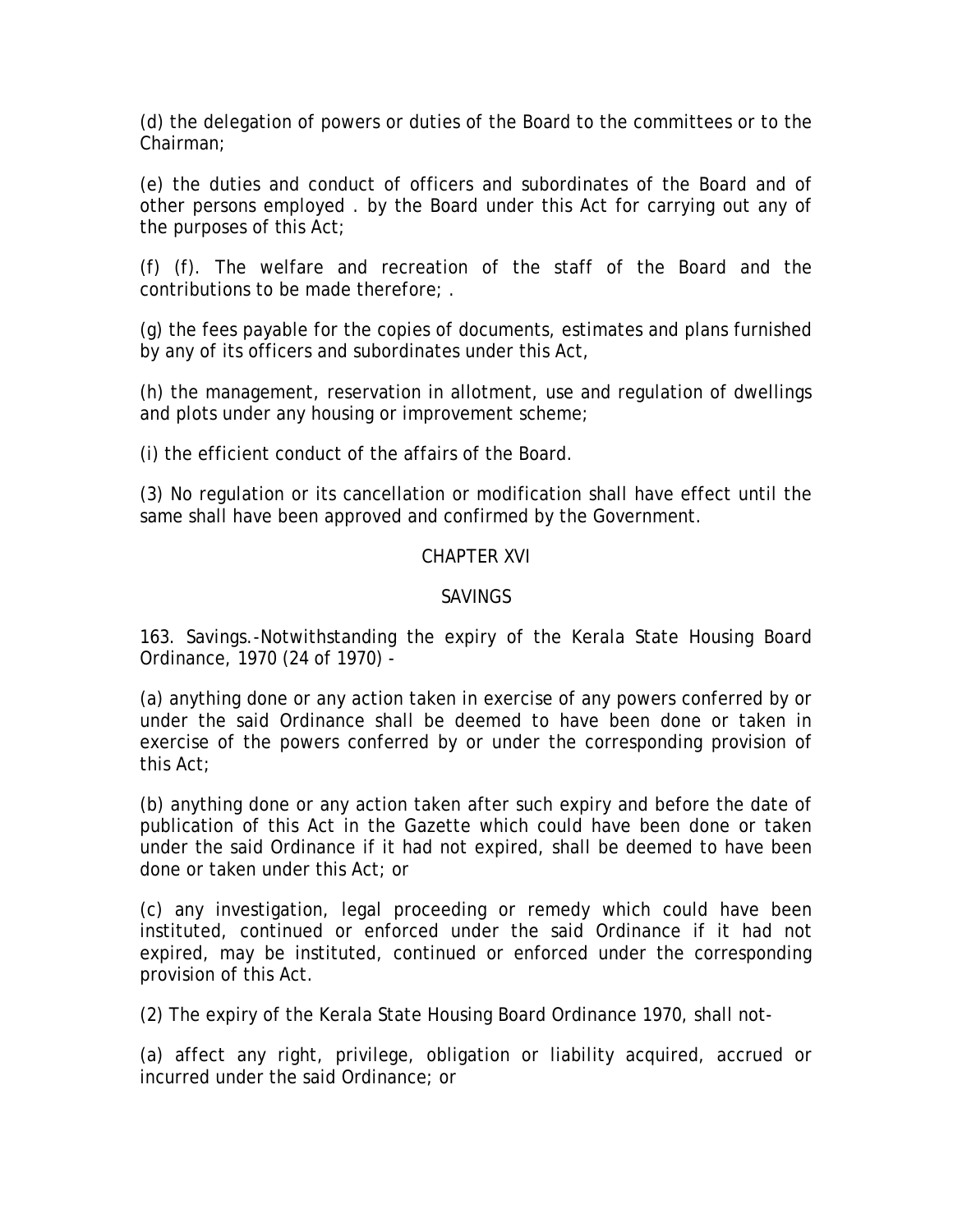(d) the delegation of powers or duties of the Board to the committees or to the Chairman;

(e) the duties and conduct of officers and subordinates of the Board and of other persons employed . by the Board under this Act for carrying out any of the purposes of this Act;

(f) (f). The welfare and recreation of the staff of the Board and the contributions to be made therefore; .

(g) the fees payable for the copies of documents, estimates and plans furnished by any of its officers and subordinates under this Act,

(h) the management, reservation in allotment, use and regulation of dwellings and plots under any housing or improvement scheme;

(i) the efficient conduct of the affairs of the Board.

(3) No regulation or its cancellation or modification shall have effect until the same shall have been approved and confirmed by the Government.

## CHAPTER XVI

## SAVINGS

163. Savings.-Notwithstanding the expiry of the Kerala State Housing Board Ordinance, 1970 (24 of 1970) -

(a) anything done or any action taken in exercise of any powers conferred by or under the said Ordinance shall be deemed to have been done or taken in exercise of the powers conferred by or under the corresponding provision of this Act;

(b) anything done or any action taken after such expiry and before the date of publication of this Act in the Gazette which could have been done or taken under the said Ordinance if it had not expired, shall be deemed to have been done or taken under this Act; or

(c) any investigation, legal proceeding or remedy which could have been instituted, continued or enforced under the said Ordinance if it had not expired, may be instituted, continued or enforced under the corresponding provision of this Act.

(2) The expiry of the Kerala State Housing Board Ordinance 1970, shall not-

(a) affect any right, privilege, obligation or liability acquired, accrued or incurred under the said Ordinance; or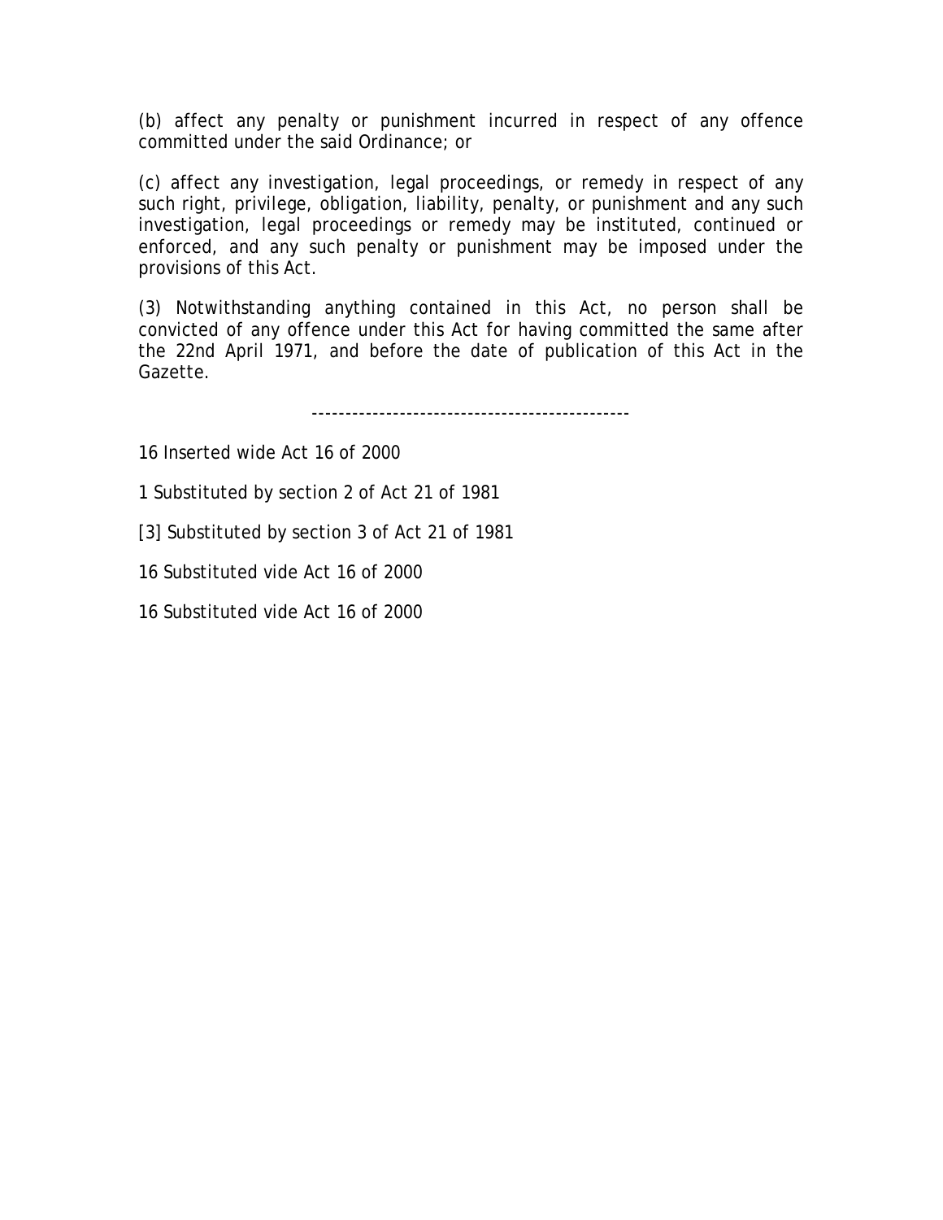(b) affect any penalty or punishment incurred in respect of any offence committed under the said Ordinance; or

(c) affect any investigation, legal proceedings, or remedy in respect of any such right, privilege, obligation, liability, penalty, or punishment and any such investigation, legal proceedings or remedy may be instituted, continued or enforced, and any such penalty or punishment may be imposed under the provisions of this Act.

(3) Notwithstanding anything contained in this Act, no person shall be convicted of any offence under this Act for having committed the same after the 22nd April 1971, and before the date of publication of this Act in the Gazette.

----------------------------------------------

16 Inserted wide Act 16 of 2000

1 Substituted by section 2 of Act 21 of 1981

[3] Substituted by section 3 of Act 21 of 1981

16 Substituted vide Act 16 of 2000

16 Substituted vide Act 16 of 2000